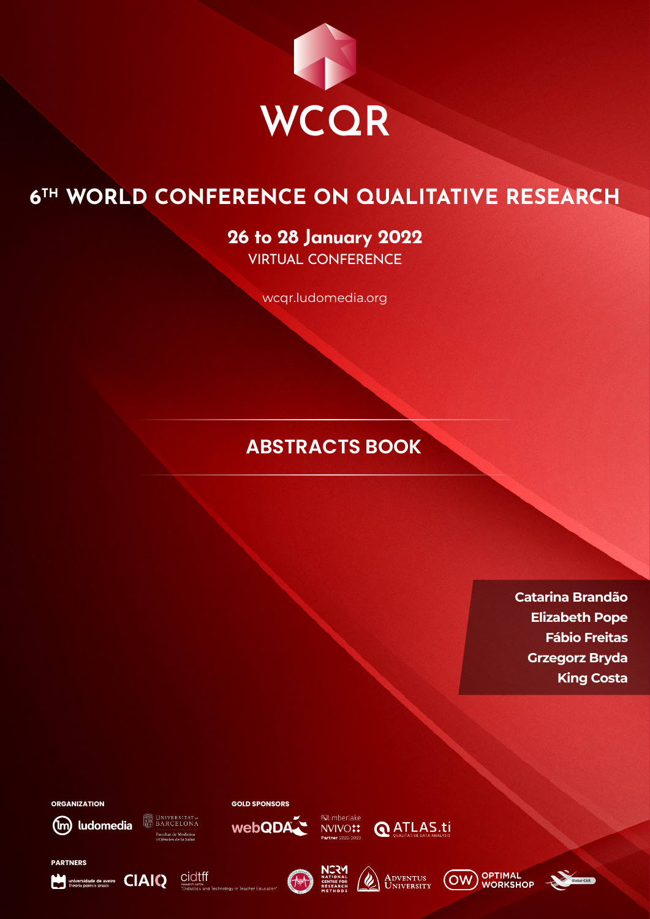# WCQR

## 6TH WORLD CONFERENCE ON QUALITATIVE RESEARCH

**26 to 28 January 2022**

VIRTUAL CONFERENCE

wcqr.ludomedia.org

## ABSTRACTS BOOK

**Catarina Brandão**
**Elizabeth Pope**
**Fábio Freitas**
**Grzegorz Bryda**
**King Costa**

**ORGANIZATION**

ludomedia
Universitat de Barcelona – Facultat de Medicina i Ciències de la Salut

**GOLD SPONSORS**

webQDA
Lumberlake NVIVO Partner 2022-2023
ATLAS.ti Qualitative Data Analysis

**PARTNERS**

universidade de aveiro theoria poiesis praxis
CIAIQ
cidtff research centre "Didactics and Technology in Teacher Education"
NCRM National Centre for Research Methods
Adventus University
OW Optimal Workshop
Global-CAR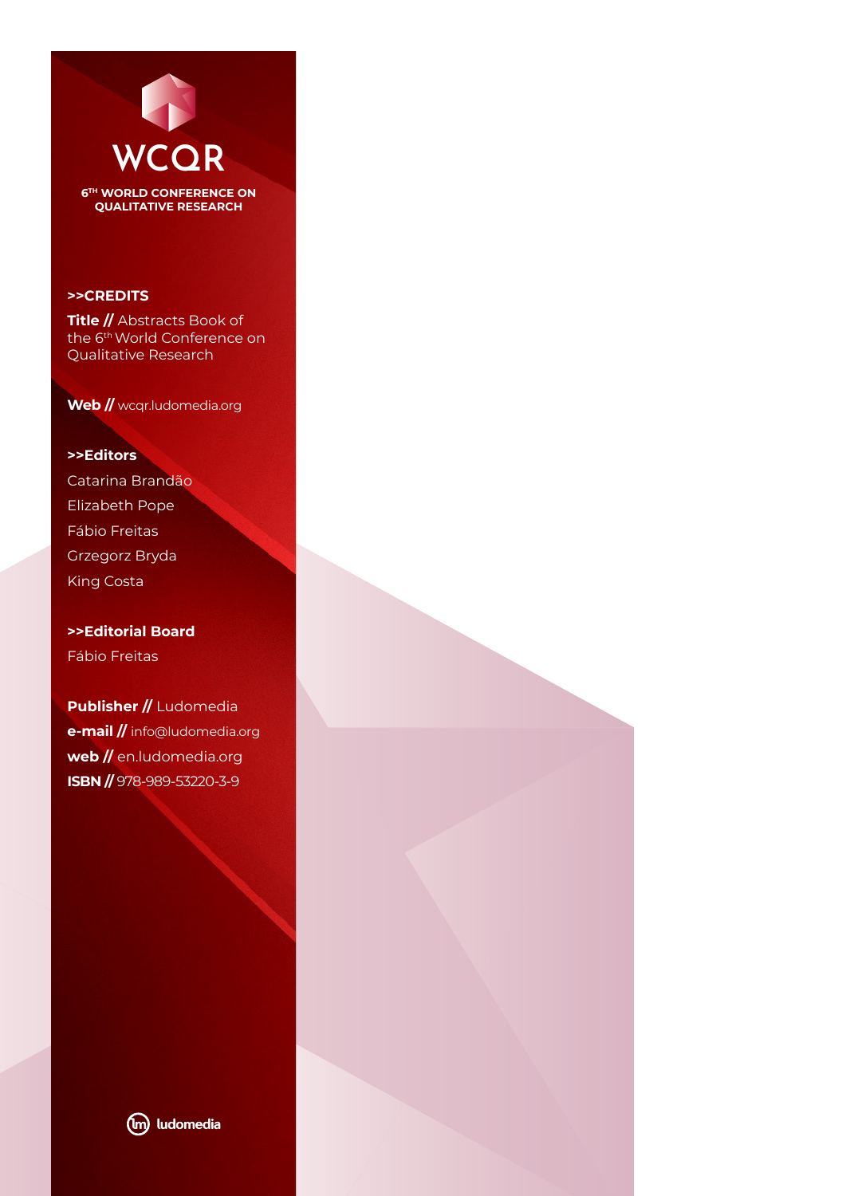# WCQR

**6TH WORLD CONFERENCE ON QUALITATIVE RESEARCH**

## >>CREDITS

**Title //** Abstracts Book of the 6th World Conference on Qualitative Research

**Web //** wcqr.ludomedia.org

## >>Editors

Catarina Brandão
Elizabeth Pope
Fábio Freitas
Grzegorz Bryda
King Costa

## >>Editorial Board

Fábio Freitas

**Publisher //** Ludomedia
**e-mail //** info@ludomedia.org
**web //** en.ludomedia.org
**ISBN //** 978-989-53220-3-9

ludomedia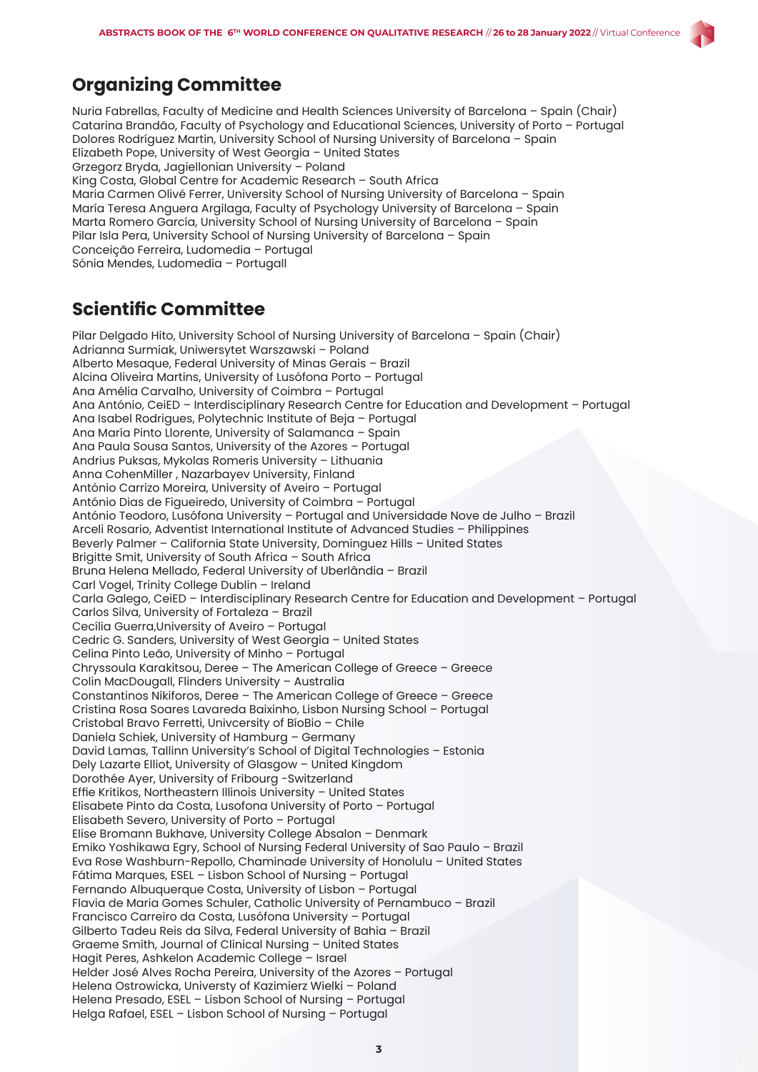## Organizing Committee

Nuria Fabrellas, Faculty of Medicine and Health Sciences University of Barcelona – Spain (Chair)
Catarina Brandão, Faculty of Psychology and Educational Sciences, University of Porto – Portugal
Dolores Rodríguez Martin, University School of Nursing University of Barcelona – Spain
Elizabeth Pope, University of West Georgia – United States
Grzegorz Bryda, Jagiellonian University – Poland
King Costa, Global Centre for Academic Research – South Africa
Maria Carmen Olivé Ferrer, University School of Nursing University of Barcelona – Spain
María Teresa Anguera Argilaga, Faculty of Psychology University of Barcelona – Spain
Marta Romero García, University School of Nursing University of Barcelona – Spain
Pilar Isla Pera, University School of Nursing University of Barcelona – Spain
Conceição Ferreira, Ludomedia – Portugal
Sónia Mendes, Ludomedia – Portugall

## Scientific Committee

Pilar Delgado Hito, University School of Nursing University of Barcelona – Spain (Chair)
Adrianna Surmiak, Uniwersytet Warszawski – Poland
Alberto Mesaque, Federal University of Minas Gerais – Brazil
Alcina Oliveira Martins, University of Lusófona Porto – Portugal
Ana Amélia Carvalho, University of Coimbra – Portugal
Ana António, CeiED – Interdisciplinary Research Centre for Education and Development – Portugal
Ana Isabel Rodrigues, Polytechnic Institute of Beja – Portugal
Ana María Pinto Llorente, University of Salamanca – Spain
Ana Paula Sousa Santos, University of the Azores – Portugal
Andrius Puksas, Mykolas Romeris University – Lithuania
Anna CohenMiller , Nazarbayev University, Finland
António Carrizo Moreira, University of Aveiro – Portugal
António Dias de Figueiredo, University of Coimbra – Portugal
António Teodoro, Lusófona University – Portugal and Universidade Nove de Julho – Brazil
Arceli Rosario, Adventist International Institute of Advanced Studies – Philippines
Beverly Palmer – California State University, Dominguez Hills – United States
Brigitte Smit, University of South Africa – South Africa
Bruna Helena Mellado, Federal University of Uberlândia – Brazil
Carl Vogel, Trinity College Dublin – Ireland
Carla Galego, CeiED – Interdisciplinary Research Centre for Education and Development – Portugal
Carlos Silva, University of Fortaleza – Brazil
Cecília Guerra,University of Aveiro – Portugal
Cedric G. Sanders, University of West Georgia – United States
Celina Pinto Leão, University of Minho – Portugal
Chryssoula Karakitsou, Deree – The American College of Greece – Greece
Colin MacDougall, Flinders University – Australia
Constantinos Nikiforos, Deree – The American College of Greece – Greece
Cristina Rosa Soares Lavareda Baixinho, Lisbon Nursing School – Portugal
Cristobal Bravo Ferretti, Univcersity of BíoBio – Chile
Daniela Schiek, University of Hamburg – Germany
David Lamas, Tallinn University's School of Digital Technologies – Estonia
Dely Lazarte Elliot, University of Glasgow – United Kingdom
Dorothée Ayer, University of Fribourg -Switzerland
Effie Kritikos, Northeastern Illinois University – United States
Elisabete Pinto da Costa, Lusofona University of Porto – Portugal
Elisabeth Severo, University of Porto – Portugal
Elise Bromann Bukhave, University College Absalon – Denmark
Emiko Yoshikawa Egry, School of Nursing Federal University of Sao Paulo – Brazil
Eva Rose Washburn-Repollo, Chaminade University of Honolulu – United States
Fátima Marques, ESEL – Lisbon School of Nursing – Portugal
Fernando Albuquerque Costa, University of Lisbon – Portugal
Flavia de Maria Gomes Schuler, Catholic University of Pernambuco – Brazil
Francisco Carreiro da Costa, Lusófona University – Portugal
Gilberto Tadeu Reis da Silva, Federal University of Bahia – Brazil
Graeme Smith, Journal of Clinical Nursing – United States
Hagit Peres, Ashkelon Academic College – Israel
Helder José Alves Rocha Pereira, University of the Azores – Portugal
Helena Ostrowicka, Universty of Kazimierz Wielki – Poland
Helena Presado, ESEL – Lisbon School of Nursing – Portugal
Helga Rafael, ESEL – Lisbon School of Nursing – Portugal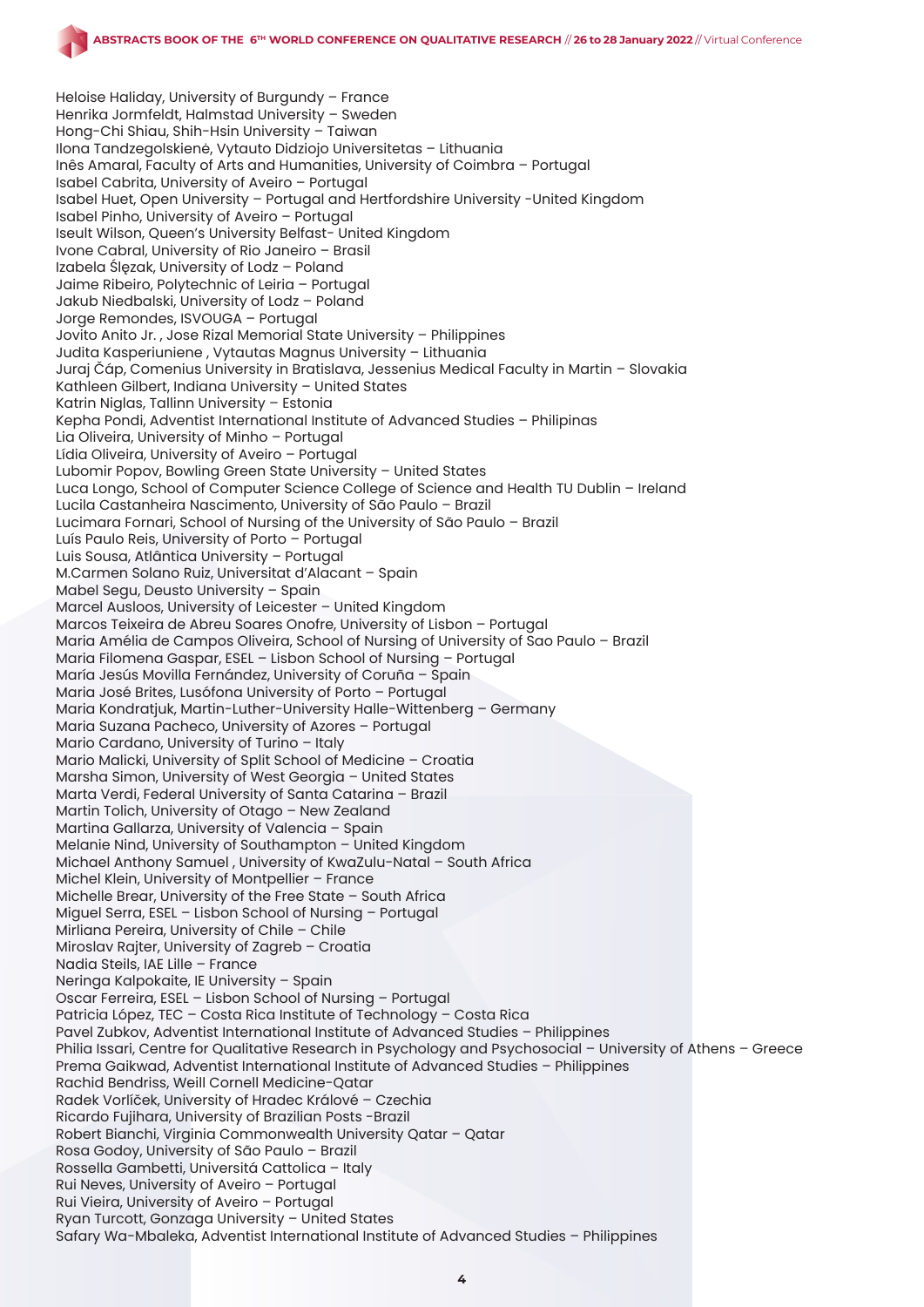Heloise Haliday, University of Burgundy – France
Henrika Jormfeldt, Halmstad University – Sweden
Hong-Chi Shiau, Shih-Hsin University – Taiwan
Ilona Tandzegolskienė, Vytauto Didziojo Universitetas – Lithuania
Inês Amaral, Faculty of Arts and Humanities, University of Coimbra – Portugal
Isabel Cabrita, University of Aveiro – Portugal
Isabel Huet, Open University – Portugal and Hertfordshire University -United Kingdom
Isabel Pinho, University of Aveiro – Portugal
Iseult Wilson, Queen's University Belfast- United Kingdom
Ivone Cabral, University of Rio Janeiro – Brasil
Izabela Ślęzak, University of Lodz – Poland
Jaime Ribeiro, Polytechnic of Leiria – Portugal
Jakub Niedbalski, University of Lodz – Poland
Jorge Remondes, ISVOUGA – Portugal
Jovito Anito Jr. , Jose Rizal Memorial State University – Philippines
Judita Kasperiuniene , Vytautas Magnus University – Lithuania
Juraj Čáp, Comenius University in Bratislava, Jessenius Medical Faculty in Martin – Slovakia
Kathleen Gilbert, Indiana University – United States
Katrin Niglas, Tallinn University – Estonia
Kepha Pondi, Adventist International Institute of Advanced Studies – Philipinas
Lia Oliveira, University of Minho – Portugal
Lídia Oliveira, University of Aveiro – Portugal
Lubomir Popov, Bowling Green State University – United States
Luca Longo, School of Computer Science College of Science and Health TU Dublin – Ireland
Lucila Castanheira Nascimento, University of São Paulo – Brazil
Lucimara Fornari, School of Nursing of the University of São Paulo – Brazil
Luís Paulo Reis, University of Porto – Portugal
Luis Sousa, Atlântica University – Portugal
M.Carmen Solano Ruiz, Universitat d'Alacant – Spain
Mabel Segu, Deusto University – Spain
Marcel Ausloos, University of Leicester – United Kingdom
Marcos Teixeira de Abreu Soares Onofre, University of Lisbon – Portugal
Maria Amélia de Campos Oliveira, School of Nursing of University of Sao Paulo – Brazil
Maria Filomena Gaspar, ESEL – Lisbon School of Nursing – Portugal
María Jesús Movilla Fernández, University of Coruña – Spain
Maria José Brites, Lusófona University of Porto – Portugal
Maria Kondratjuk, Martin-Luther-University Halle-Wittenberg – Germany
Maria Suzana Pacheco, University of Azores – Portugal
Mario Cardano, University of Turino – Italy
Mario Malicki, University of Split School of Medicine – Croatia
Marsha Simon, University of West Georgia – United States
Marta Verdi, Federal University of Santa Catarina – Brazil
Martin Tolich, University of Otago – New Zealand
Martina Gallarza, University of Valencia – Spain
Melanie Nind, University of Southampton – United Kingdom
Michael Anthony Samuel , University of KwaZulu-Natal – South Africa
Michel Klein, University of Montpellier – France
Michelle Brear, University of the Free State – South Africa
Miguel Serra, ESEL – Lisbon School of Nursing – Portugal
Mirliana Pereira, University of Chile – Chile
Miroslav Rajter, University of Zagreb – Croatia
Nadia Steils, IAE Lille – France
Neringa Kalpokaite, IE University – Spain
Oscar Ferreira, ESEL – Lisbon School of Nursing – Portugal
Patricia López, TEC – Costa Rica Institute of Technology – Costa Rica
Pavel Zubkov, Adventist International Institute of Advanced Studies – Philippines
Philia Issari, Centre for Qualitative Research in Psychology and Psychosocial – University of Athens – Greece
Prema Gaikwad, Adventist International Institute of Advanced Studies – Philippines
Rachid Bendriss, Weill Cornell Medicine-Qatar
Radek Vorlíček, University of Hradec Králové – Czechia
Ricardo Fujihara, University of Brazilian Posts -Brazil
Robert Bianchi, Virginia Commonwealth University Qatar – Qatar
Rosa Godoy, University of São Paulo – Brazil
Rossella Gambetti, Universitá Cattolica – Italy
Rui Neves, University of Aveiro – Portugal
Rui Vieira, University of Aveiro – Portugal
Ryan Turcott, Gonzaga University – United States
Safary Wa-Mbaleka, Adventist International Institute of Advanced Studies – Philippines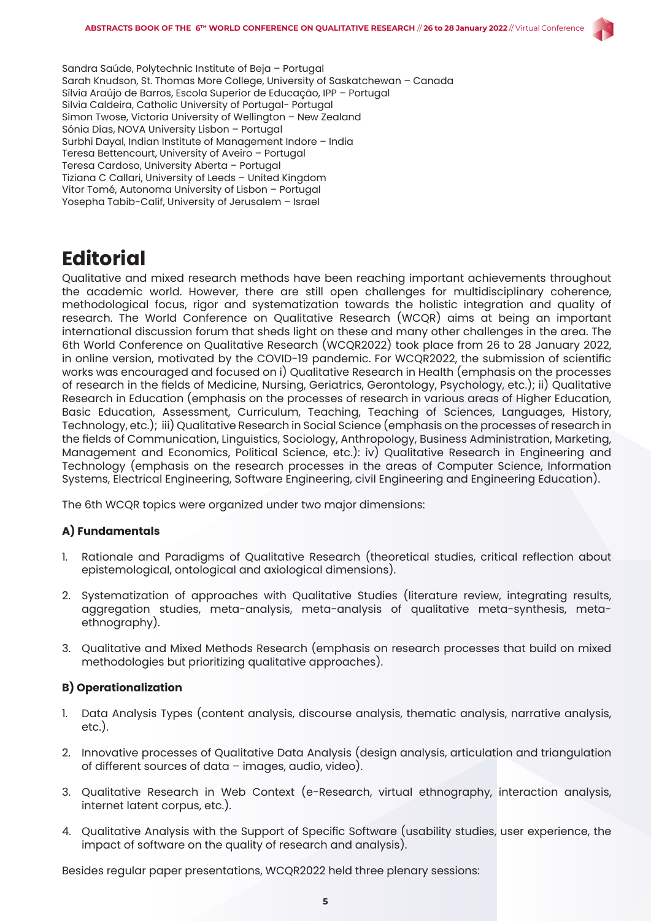Sandra Saúde, Polytechnic Institute of Beja – Portugal
Sarah Knudson, St. Thomas More College, University of Saskatchewan – Canada
Sílvia Araújo de Barros, Escola Superior de Educação, IPP – Portugal
Silvia Caldeira, Catholic University of Portugal- Portugal
Simon Twose, Victoria University of Wellington – New Zealand
Sónia Dias, NOVA University Lisbon – Portugal
Surbhi Dayal, Indian Institute of Management Indore – India
Teresa Bettencourt, University of Aveiro – Portugal
Teresa Cardoso, University Aberta – Portugal
Tiziana C Callari, University of Leeds – United Kingdom
Vitor Tomé, Autonoma University of Lisbon – Portugal
Yosepha Tabib-Calif, University of Jerusalem – Israel

# Editorial

Qualitative and mixed research methods have been reaching important achievements throughout the academic world. However, there are still open challenges for multidisciplinary coherence, methodological focus, rigor and systematization towards the holistic integration and quality of research. The World Conference on Qualitative Research (WCQR) aims at being an important international discussion forum that sheds light on these and many other challenges in the area. The 6th World Conference on Qualitative Research (WCQR2022) took place from 26 to 28 January 2022, in online version, motivated by the COVID-19 pandemic. For WCQR2022, the submission of scientific works was encouraged and focused on i) Qualitative Research in Health (emphasis on the processes of research in the fields of Medicine, Nursing, Geriatrics, Gerontology, Psychology, etc.); ii) Qualitative Research in Education (emphasis on the processes of research in various areas of Higher Education, Basic Education, Assessment, Curriculum, Teaching, Teaching of Sciences, Languages, History, Technology, etc.); iii) Qualitative Research in Social Science (emphasis on the processes of research in the fields of Communication, Linguistics, Sociology, Anthropology, Business Administration, Marketing, Management and Economics, Political Science, etc.): iv) Qualitative Research in Engineering and Technology (emphasis on the research processes in the areas of Computer Science, Information Systems, Electrical Engineering, Software Engineering, civil Engineering and Engineering Education).

The 6th WCQR topics were organized under two major dimensions:

### A) Fundamentals

1. Rationale and Paradigms of Qualitative Research (theoretical studies, critical reflection about epistemological, ontological and axiological dimensions).
2. Systematization of approaches with Qualitative Studies (literature review, integrating results, aggregation studies, meta-analysis, meta-analysis of qualitative meta-synthesis, meta-ethnography).
3. Qualitative and Mixed Methods Research (emphasis on research processes that build on mixed methodologies but prioritizing qualitative approaches).

### B) Operationalization

1. Data Analysis Types (content analysis, discourse analysis, thematic analysis, narrative analysis, etc.).
2. Innovative processes of Qualitative Data Analysis (design analysis, articulation and triangulation of different sources of data – images, audio, video).
3. Qualitative Research in Web Context (e-Research, virtual ethnography, interaction analysis, internet latent corpus, etc.).
4. Qualitative Analysis with the Support of Specific Software (usability studies, user experience, the impact of software on the quality of research and analysis).

Besides regular paper presentations, WCQR2022 held three plenary sessions: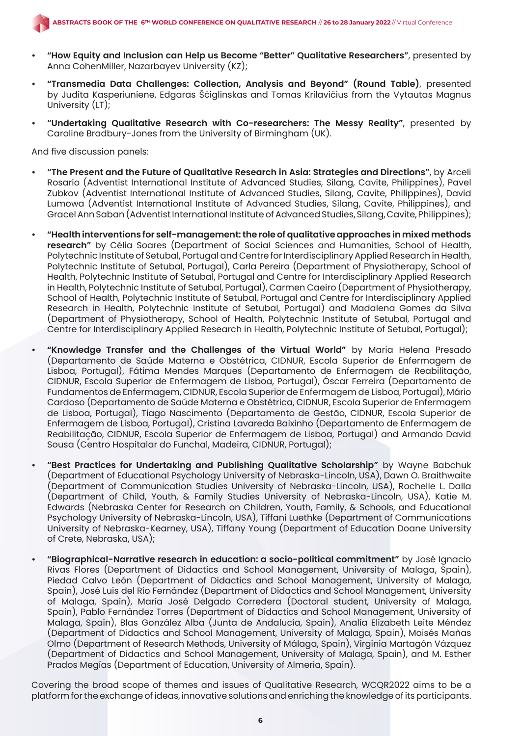- **"How Equity and Inclusion can Help us Become "Better" Qualitative Researchers"**, presented by Anna CohenMiller, Nazarbayev University (KZ);
- **"Transmedia Data Challenges: Collection, Analysis and Beyond" (Round Table)**, presented by Judita Kasperiuniene, Edgaras Ščiglinskas and Tomas Krilavičius from the Vytautas Magnus University (LT);
- **"Undertaking Qualitative Research with Co-researchers: The Messy Reality"**, presented by Caroline Bradbury-Jones from the University of Birmingham (UK).

And five discussion panels:

- **"The Present and the Future of Qualitative Research in Asia: Strategies and Directions"**, by Arceli Rosario (Adventist International Institute of Advanced Studies, Silang, Cavite, Philippines), Pavel Zubkov (Adventist International Institute of Advanced Studies, Silang, Cavite, Philippines), David Lumowa (Adventist International Institute of Advanced Studies, Silang, Cavite, Philippines), and Gracel Ann Saban (Adventist International Institute of Advanced Studies, Silang, Cavite, Philippines);
- **"Health interventions for self-management: the role of qualitative approaches in mixed methods research"** by Célia Soares (Department of Social Sciences and Humanities, School of Health, Polytechnic Institute of Setubal, Portugal and Centre for Interdisciplinary Applied Research in Health, Polytechnic Institute of Setubal, Portugal), Carla Pereira (Department of Physiotherapy, School of Health, Polytechnic Institute of Setubal, Portugal and Centre for Interdisciplinary Applied Research in Health, Polytechnic Institute of Setubal, Portugal), Carmen Caeiro (Department of Physiotherapy, School of Health, Polytechnic Institute of Setubal, Portugal and Centre for Interdisciplinary Applied Research in Health, Polytechnic Institute of Setubal, Portugal) and Madalena Gomes da Silva (Department of Physiotherapy, School of Health, Polytechnic Institute of Setubal, Portugal and Centre for Interdisciplinary Applied Research in Health, Polytechnic Institute of Setubal, Portugal);
- **"Knowledge Transfer and the Challenges of the Virtual World"** by Maria Helena Presado (Departamento de Saúde Materna e Obstétrica, CIDNUR, Escola Superior de Enfermagem de Lisboa, Portugal), Fátima Mendes Marques (Departamento de Enfermagem de Reabilitação, CIDNUR, Escola Superior de Enfermagem de Lisboa, Portugal), Óscar Ferreira (Departamento de Fundamentos de Enfermagem, CIDNUR, Escola Superior de Enfermagem de Lisboa, Portugal), Mário Cardoso (Departamento de Saúde Materna e Obstétrica, CIDNUR, Escola Superior de Enfermagem de Lisboa, Portugal), Tiago Nascimento (Departamento de Gestão, CIDNUR, Escola Superior de Enfermagem de Lisboa, Portugal), Cristina Lavareda Baixinho (Departamento de Enfermagem de Reabilitação, CIDNUR, Escola Superior de Enfermagem de Lisboa, Portugal) and Armando David Sousa (Centro Hospitalar do Funchal, Madeira, CIDNUR, Portugal);
- **"Best Practices for Undertaking and Publishing Qualitative Scholarship"** by Wayne Babchuk (Department of Educational Psychology University of Nebraska-Lincoln, USA), Dawn O. Braithwaite (Department of Communication Studies University of Nebraska-Lincoln, USA), Rochelle L. Dalla (Department of Child, Youth, & Family Studies University of Nebraska-Lincoln, USA), Katie M. Edwards (Nebraska Center for Research on Children, Youth, Family, & Schools, and Educational Psychology University of Nebraska-Lincoln, USA), Tiffani Luethke (Department of Communications University of Nebraska-Kearney, USA), Tiffany Young (Department of Education Doane University of Crete, Nebraska, USA);
- **"Biographical-Narrative research in education: a socio-political commitment"** by José Ignacio Rivas Flores (Department of Didactics and School Management, University of Malaga, Spain), Piedad Calvo León (Department of Didactics and School Management, University of Malaga, Spain), José Luis del Río Fernández (Department of Didactics and School Management, University of Malaga, Spain), María José Delgado Corredera (Doctoral student, University of Malaga, Spain), Pablo Fernández Torres (Department of Didactics and School Management, University of Malaga, Spain), Blas González Alba (Junta de Andalucía, Spain), Analía Elizabeth Leite Méndez (Department of Didactics and School Management, University of Malaga, Spain), Moisés Mañas Olmo (Department of Research Methods, University of Málaga, Spain), Virginia Martagón Vázquez (Department of Didactics and School Management, University of Malaga, Spain), and M. Esther Prados Megías (Department of Education, University of Almeria, Spain).

Covering the broad scope of themes and issues of Qualitative Research, WCQR2022 aims to be a platform for the exchange of ideas, innovative solutions and enriching the knowledge of its participants.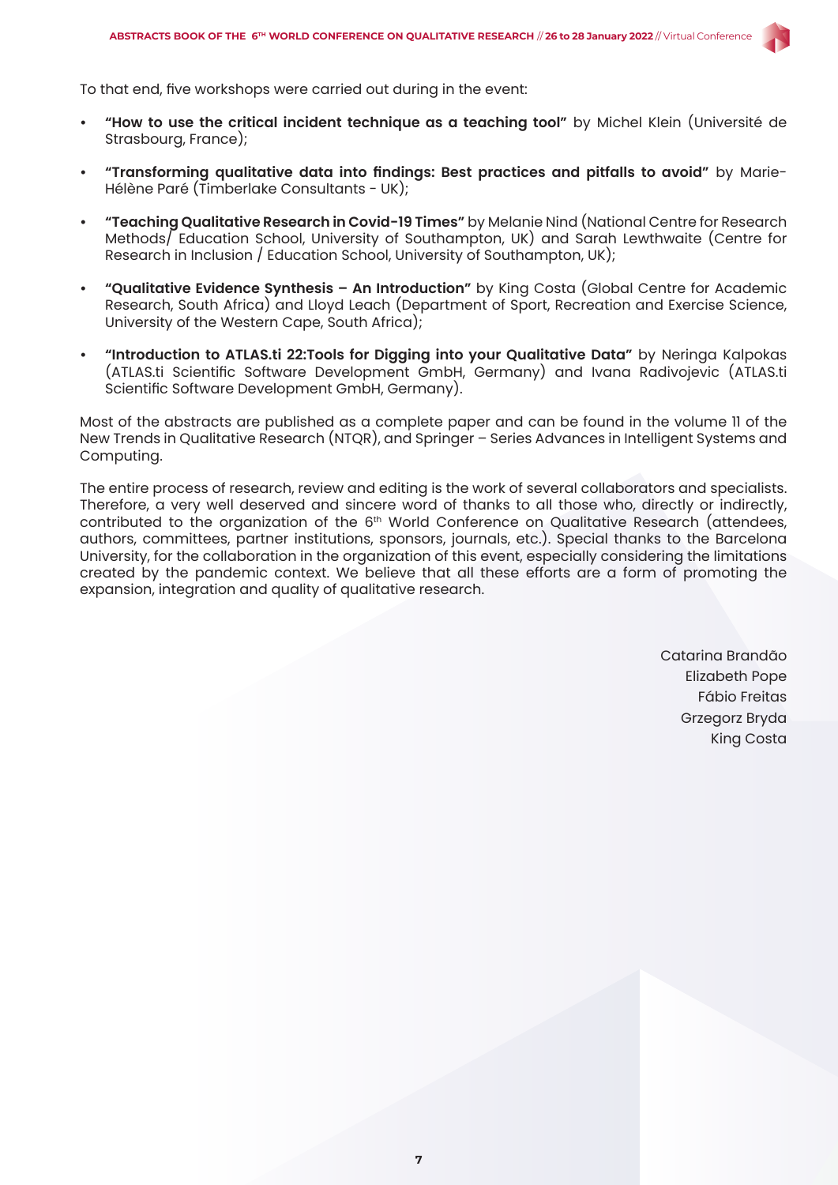To that end, five workshops were carried out during in the event:

- **"How to use the critical incident technique as a teaching tool"** by Michel Klein (Université de Strasbourg, France);
- **"Transforming qualitative data into findings: Best practices and pitfalls to avoid"** by Marie-Hélène Paré (Timberlake Consultants - UK);
- **"Teaching Qualitative Research in Covid-19 Times"** by Melanie Nind (National Centre for Research Methods/ Education School, University of Southampton, UK) and Sarah Lewthwaite (Centre for Research in Inclusion / Education School, University of Southampton, UK);
- **"Qualitative Evidence Synthesis – An Introduction"** by King Costa (Global Centre for Academic Research, South Africa) and Lloyd Leach (Department of Sport, Recreation and Exercise Science, University of the Western Cape, South Africa);
- **"Introduction to ATLAS.ti 22:Tools for Digging into your Qualitative Data"** by Neringa Kalpokas (ATLAS.ti Scientific Software Development GmbH, Germany) and Ivana Radivojevic (ATLAS.ti Scientific Software Development GmbH, Germany).

Most of the abstracts are published as a complete paper and can be found in the volume 11 of the New Trends in Qualitative Research (NTQR), and Springer – Series Advances in Intelligent Systems and Computing.

The entire process of research, review and editing is the work of several collaborators and specialists. Therefore, a very well deserved and sincere word of thanks to all those who, directly or indirectly, contributed to the organization of the 6th World Conference on Qualitative Research (attendees, authors, committees, partner institutions, sponsors, journals, etc.). Special thanks to the Barcelona University, for the collaboration in the organization of this event, especially considering the limitations created by the pandemic context. We believe that all these efforts are a form of promoting the expansion, integration and quality of qualitative research.

Catarina Brandão
Elizabeth Pope
Fábio Freitas
Grzegorz Bryda
King Costa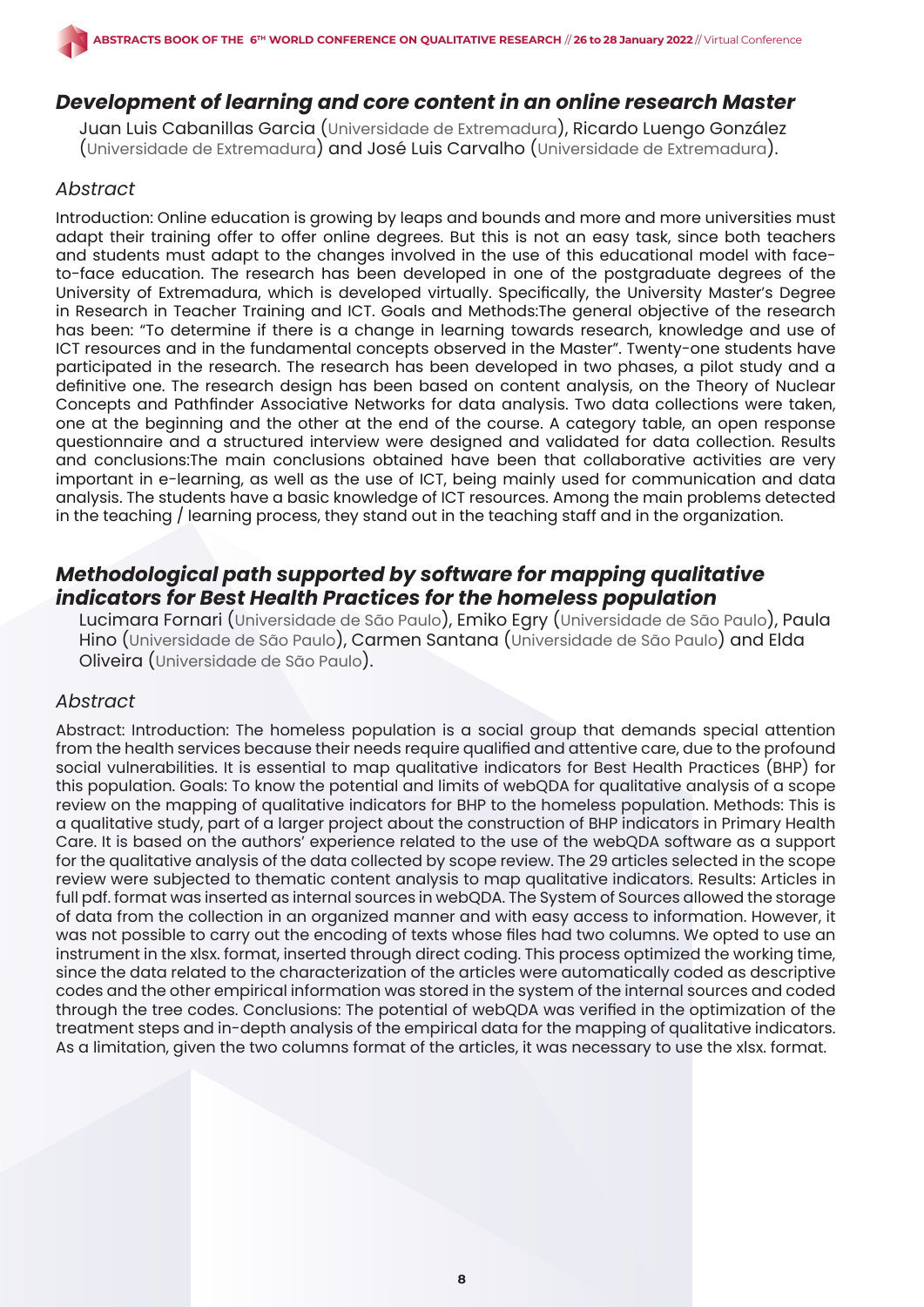## *Development of learning and core content in an online research Master*

Juan Luis Cabanillas Garcia (Universidade de Extremadura), Ricardo Luengo González (Universidade de Extremadura) and José Luis Carvalho (Universidade de Extremadura).

### *Abstract*

Introduction: Online education is growing by leaps and bounds and more and more universities must adapt their training offer to offer online degrees. But this is not an easy task, since both teachers and students must adapt to the changes involved in the use of this educational model with face-to-face education. The research has been developed in one of the postgraduate degrees of the University of Extremadura, which is developed virtually. Specifically, the University Master's Degree in Research in Teacher Training and ICT. Goals and Methods:The general objective of the research has been: "To determine if there is a change in learning towards research, knowledge and use of ICT resources and in the fundamental concepts observed in the Master". Twenty-one students have participated in the research. The research has been developed in two phases, a pilot study and a definitive one. The research design has been based on content analysis, on the Theory of Nuclear Concepts and Pathfinder Associative Networks for data analysis. Two data collections were taken, one at the beginning and the other at the end of the course. A category table, an open response questionnaire and a structured interview were designed and validated for data collection. Results and conclusions:The main conclusions obtained have been that collaborative activities are very important in e-learning, as well as the use of ICT, being mainly used for communication and data analysis. The students have a basic knowledge of ICT resources. Among the main problems detected in the teaching / learning process, they stand out in the teaching staff and in the organization.

## *Methodological path supported by software for mapping qualitative indicators for Best Health Practices for the homeless population*

Lucimara Fornari (Universidade de São Paulo), Emiko Egry (Universidade de São Paulo), Paula Hino (Universidade de São Paulo), Carmen Santana (Universidade de São Paulo) and Elda Oliveira (Universidade de São Paulo).

### *Abstract*

Abstract: Introduction: The homeless population is a social group that demands special attention from the health services because their needs require qualified and attentive care, due to the profound social vulnerabilities. It is essential to map qualitative indicators for Best Health Practices (BHP) for this population. Goals: To know the potential and limits of webQDA for qualitative analysis of a scope review on the mapping of qualitative indicators for BHP to the homeless population. Methods: This is a qualitative study, part of a larger project about the construction of BHP indicators in Primary Health Care. It is based on the authors' experience related to the use of the webQDA software as a support for the qualitative analysis of the data collected by scope review. The 29 articles selected in the scope review were subjected to thematic content analysis to map qualitative indicators. Results: Articles in full pdf. format was inserted as internal sources in webQDA. The System of Sources allowed the storage of data from the collection in an organized manner and with easy access to information. However, it was not possible to carry out the encoding of texts whose files had two columns. We opted to use an instrument in the xlsx. format, inserted through direct coding. This process optimized the working time, since the data related to the characterization of the articles were automatically coded as descriptive codes and the other empirical information was stored in the system of the internal sources and coded through the tree codes. Conclusions: The potential of webQDA was verified in the optimization of the treatment steps and in-depth analysis of the empirical data for the mapping of qualitative indicators. As a limitation, given the two columns format of the articles, it was necessary to use the xlsx. format.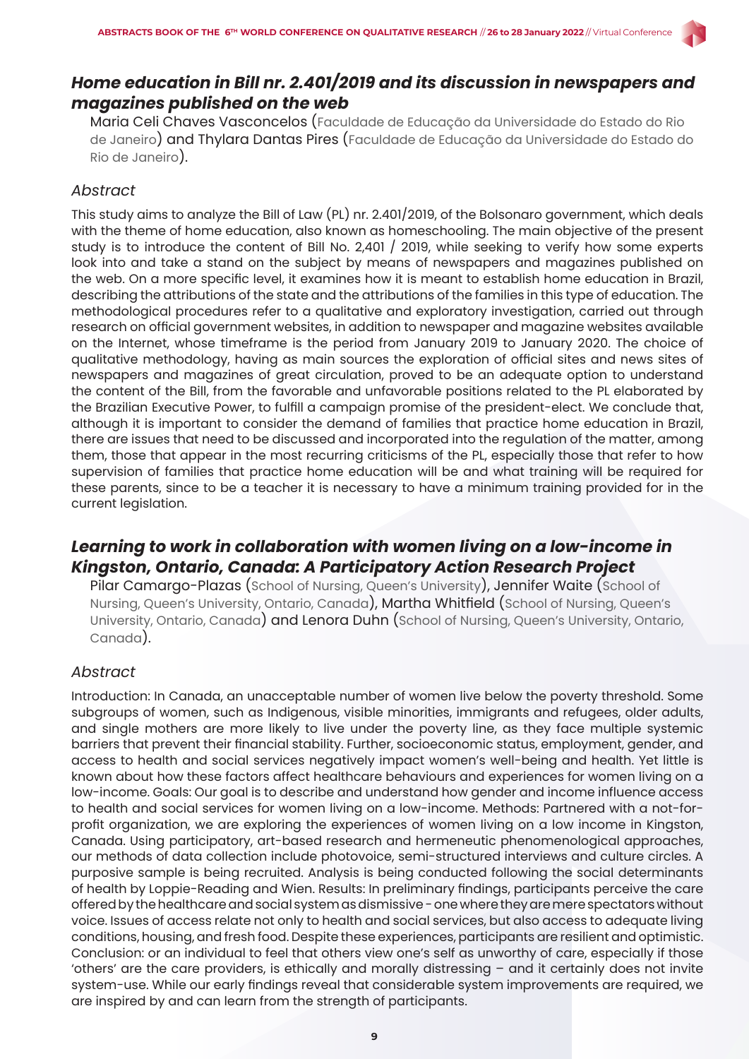## *Home education in Bill nr. 2.401/2019 and its discussion in newspapers and magazines published on the web*

Maria Celi Chaves Vasconcelos (Faculdade de Educação da Universidade do Estado do Rio de Janeiro) and Thylara Dantas Pires (Faculdade de Educação da Universidade do Estado do Rio de Janeiro).

### *Abstract*

This study aims to analyze the Bill of Law (PL) nr. 2.401/2019, of the Bolsonaro government, which deals with the theme of home education, also known as homeschooling. The main objective of the present study is to introduce the content of Bill No. 2,401 / 2019, while seeking to verify how some experts look into and take a stand on the subject by means of newspapers and magazines published on the web. On a more specific level, it examines how it is meant to establish home education in Brazil, describing the attributions of the state and the attributions of the families in this type of education. The methodological procedures refer to a qualitative and exploratory investigation, carried out through research on official government websites, in addition to newspaper and magazine websites available on the Internet, whose timeframe is the period from January 2019 to January 2020. The choice of qualitative methodology, having as main sources the exploration of official sites and news sites of newspapers and magazines of great circulation, proved to be an adequate option to understand the content of the Bill, from the favorable and unfavorable positions related to the PL elaborated by the Brazilian Executive Power, to fulfill a campaign promise of the president-elect. We conclude that, although it is important to consider the demand of families that practice home education in Brazil, there are issues that need to be discussed and incorporated into the regulation of the matter, among them, those that appear in the most recurring criticisms of the PL, especially those that refer to how supervision of families that practice home education will be and what training will be required for these parents, since to be a teacher it is necessary to have a minimum training provided for in the current legislation.

## *Learning to work in collaboration with women living on a low-income in Kingston, Ontario, Canada: A Participatory Action Research Project*

Pilar Camargo-Plazas (School of Nursing, Queen's University), Jennifer Waite (School of Nursing, Queen's University, Ontario, Canada), Martha Whitfield (School of Nursing, Queen's University, Ontario, Canada) and Lenora Duhn (School of Nursing, Queen's University, Ontario, Canada).

### *Abstract*

Introduction: In Canada, an unacceptable number of women live below the poverty threshold. Some subgroups of women, such as Indigenous, visible minorities, immigrants and refugees, older adults, and single mothers are more likely to live under the poverty line, as they face multiple systemic barriers that prevent their financial stability. Further, socioeconomic status, employment, gender, and access to health and social services negatively impact women's well-being and health. Yet little is known about how these factors affect healthcare behaviours and experiences for women living on a low-income. Goals: Our goal is to describe and understand how gender and income influence access to health and social services for women living on a low-income. Methods: Partnered with a not-for-profit organization, we are exploring the experiences of women living on a low income in Kingston, Canada. Using participatory, art-based research and hermeneutic phenomenological approaches, our methods of data collection include photovoice, semi-structured interviews and culture circles. A purposive sample is being recruited. Analysis is being conducted following the social determinants of health by Loppie-Reading and Wien. Results: In preliminary findings, participants perceive the care offered by the healthcare and social system as dismissive - one where they are mere spectators without voice. Issues of access relate not only to health and social services, but also access to adequate living conditions, housing, and fresh food. Despite these experiences, participants are resilient and optimistic. Conclusion: or an individual to feel that others view one's self as unworthy of care, especially if those 'others' are the care providers, is ethically and morally distressing – and it certainly does not invite system-use. While our early findings reveal that considerable system improvements are required, we are inspired by and can learn from the strength of participants.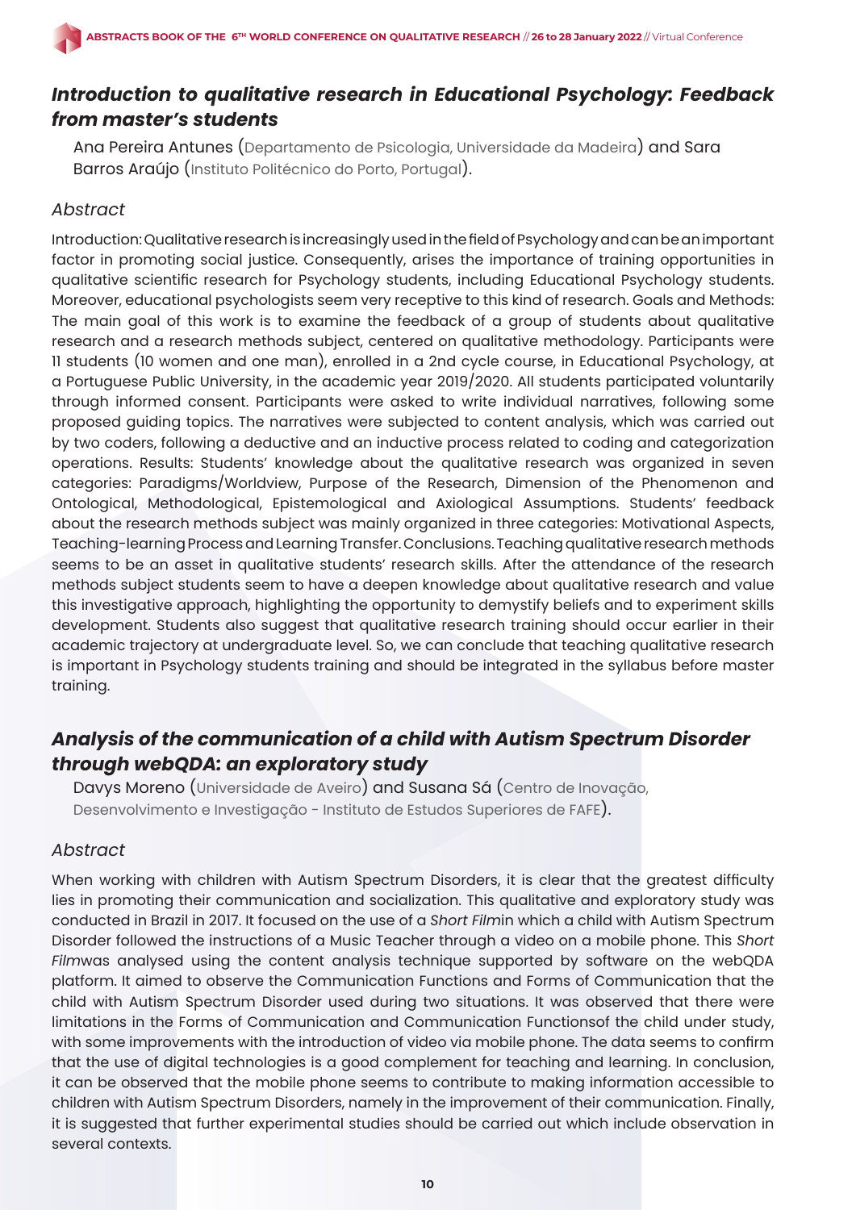## *Introduction to qualitative research in Educational Psychology: Feedback from master's students*

Ana Pereira Antunes (Departamento de Psicologia, Universidade da Madeira) and Sara Barros Araújo (Instituto Politécnico do Porto, Portugal).

### *Abstract*

Introduction: Qualitative research is increasingly used in the field of Psychology and can be an important factor in promoting social justice. Consequently, arises the importance of training opportunities in qualitative scientific research for Psychology students, including Educational Psychology students. Moreover, educational psychologists seem very receptive to this kind of research. Goals and Methods: The main goal of this work is to examine the feedback of a group of students about qualitative research and a research methods subject, centered on qualitative methodology. Participants were 11 students (10 women and one man), enrolled in a 2nd cycle course, in Educational Psychology, at a Portuguese Public University, in the academic year 2019/2020. All students participated voluntarily through informed consent. Participants were asked to write individual narratives, following some proposed guiding topics. The narratives were subjected to content analysis, which was carried out by two coders, following a deductive and an inductive process related to coding and categorization operations. Results: Students' knowledge about the qualitative research was organized in seven categories: Paradigms/Worldview, Purpose of the Research, Dimension of the Phenomenon and Ontological, Methodological, Epistemological and Axiological Assumptions. Students' feedback about the research methods subject was mainly organized in three categories: Motivational Aspects, Teaching-learning Process and Learning Transfer. Conclusions. Teaching qualitative research methods seems to be an asset in qualitative students' research skills. After the attendance of the research methods subject students seem to have a deepen knowledge about qualitative research and value this investigative approach, highlighting the opportunity to demystify beliefs and to experiment skills development. Students also suggest that qualitative research training should occur earlier in their academic trajectory at undergraduate level. So, we can conclude that teaching qualitative research is important in Psychology students training and should be integrated in the syllabus before master training.

## *Analysis of the communication of a child with Autism Spectrum Disorder through webQDA: an exploratory study*

Davys Moreno (Universidade de Aveiro) and Susana Sá (Centro de Inovação, Desenvolvimento e Investigação - Instituto de Estudos Superiores de FAFE).

### *Abstract*

When working with children with Autism Spectrum Disorders, it is clear that the greatest difficulty lies in promoting their communication and socialization. This qualitative and exploratory study was conducted in Brazil in 2017. It focused on the use of a *Short Film*in which a child with Autism Spectrum Disorder followed the instructions of a Music Teacher through a video on a mobile phone. This *Short Film*was analysed using the content analysis technique supported by software on the webQDA platform. It aimed to observe the Communication Functions and Forms of Communication that the child with Autism Spectrum Disorder used during two situations. It was observed that there were limitations in the Forms of Communication and Communication Functionsof the child under study, with some improvements with the introduction of video via mobile phone. The data seems to confirm that the use of digital technologies is a good complement for teaching and learning. In conclusion, it can be observed that the mobile phone seems to contribute to making information accessible to children with Autism Spectrum Disorders, namely in the improvement of their communication. Finally, it is suggested that further experimental studies should be carried out which include observation in several contexts.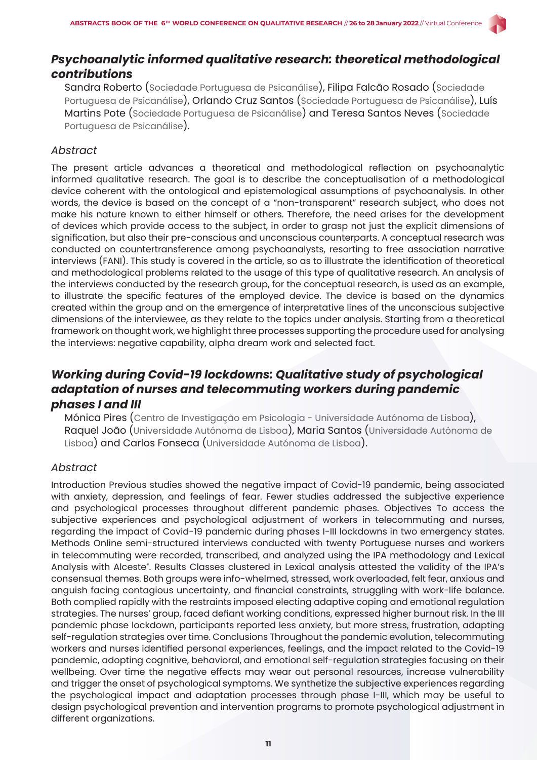## *Psychoanalytic informed qualitative research: theoretical methodological contributions*

Sandra Roberto (Sociedade Portuguesa de Psicanálise), Filipa Falcão Rosado (Sociedade Portuguesa de Psicanálise), Orlando Cruz Santos (Sociedade Portuguesa de Psicanálise), Luís Martins Pote (Sociedade Portuguesa de Psicanálise) and Teresa Santos Neves (Sociedade Portuguesa de Psicanálise).

### *Abstract*

The present article advances a theoretical and methodological reflection on psychoanalytic informed qualitative research. The goal is to describe the conceptualisation of a methodological device coherent with the ontological and epistemological assumptions of psychoanalysis. In other words, the device is based on the concept of a "non-transparent" research subject, who does not make his nature known to either himself or others. Therefore, the need arises for the development of devices which provide access to the subject, in order to grasp not just the explicit dimensions of signification, but also their pre-conscious and unconscious counterparts. A conceptual research was conducted on countertransference among psychoanalysts, resorting to free association narrative interviews (FANI). This study is covered in the article, so as to illustrate the identification of theoretical and methodological problems related to the usage of this type of qualitative research. An analysis of the interviews conducted by the research group, for the conceptual research, is used as an example, to illustrate the specific features of the employed device. The device is based on the dynamics created within the group and on the emergence of interpretative lines of the unconscious subjective dimensions of the interviewee, as they relate to the topics under analysis. Starting from a theoretical framework on thought work, we highlight three processes supporting the procedure used for analysing the interviews: negative capability, alpha dream work and selected fact.

## *Working during Covid-19 lockdowns: Qualitative study of psychological adaptation of nurses and telecommuting workers during pandemic phases I and III*

Mónica Pires (Centro de Investigação em Psicologia - Universidade Autónoma de Lisboa), Raquel João (Universidade Autónoma de Lisboa), Maria Santos (Universidade Autónoma de Lisboa) and Carlos Fonseca (Universidade Autónoma de Lisboa).

### *Abstract*

Introduction Previous studies showed the negative impact of Covid-19 pandemic, being associated with anxiety, depression, and feelings of fear. Fewer studies addressed the subjective experience and psychological processes throughout different pandemic phases. Objectives To access the subjective experiences and psychological adjustment of workers in telecommuting and nurses, regarding the impact of Covid-19 pandemic during phases I-III lockdowns in two emergency states. Methods Online semi-structured interviews conducted with twenty Portuguese nurses and workers in telecommuting were recorded, transcribed, and analyzed using the IPA methodology and Lexical Analysis with Alceste®. Results Classes clustered in Lexical analysis attested the validity of the IPA's consensual themes. Both groups were info-whelmed, stressed, work overloaded, felt fear, anxious and anguish facing contagious uncertainty, and financial constraints, struggling with work-life balance. Both complied rapidly with the restraints imposed electing adaptive coping and emotional regulation strategies. The nurses' group, faced defiant working conditions, expressed higher burnout risk. In the III pandemic phase lockdown, participants reported less anxiety, but more stress, frustration, adapting self-regulation strategies over time. Conclusions Throughout the pandemic evolution, telecommuting workers and nurses identified personal experiences, feelings, and the impact related to the Covid-19 pandemic, adopting cognitive, behavioral, and emotional self-regulation strategies focusing on their wellbeing. Over time the negative effects may wear out personal resources, increase vulnerability and trigger the onset of psychological symptoms. We synthetize the subjective experiences regarding the psychological impact and adaptation processes through phase I-III, which may be useful to design psychological prevention and intervention programs to promote psychological adjustment in different organizations.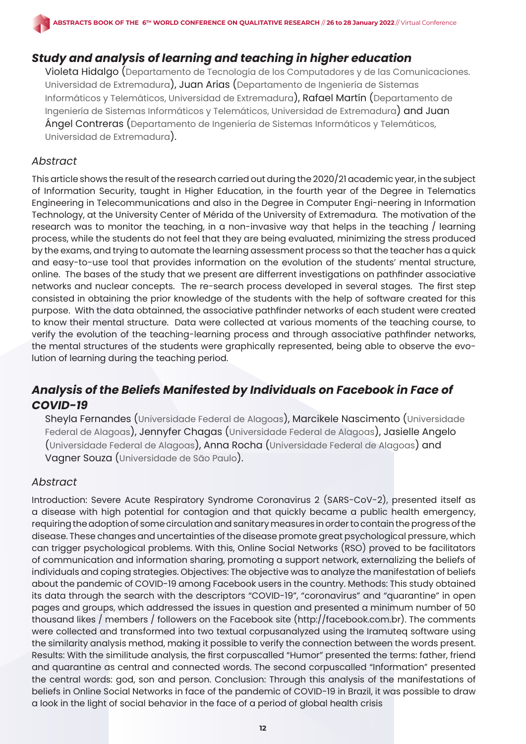## *Study and analysis of learning and teaching in higher education*

Violeta Hidalgo (Departamento de Tecnología de los Computadores y de las Comunicaciones. Universidad de Extremadura), Juan Arias (Departamento de Ingeniería de Sistemas Informáticos y Telemáticos, Universidad de Extremadura), Rafael Martín (Departamento de Ingeniería de Sistemas Informáticos y Telemáticos, Universidad de Extremadura) and Juan Ángel Contreras (Departamento de Ingeniería de Sistemas Informáticos y Telemáticos, Universidad de Extremadura).

### *Abstract*

This article shows the result of the research carried out during the 2020/21 academic year, in the subject of Information Security, taught in Higher Education, in the fourth year of the Degree in Telematics Engineering in Telecommunications and also in the Degree in Computer Engi-neering in Information Technology, at the University Center of Mérida of the University of Extremadura. The motivation of the research was to monitor the teaching, in a non-invasive way that helps in the teaching / learning process, while the students do not feel that they are being evaluated, minimizing the stress produced by the exams, and trying to automate the learning assessment process so that the teacher has a quick and easy-to-use tool that provides information on the evolution of the students' mental structure, online. The bases of the study that we present are differrent investigations on pathfinder associative networks and nuclear concepts. The re-search process developed in several stages. The first step consisted in obtaining the prior knowledge of the students with the help of software created for this purpose. With the data obtainned, the associative pathfinder networks of each student were created to know their mental structure. Data were collected at various moments of the teaching course, to verify the evolution of the teaching-learning process and through associative pathfinder networks, the mental structures of the students were graphically represented, being able to observe the evo-lution of learning during the teaching period.

## *Analysis of the Beliefs Manifested by Individuals on Facebook in Face of COVID-19*

Sheyla Fernandes (Universidade Federal de Alagoas), Marcikele Nascimento (Universidade Federal de Alagoas), Jennyfer Chagas (Universidade Federal de Alagoas), Jasielle Angelo (Universidade Federal de Alagoas), Anna Rocha (Universidade Federal de Alagoas) and Vagner Souza (Universidade de São Paulo).

### *Abstract*

Introduction: Severe Acute Respiratory Syndrome Coronavirus 2 (SARS-CoV-2), presented itself as a disease with high potential for contagion and that quickly became a public health emergency, requiring the adoption of some circulation and sanitary measures in order to contain the progress of the disease. These changes and uncertainties of the disease promote great psychological pressure, which can trigger psychological problems. With this, Online Social Networks (RSO) proved to be facilitators of communication and information sharing, promoting a support network, externalizing the beliefs of individuals and coping strategies. Objectives: The objective was to analyze the manifestation of beliefs about the pandemic of COVID-19 among Facebook users in the country. Methods: This study obtained its data through the search with the descriptors "COVID-19", "coronavirus" and "quarantine" in open pages and groups, which addressed the issues in question and presented a minimum number of 50 thousand likes / members / followers on the Facebook site (http://facebook.com.br). The comments were collected and transformed into two textual corpusanalyzed using the Iramuteq software using the similarity analysis method, making it possible to verify the connection between the words present. Results: With the similitude analysis, the first corpuscalled "Humor" presented the terms: father, friend and quarantine as central and connected words. The second corpuscalled "Information" presented the central words: god, son and person. Conclusion: Through this analysis of the manifestations of beliefs in Online Social Networks in face of the pandemic of COVID-19 in Brazil, it was possible to draw a look in the light of social behavior in the face of a period of global health crisis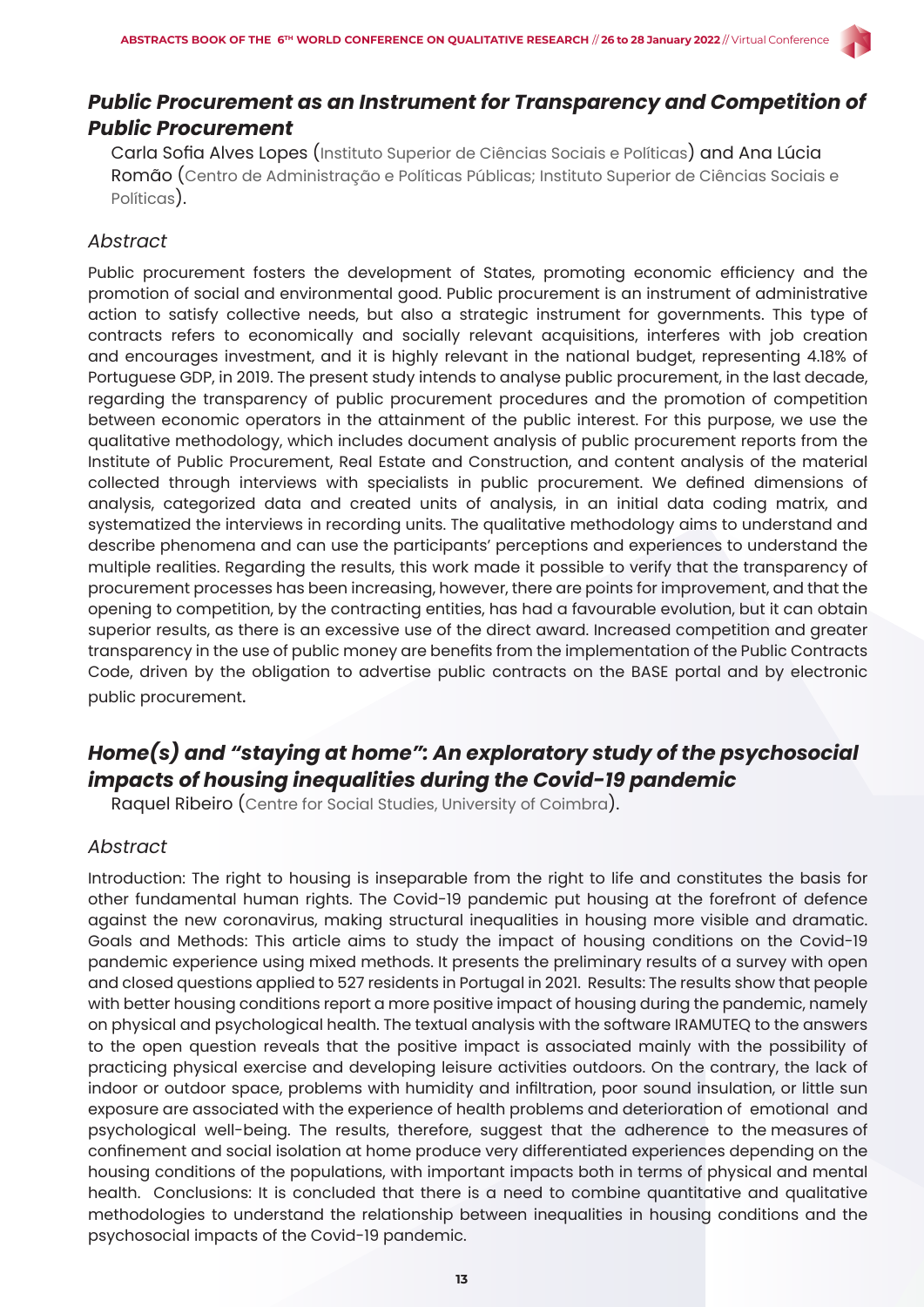## *Public Procurement as an Instrument for Transparency and Competition of Public Procurement*

Carla Sofia Alves Lopes (Instituto Superior de Ciências Sociais e Políticas) and Ana Lúcia Romão (Centro de Administração e Políticas Públicas; Instituto Superior de Ciências Sociais e Políticas).

### *Abstract*

Public procurement fosters the development of States, promoting economic efficiency and the promotion of social and environmental good. Public procurement is an instrument of administrative action to satisfy collective needs, but also a strategic instrument for governments. This type of contracts refers to economically and socially relevant acquisitions, interferes with job creation and encourages investment, and it is highly relevant in the national budget, representing 4.18% of Portuguese GDP, in 2019. The present study intends to analyse public procurement, in the last decade, regarding the transparency of public procurement procedures and the promotion of competition between economic operators in the attainment of the public interest. For this purpose, we use the qualitative methodology, which includes document analysis of public procurement reports from the Institute of Public Procurement, Real Estate and Construction, and content analysis of the material collected through interviews with specialists in public procurement. We defined dimensions of analysis, categorized data and created units of analysis, in an initial data coding matrix, and systematized the interviews in recording units. The qualitative methodology aims to understand and describe phenomena and can use the participants' perceptions and experiences to understand the multiple realities. Regarding the results, this work made it possible to verify that the transparency of procurement processes has been increasing, however, there are points for improvement, and that the opening to competition, by the contracting entities, has had a favourable evolution, but it can obtain superior results, as there is an excessive use of the direct award. Increased competition and greater transparency in the use of public money are benefits from the implementation of the Public Contracts Code, driven by the obligation to advertise public contracts on the BASE portal and by electronic public procurement.

## *Home(s) and "staying at home": An exploratory study of the psychosocial impacts of housing inequalities during the Covid-19 pandemic*

Raquel Ribeiro (Centre for Social Studies, University of Coimbra).

### *Abstract*

Introduction: The right to housing is inseparable from the right to life and constitutes the basis for other fundamental human rights. The Covid-19 pandemic put housing at the forefront of defence against the new coronavirus, making structural inequalities in housing more visible and dramatic. Goals and Methods: This article aims to study the impact of housing conditions on the Covid-19 pandemic experience using mixed methods. It presents the preliminary results of a survey with open and closed questions applied to 527 residents in Portugal in 2021. Results: The results show that people with better housing conditions report a more positive impact of housing during the pandemic, namely on physical and psychological health. The textual analysis with the software IRAMUTEQ to the answers to the open question reveals that the positive impact is associated mainly with the possibility of practicing physical exercise and developing leisure activities outdoors. On the contrary, the lack of indoor or outdoor space, problems with humidity and infiltration, poor sound insulation, or little sun exposure are associated with the experience of health problems and deterioration of emotional and psychological well-being. The results, therefore, suggest that the adherence to the measures of confinement and social isolation at home produce very differentiated experiences depending on the housing conditions of the populations, with important impacts both in terms of physical and mental health. Conclusions: It is concluded that there is a need to combine quantitative and qualitative methodologies to understand the relationship between inequalities in housing conditions and the psychosocial impacts of the Covid-19 pandemic.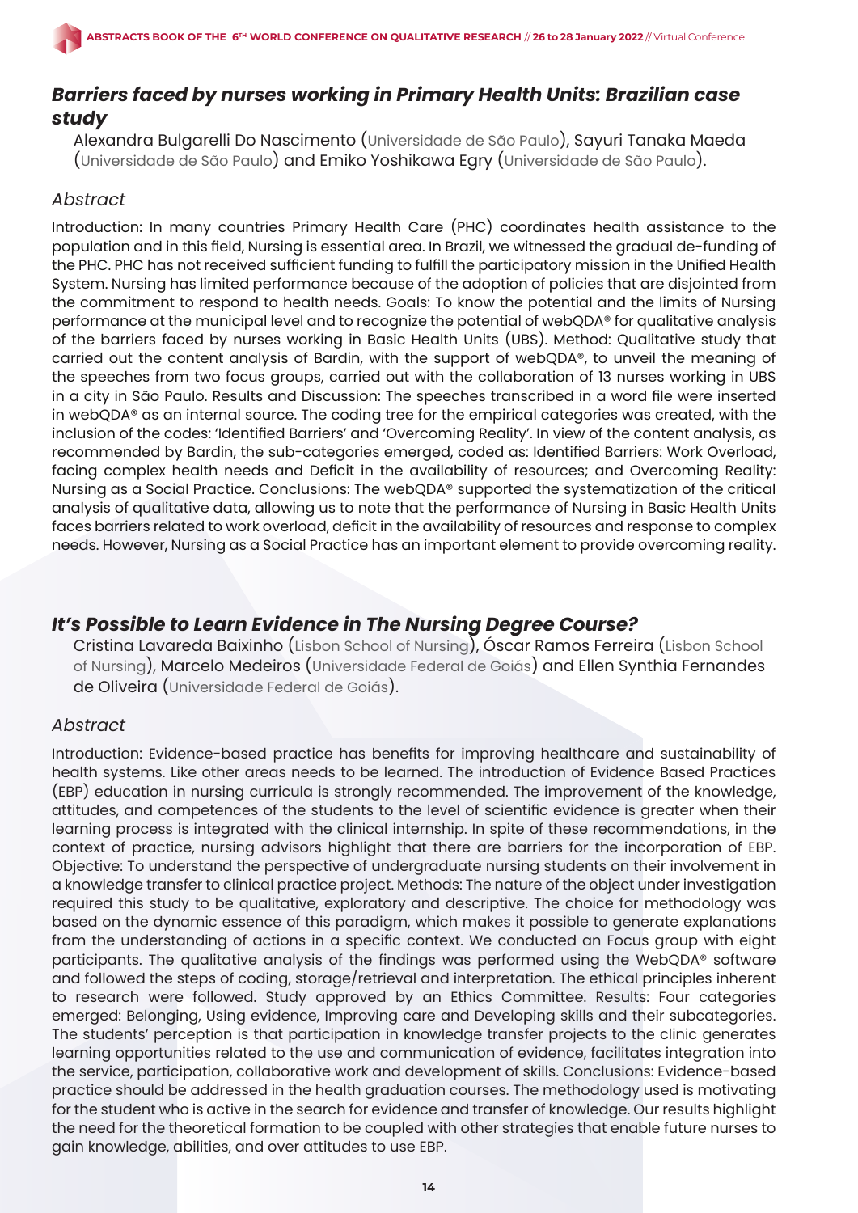## *Barriers faced by nurses working in Primary Health Units: Brazilian case study*

Alexandra Bulgarelli Do Nascimento (Universidade de São Paulo), Sayuri Tanaka Maeda (Universidade de São Paulo) and Emiko Yoshikawa Egry (Universidade de São Paulo).

### *Abstract*

Introduction: In many countries Primary Health Care (PHC) coordinates health assistance to the population and in this field, Nursing is essential area. In Brazil, we witnessed the gradual de-funding of the PHC. PHC has not received sufficient funding to fulfill the participatory mission in the Unified Health System. Nursing has limited performance because of the adoption of policies that are disjointed from the commitment to respond to health needs. Goals: To know the potential and the limits of Nursing performance at the municipal level and to recognize the potential of webQDA® for qualitative analysis of the barriers faced by nurses working in Basic Health Units (UBS). Method: Qualitative study that carried out the content analysis of Bardin, with the support of webQDA®, to unveil the meaning of the speeches from two focus groups, carried out with the collaboration of 13 nurses working in UBS in a city in São Paulo. Results and Discussion: The speeches transcribed in a word file were inserted in webQDA® as an internal source. The coding tree for the empirical categories was created, with the inclusion of the codes: 'Identified Barriers' and 'Overcoming Reality'. In view of the content analysis, as recommended by Bardin, the sub-categories emerged, coded as: Identified Barriers: Work Overload, facing complex health needs and Deficit in the availability of resources; and Overcoming Reality: Nursing as a Social Practice. Conclusions: The webQDA® supported the systematization of the critical analysis of qualitative data, allowing us to note that the performance of Nursing in Basic Health Units faces barriers related to work overload, deficit in the availability of resources and response to complex needs. However, Nursing as a Social Practice has an important element to provide overcoming reality.

## *It's Possible to Learn Evidence in The Nursing Degree Course?*

Cristina Lavareda Baixinho (Lisbon School of Nursing), Óscar Ramos Ferreira (Lisbon School of Nursing), Marcelo Medeiros (Universidade Federal de Goiás) and Ellen Synthia Fernandes de Oliveira (Universidade Federal de Goiás).

### *Abstract*

Introduction: Evidence-based practice has benefits for improving healthcare and sustainability of health systems. Like other areas needs to be learned. The introduction of Evidence Based Practices (EBP) education in nursing curricula is strongly recommended. The improvement of the knowledge, attitudes, and competences of the students to the level of scientific evidence is greater when their learning process is integrated with the clinical internship. In spite of these recommendations, in the context of practice, nursing advisors highlight that there are barriers for the incorporation of EBP. Objective: To understand the perspective of undergraduate nursing students on their involvement in a knowledge transfer to clinical practice project. Methods: The nature of the object under investigation required this study to be qualitative, exploratory and descriptive. The choice for methodology was based on the dynamic essence of this paradigm, which makes it possible to generate explanations from the understanding of actions in a specific context. We conducted an Focus group with eight participants. The qualitative analysis of the findings was performed using the WebQDA® software and followed the steps of coding, storage/retrieval and interpretation. The ethical principles inherent to research were followed. Study approved by an Ethics Committee. Results: Four categories emerged: Belonging, Using evidence, Improving care and Developing skills and their subcategories. The students' perception is that participation in knowledge transfer projects to the clinic generates learning opportunities related to the use and communication of evidence, facilitates integration into the service, participation, collaborative work and development of skills. Conclusions: Evidence-based practice should be addressed in the health graduation courses. The methodology used is motivating for the student who is active in the search for evidence and transfer of knowledge. Our results highlight the need for the theoretical formation to be coupled with other strategies that enable future nurses to gain knowledge, abilities, and over attitudes to use EBP.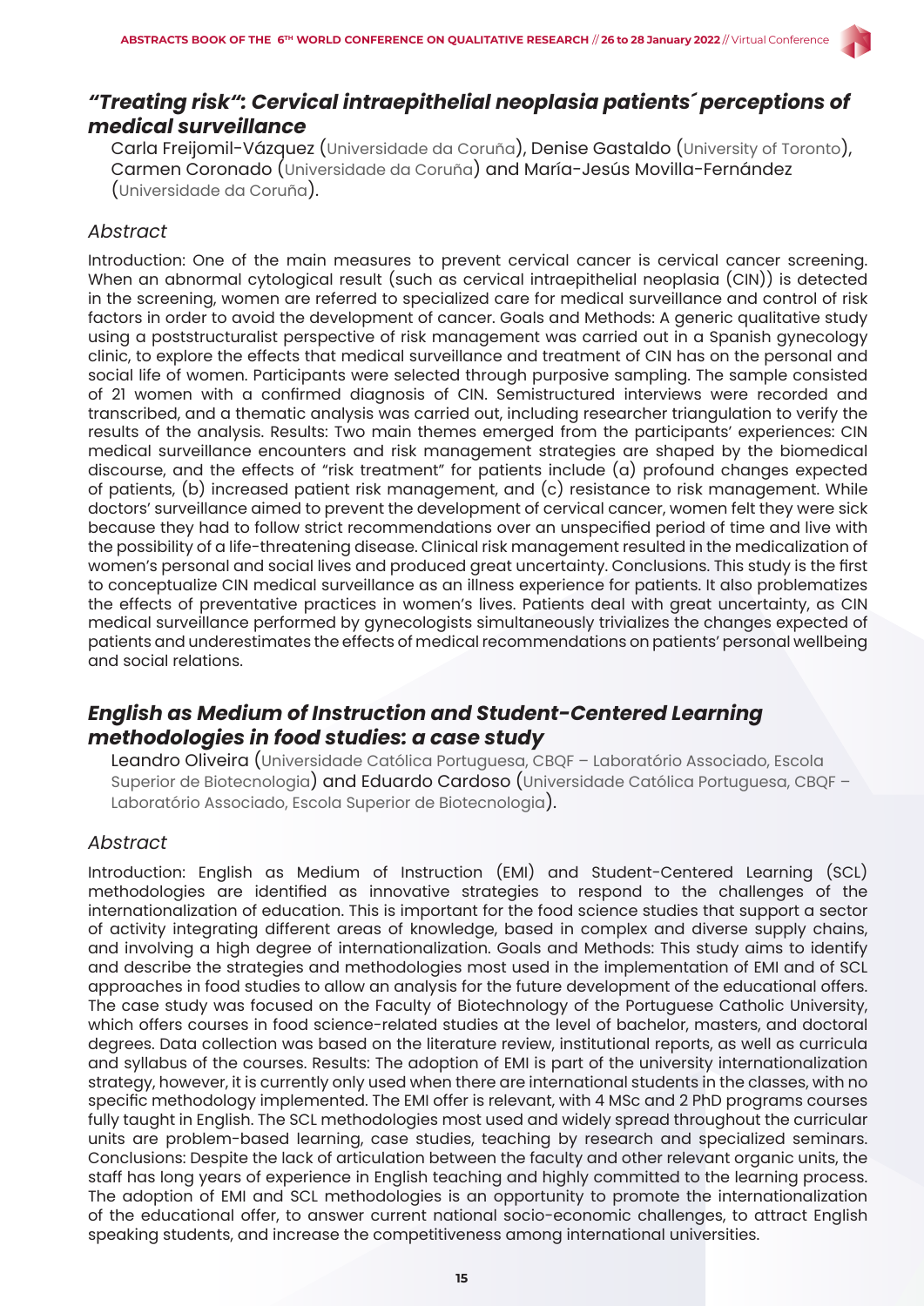## *"Treating risk": Cervical intraepithelial neoplasia patients´ perceptions of medical surveillance*

Carla Freijomil-Vázquez (Universidade da Coruña), Denise Gastaldo (University of Toronto), Carmen Coronado (Universidade da Coruña) and María-Jesús Movilla-Fernández (Universidade da Coruña).

### *Abstract*

Introduction: One of the main measures to prevent cervical cancer is cervical cancer screening. When an abnormal cytological result (such as cervical intraepithelial neoplasia (CIN)) is detected in the screening, women are referred to specialized care for medical surveillance and control of risk factors in order to avoid the development of cancer. Goals and Methods: A generic qualitative study using a poststructuralist perspective of risk management was carried out in a Spanish gynecology clinic, to explore the effects that medical surveillance and treatment of CIN has on the personal and social life of women. Participants were selected through purposive sampling. The sample consisted of 21 women with a confirmed diagnosis of CIN. Semistructured interviews were recorded and transcribed, and a thematic analysis was carried out, including researcher triangulation to verify the results of the analysis. Results: Two main themes emerged from the participants' experiences: CIN medical surveillance encounters and risk management strategies are shaped by the biomedical discourse, and the effects of "risk treatment" for patients include (a) profound changes expected of patients, (b) increased patient risk management, and (c) resistance to risk management. While doctors' surveillance aimed to prevent the development of cervical cancer, women felt they were sick because they had to follow strict recommendations over an unspecified period of time and live with the possibility of a life-threatening disease. Clinical risk management resulted in the medicalization of women's personal and social lives and produced great uncertainty. Conclusions. This study is the first to conceptualize CIN medical surveillance as an illness experience for patients. It also problematizes the effects of preventative practices in women's lives. Patients deal with great uncertainty, as CIN medical surveillance performed by gynecologists simultaneously trivializes the changes expected of patients and underestimates the effects of medical recommendations on patients' personal wellbeing and social relations.

## *English as Medium of Instruction and Student-Centered Learning methodologies in food studies: a case study*

Leandro Oliveira (Universidade Católica Portuguesa, CBQF – Laboratório Associado, Escola Superior de Biotecnologia) and Eduardo Cardoso (Universidade Católica Portuguesa, CBQF – Laboratório Associado, Escola Superior de Biotecnologia).

### *Abstract*

Introduction: English as Medium of Instruction (EMI) and Student-Centered Learning (SCL) methodologies are identified as innovative strategies to respond to the challenges of the internationalization of education. This is important for the food science studies that support a sector of activity integrating different areas of knowledge, based in complex and diverse supply chains, and involving a high degree of internationalization. Goals and Methods: This study aims to identify and describe the strategies and methodologies most used in the implementation of EMI and of SCL approaches in food studies to allow an analysis for the future development of the educational offers. The case study was focused on the Faculty of Biotechnology of the Portuguese Catholic University, which offers courses in food science-related studies at the level of bachelor, masters, and doctoral degrees. Data collection was based on the literature review, institutional reports, as well as curricula and syllabus of the courses. Results: The adoption of EMI is part of the university internationalization strategy, however, it is currently only used when there are international students in the classes, with no specific methodology implemented. The EMI offer is relevant, with 4 MSc and 2 PhD programs courses fully taught in English. The SCL methodologies most used and widely spread throughout the curricular units are problem-based learning, case studies, teaching by research and specialized seminars. Conclusions: Despite the lack of articulation between the faculty and other relevant organic units, the staff has long years of experience in English teaching and highly committed to the learning process. The adoption of EMI and SCL methodologies is an opportunity to promote the internationalization of the educational offer, to answer current national socio-economic challenges, to attract English speaking students, and increase the competitiveness among international universities.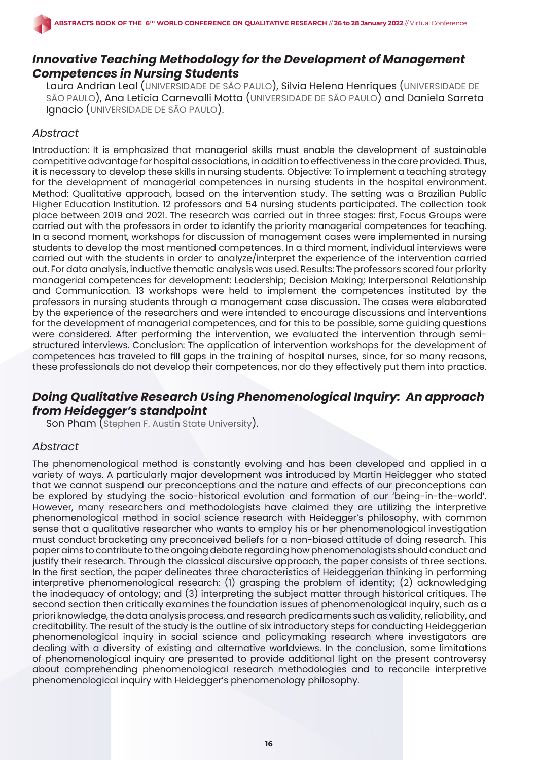## *Innovative Teaching Methodology for the Development of Management Competences in Nursing Students*

Laura Andrian Leal (UNIVERSIDADE DE SÃO PAULO), Silvia Helena Henriques (UNIVERSIDADE DE SÃO PAULO), Ana Leticia Carnevalli Motta (UNIVERSIDADE DE SÃO PAULO) and Daniela Sarreta Ignacio (UNIVERSIDADE DE SÃO PAULO).

### *Abstract*

Introduction: It is emphasized that managerial skills must enable the development of sustainable competitive advantage for hospital associations, in addition to effectiveness in the care provided. Thus, it is necessary to develop these skills in nursing students. Objective: To implement a teaching strategy for the development of managerial competences in nursing students in the hospital environment. Method: Qualitative approach, based on the intervention study. The setting was a Brazilian Public Higher Education Institution. 12 professors and 54 nursing students participated. The collection took place between 2019 and 2021. The research was carried out in three stages: first, Focus Groups were carried out with the professors in order to identify the priority managerial competences for teaching. In a second moment, workshops for discussion of management cases were implemented in nursing students to develop the most mentioned competences. In a third moment, individual interviews were carried out with the students in order to analyze/interpret the experience of the intervention carried out. For data analysis, inductive thematic analysis was used. Results: The professors scored four priority managerial competences for development: Leadership; Decision Making; Interpersonal Relationship and Communication. 13 workshops were held to implement the competences instituted by the professors in nursing students through a management case discussion. The cases were elaborated by the experience of the researchers and were intended to encourage discussions and interventions for the development of managerial competences, and for this to be possible, some guiding questions were considered. After performing the intervention, we evaluated the intervention through semi-structured interviews. Conclusion: The application of intervention workshops for the development of competences has traveled to fill gaps in the training of hospital nurses, since, for so many reasons, these professionals do not develop their competences, nor do they effectively put them into practice.

## *Doing Qualitative Research Using Phenomenological Inquiry: An approach from Heidegger's standpoint*

Son Pham (Stephen F. Austin State University).

### *Abstract*

The phenomenological method is constantly evolving and has been developed and applied in a variety of ways. A particularly major development was introduced by Martin Heidegger who stated that we cannot suspend our preconceptions and the nature and effects of our preconceptions can be explored by studying the socio-historical evolution and formation of our 'being-in-the-world'. However, many researchers and methodologists have claimed they are utilizing the interpretive phenomenological method in social science research with Heidegger's philosophy, with common sense that a qualitative researcher who wants to employ his or her phenomenological investigation must conduct bracketing any preconceived beliefs for a non-biased attitude of doing research. This paper aims to contribute to the ongoing debate regarding how phenomenologists should conduct and justify their research. Through the classical discursive approach, the paper consists of three sections. In the first section, the paper delineates three characteristics of Heideggerian thinking in performing interpretive phenomenological research: (1) grasping the problem of identity; (2) acknowledging the inadequacy of ontology; and (3) interpreting the subject matter through historical critiques. The second section then critically examines the foundation issues of phenomenological inquiry, such as a priori knowledge, the data analysis process, and research predicaments such as validity, reliability, and creditability. The result of the study is the outline of six introductory steps for conducting Heideggerian phenomenological inquiry in social science and policymaking research where investigators are dealing with a diversity of existing and alternative worldviews. In the conclusion, some limitations of phenomenological inquiry are presented to provide additional light on the present controversy about comprehending phenomenological research methodologies and to reconcile interpretive phenomenological inquiry with Heidegger's phenomenology philosophy.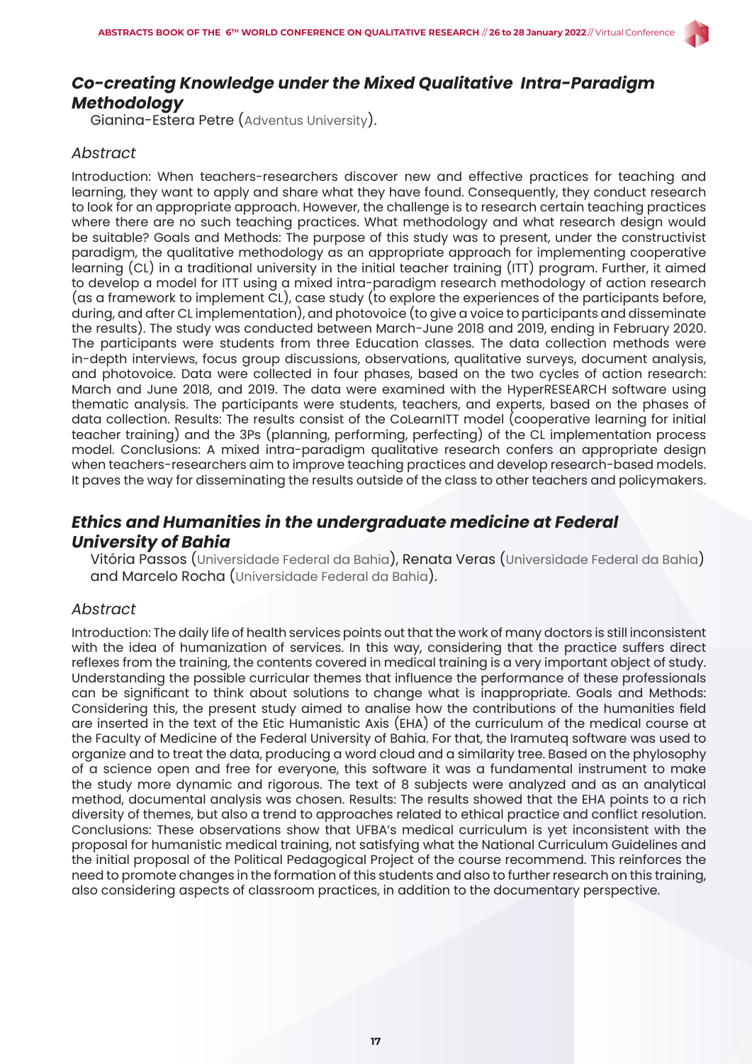## *Co-creating Knowledge under the Mixed Qualitative Intra-Paradigm Methodology*

Gianina-Estera Petre (Adventus University).

### *Abstract*

Introduction: When teachers-researchers discover new and effective practices for teaching and learning, they want to apply and share what they have found. Consequently, they conduct research to look for an appropriate approach. However, the challenge is to research certain teaching practices where there are no such teaching practices. What methodology and what research design would be suitable? Goals and Methods: The purpose of this study was to present, under the constructivist paradigm, the qualitative methodology as an appropriate approach for implementing cooperative learning (CL) in a traditional university in the initial teacher training (ITT) program. Further, it aimed to develop a model for ITT using a mixed intra-paradigm research methodology of action research (as a framework to implement CL), case study (to explore the experiences of the participants before, during, and after CL implementation), and photovoice (to give a voice to participants and disseminate the results). The study was conducted between March-June 2018 and 2019, ending in February 2020. The participants were students from three Education classes. The data collection methods were in-depth interviews, focus group discussions, observations, qualitative surveys, document analysis, and photovoice. Data were collected in four phases, based on the two cycles of action research: March and June 2018, and 2019. The data were examined with the HyperRESEARCH software using thematic analysis. The participants were students, teachers, and experts, based on the phases of data collection. Results: The results consist of the CoLearnITT model (cooperative learning for initial teacher training) and the 3Ps (planning, performing, perfecting) of the CL implementation process model. Conclusions: A mixed intra-paradigm qualitative research confers an appropriate design when teachers-researchers aim to improve teaching practices and develop research-based models. It paves the way for disseminating the results outside of the class to other teachers and policymakers.

## *Ethics and Humanities in the undergraduate medicine at Federal University of Bahia*

Vitória Passos (Universidade Federal da Bahia), Renata Veras (Universidade Federal da Bahia) and Marcelo Rocha (Universidade Federal da Bahia).

### *Abstract*

Introduction: The daily life of health services points out that the work of many doctors is still inconsistent with the idea of humanization of services. In this way, considering that the practice suffers direct reflexes from the training, the contents covered in medical training is a very important object of study. Understanding the possible curricular themes that influence the performance of these professionals can be significant to think about solutions to change what is inappropriate. Goals and Methods: Considering this, the present study aimed to analise how the contributions of the humanities field are inserted in the text of the Etic Humanistic Axis (EHA) of the curriculum of the medical course at the Faculty of Medicine of the Federal University of Bahia. For that, the Iramuteq software was used to organize and to treat the data, producing a word cloud and a similarity tree. Based on the phylosophy of a science open and free for everyone, this software it was a fundamental instrument to make the study more dynamic and rigorous. The text of 8 subjects were analyzed and as an analytical method, documental analysis was chosen. Results: The results showed that the EHA points to a rich diversity of themes, but also a trend to approaches related to ethical practice and conflict resolution. Conclusions: These observations show that UFBA's medical curriculum is yet inconsistent with the proposal for humanistic medical training, not satisfying what the National Curriculum Guidelines and the initial proposal of the Political Pedagogical Project of the course recommend. This reinforces the need to promote changes in the formation of this students and also to further research on this training, also considering aspects of classroom practices, in addition to the documentary perspective.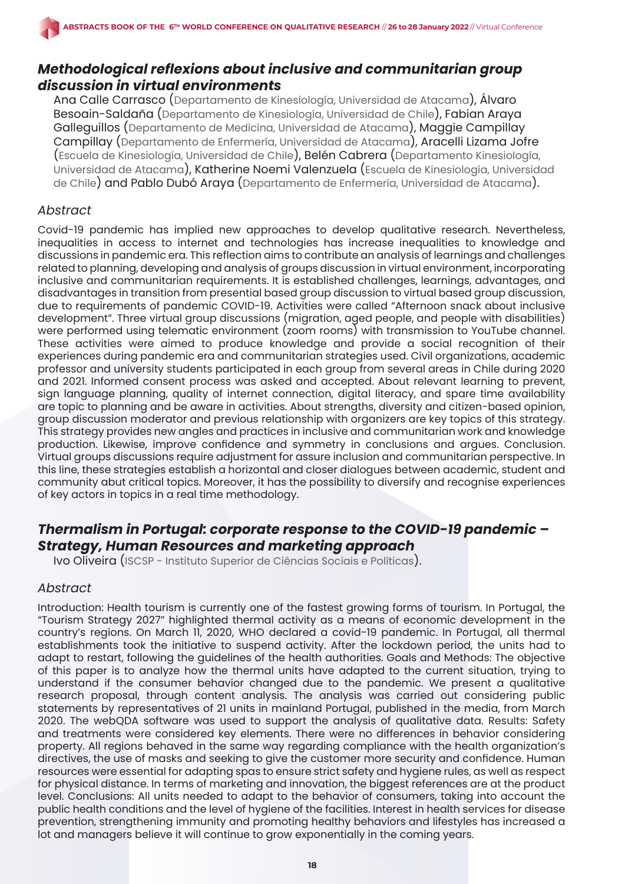## *Methodological reflexions about inclusive and communitarian group discussion in virtual environments*

Ana Calle Carrasco (Departamento de Kinesiología, Universidad de Atacama), Álvaro Besoain-Saldaña (Departamento de Kinesiología, Universidad de Chile), Fabian Araya Galleguillos (Departamento de Medicina, Universidad de Atacama), Maggie Campillay Campillay (Departamento de Enfermería, Universidad de Atacama), Aracelli Lizama Jofre (Escuela de Kinesiología, Universidad de Chile), Belén Cabrera (Departamento Kinesiología, Universidad de Atacama), Katherine Noemi Valenzuela (Escuela de Kinesiología, Universidad de Chile) and Pablo Dubó Araya (Departamento de Enfermería, Universidad de Atacama).

### *Abstract*

Covid-19 pandemic has implied new approaches to develop qualitative research. Nevertheless, inequalities in access to internet and technologies has increase inequalities to knowledge and discussions in pandemic era. This reflection aims to contribute an analysis of learnings and challenges related to planning, developing and analysis of groups discussion in virtual environment, incorporating inclusive and communitarian requirements. It is established challenges, learnings, advantages, and disadvantages in transition from presential based group discussion to virtual based group discussion, due to requirements of pandemic COVID-19. Activities were called "Afternoon snack about inclusive development". Three virtual group discussions (migration, aged people, and people with disabilities) were performed using telematic environment (zoom rooms) with transmission to YouTube channel. These activities were aimed to produce knowledge and provide a social recognition of their experiences during pandemic era and communitarian strategies used. Civil organizations, academic professor and university students participated in each group from several areas in Chile during 2020 and 2021. Informed consent process was asked and accepted. About relevant learning to prevent, sign language planning, quality of internet connection, digital literacy, and spare time availability are topic to planning and be aware in activities. About strengths, diversity and citizen-based opinion, group discussion moderator and previous relationship with organizers are key topics of this strategy. This strategy provides new angles and practices in inclusive and communitarian work and knowledge production. Likewise, improve confidence and symmetry in conclusions and argues. Conclusion. Virtual groups discussions require adjustment for assure inclusion and communitarian perspective. In this line, these strategies establish a horizontal and closer dialogues between academic, student and community abut critical topics. Moreover, it has the possibility to diversify and recognise experiences of key actors in topics in a real time methodology.

## *Thermalism in Portugal: corporate response to the COVID-19 pandemic – Strategy, Human Resources and marketing approach*

Ivo Oliveira (ISCSP - Instituto Superior de Ciências Sociais e Políticas).

### *Abstract*

Introduction: Health tourism is currently one of the fastest growing forms of tourism. In Portugal, the "Tourism Strategy 2027" highlighted thermal activity as a means of economic development in the country's regions. On March 11, 2020, WHO declared a covid-19 pandemic. In Portugal, all thermal establishments took the initiative to suspend activity. After the lockdown period, the units had to adapt to restart, following the guidelines of the health authorities. Goals and Methods: The objective of this paper is to analyze how the thermal units have adapted to the current situation, trying to understand if the consumer behavior changed due to the pandemic. We present a qualitative research proposal, through content analysis. The analysis was carried out considering public statements by representatives of 21 units in mainland Portugal, published in the media, from March 2020. The webQDA software was used to support the analysis of qualitative data. Results: Safety and treatments were considered key elements. There were no differences in behavior considering property. All regions behaved in the same way regarding compliance with the health organization's directives, the use of masks and seeking to give the customer more security and confidence. Human resources were essential for adapting spas to ensure strict safety and hygiene rules, as well as respect for physical distance. In terms of marketing and innovation, the biggest references are at the product level. Conclusions: All units needed to adapt to the behavior of consumers, taking into account the public health conditions and the level of hygiene of the facilities. Interest in health services for disease prevention, strengthening immunity and promoting healthy behaviors and lifestyles has increased a lot and managers believe it will continue to grow exponentially in the coming years.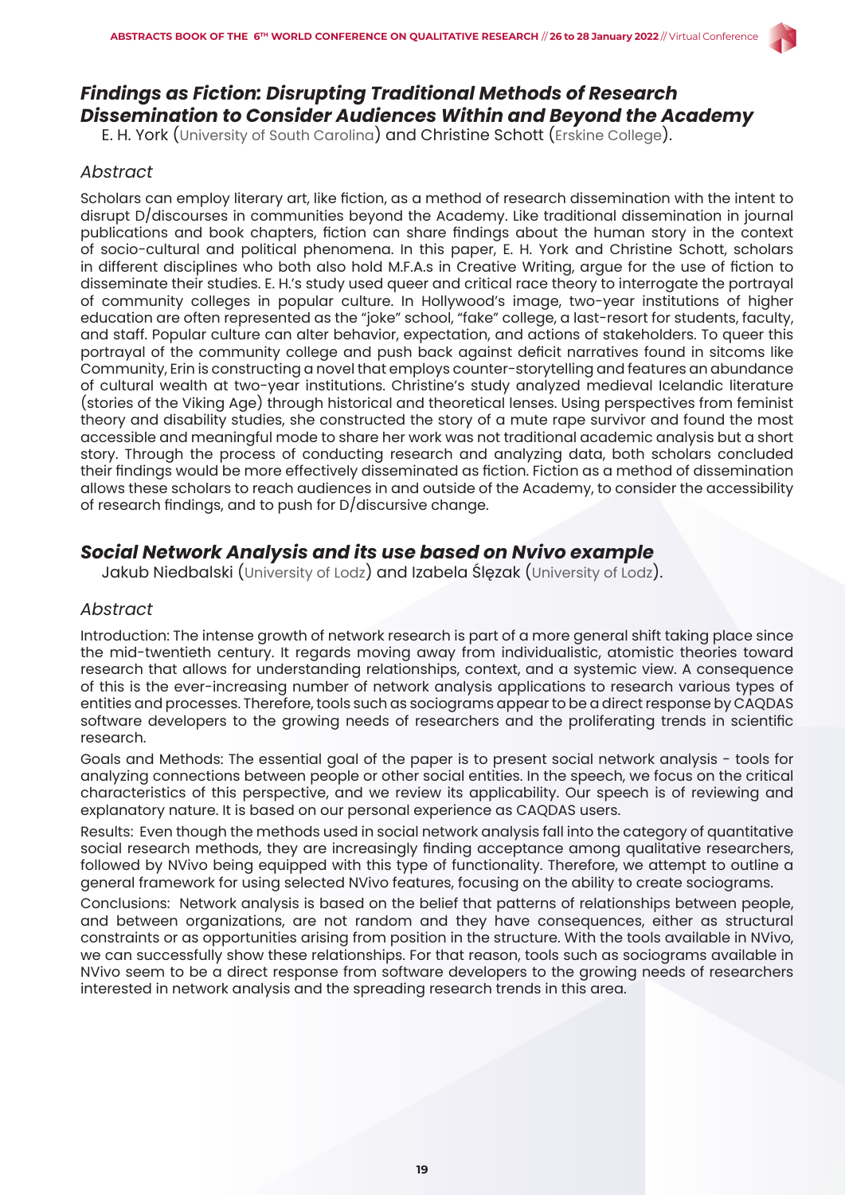## *Findings as Fiction: Disrupting Traditional Methods of Research Dissemination to Consider Audiences Within and Beyond the Academy*

E. H. York (University of South Carolina) and Christine Schott (Erskine College).

### *Abstract*

Scholars can employ literary art, like fiction, as a method of research dissemination with the intent to disrupt D/discourses in communities beyond the Academy. Like traditional dissemination in journal publications and book chapters, fiction can share findings about the human story in the context of socio-cultural and political phenomena. In this paper, E. H. York and Christine Schott, scholars in different disciplines who both also hold M.F.A.s in Creative Writing, argue for the use of fiction to disseminate their studies. E. H.'s study used queer and critical race theory to interrogate the portrayal of community colleges in popular culture. In Hollywood's image, two-year institutions of higher education are often represented as the "joke" school, "fake" college, a last-resort for students, faculty, and staff. Popular culture can alter behavior, expectation, and actions of stakeholders. To queer this portrayal of the community college and push back against deficit narratives found in sitcoms like Community, Erin is constructing a novel that employs counter-storytelling and features an abundance of cultural wealth at two-year institutions. Christine's study analyzed medieval Icelandic literature (stories of the Viking Age) through historical and theoretical lenses. Using perspectives from feminist theory and disability studies, she constructed the story of a mute rape survivor and found the most accessible and meaningful mode to share her work was not traditional academic analysis but a short story. Through the process of conducting research and analyzing data, both scholars concluded their findings would be more effectively disseminated as fiction. Fiction as a method of dissemination allows these scholars to reach audiences in and outside of the Academy, to consider the accessibility of research findings, and to push for D/discursive change.

## *Social Network Analysis and its use based on Nvivo example*

Jakub Niedbalski (University of Lodz) and Izabela Ślęzak (University of Lodz).

### *Abstract*

Introduction: The intense growth of network research is part of a more general shift taking place since the mid-twentieth century. It regards moving away from individualistic, atomistic theories toward research that allows for understanding relationships, context, and a systemic view. A consequence of this is the ever-increasing number of network analysis applications to research various types of entities and processes. Therefore, tools such as sociograms appear to be a direct response by CAQDAS software developers to the growing needs of researchers and the proliferating trends in scientific research.

Goals and Methods: The essential goal of the paper is to present social network analysis - tools for analyzing connections between people or other social entities. In the speech, we focus on the critical characteristics of this perspective, and we review its applicability. Our speech is of reviewing and explanatory nature. It is based on our personal experience as CAQDAS users.

Results: Even though the methods used in social network analysis fall into the category of quantitative social research methods, they are increasingly finding acceptance among qualitative researchers, followed by NVivo being equipped with this type of functionality. Therefore, we attempt to outline a general framework for using selected NVivo features, focusing on the ability to create sociograms.

Conclusions: Network analysis is based on the belief that patterns of relationships between people, and between organizations, are not random and they have consequences, either as structural constraints or as opportunities arising from position in the structure. With the tools available in NVivo, we can successfully show these relationships. For that reason, tools such as sociograms available in NVivo seem to be a direct response from software developers to the growing needs of researchers interested in network analysis and the spreading research trends in this area.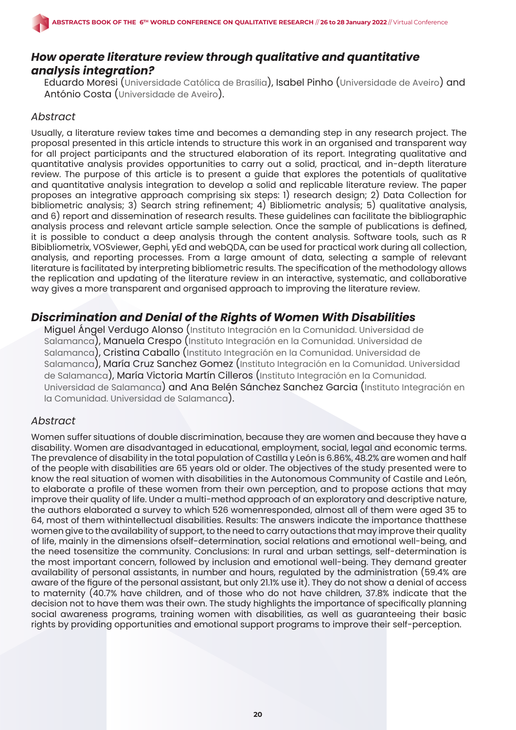## *How operate literature review through qualitative and quantitative analysis integration?*

Eduardo Moresi (Universidade Católica de Brasília), Isabel Pinho (Universidade de Aveiro) and António Costa (Universidade de Aveiro).

### *Abstract*

Usually, a literature review takes time and becomes a demanding step in any research project. The proposal presented in this article intends to structure this work in an organised and transparent way for all project participants and the structured elaboration of its report. Integrating qualitative and quantitative analysis provides opportunities to carry out a solid, practical, and in-depth literature review. The purpose of this article is to present a guide that explores the potentials of qualitative and quantitative analysis integration to develop a solid and replicable literature review. The paper proposes an integrative approach comprising six steps: 1) research design; 2) Data Collection for bibliometric analysis; 3) Search string refinement; 4) Bibliometric analysis; 5) qualitative analysis, and 6) report and dissemination of research results. These guidelines can facilitate the bibliographic analysis process and relevant article sample selection. Once the sample of publications is defined, it is possible to conduct a deep analysis through the content analysis. Software tools, such as R Bibibliometrix, VOSviewer, Gephi, yEd and webQDA, can be used for practical work during all collection, analysis, and reporting processes. From a large amount of data, selecting a sample of relevant literature is facilitated by interpreting bibliometric results. The specification of the methodology allows the replication and updating of the literature review in an interactive, systematic, and collaborative way gives a more transparent and organised approach to improving the literature review.

## *Discrimination and Denial of the Rights of Women With Disabilities*

Miguel Ángel Verdugo Alonso (Instituto Integración en la Comunidad. Universidad de Salamanca), Manuela Crespo (Instituto Integración en la Comunidad. Universidad de Salamanca), Cristina Caballo (Instituto Integración en la Comunidad. Universidad de Salamanca), María Cruz Sanchez Gomez (Instituto Integración en la Comunidad. Universidad de Salamanca), María Victoria Martín Cilleros (Instituto Integración en la Comunidad. Universidad de Salamanca) and Ana Belén Sánchez Sanchez Garcia (Instituto Integración en la Comunidad. Universidad de Salamanca).

### *Abstract*

Women suffer situations of double discrimination, because they are women and because they have a disability. Women are disadvantaged in educational, employment, social, legal and economic terms. The prevalence of disability in the total population of Castilla y León is 6.86%, 48.2% are women and half of the people with disabilities are 65 years old or older. The objectives of the study presented were to know the real situation of women with disabilities in the Autonomous Community of Castile and León, to elaborate a profile of these women from their own perception, and to propose actions that may improve their quality of life. Under a multi-method approach of an exploratory and descriptive nature, the authors elaborated a survey to which 526 womenresponded, almost all of them were aged 35 to 64, most of them withintellectual disabilities. Results: The answers indicate the importance thatthese women give to the availability of support, to the need to carry outactions that may improve their quality of life, mainly in the dimensions ofself-determination, social relations and emotional well-being, and the need tosensitize the community. Conclusions: In rural and urban settings, self-determination is the most important concern, followed by inclusion and emotional well-being. They demand greater availability of personal assistants, in number and hours, regulated by the administration (59.4% are aware of the figure of the personal assistant, but only 21.1% use it). They do not show a denial of access to maternity (40.7% have children, and of those who do not have children, 37.8% indicate that the decision not to have them was their own. The study highlights the importance of specifically planning social awareness programs, training women with disabilities, as well as guaranteeing their basic rights by providing opportunities and emotional support programs to improve their self-perception.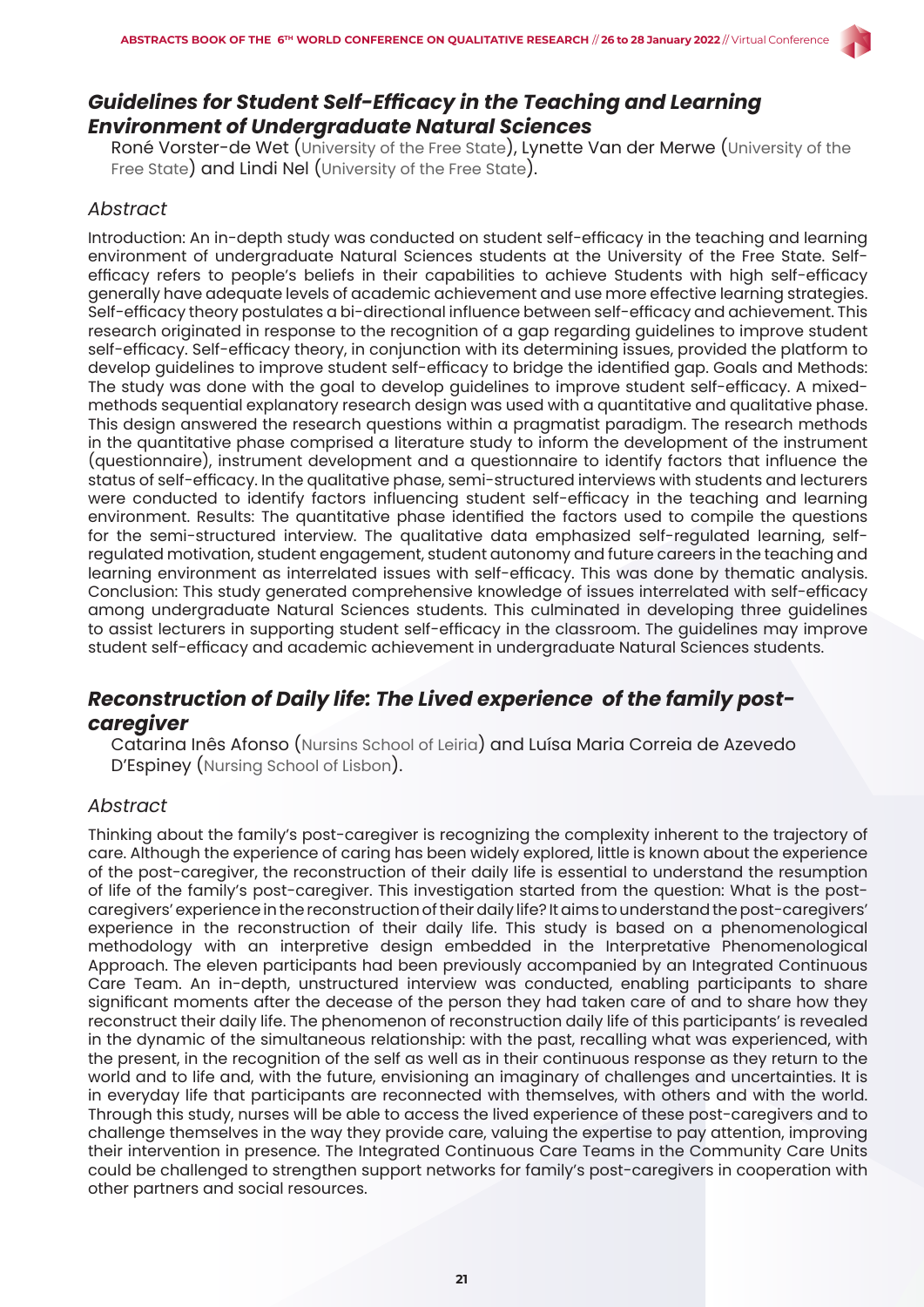## *Guidelines for Student Self-Efficacy in the Teaching and Learning Environment of Undergraduate Natural Sciences*

Roné Vorster-de Wet (University of the Free State), Lynette Van der Merwe (University of the Free State) and Lindi Nel (University of the Free State).

### *Abstract*

Introduction: An in-depth study was conducted on student self-efficacy in the teaching and learning environment of undergraduate Natural Sciences students at the University of the Free State. Self-efficacy refers to people's beliefs in their capabilities to achieve Students with high self-efficacy generally have adequate levels of academic achievement and use more effective learning strategies. Self-efficacy theory postulates a bi-directional influence between self-efficacy and achievement. This research originated in response to the recognition of a gap regarding guidelines to improve student self-efficacy. Self-efficacy theory, in conjunction with its determining issues, provided the platform to develop guidelines to improve student self-efficacy to bridge the identified gap. Goals and Methods: The study was done with the goal to develop guidelines to improve student self-efficacy. A mixed-methods sequential explanatory research design was used with a quantitative and qualitative phase. This design answered the research questions within a pragmatist paradigm. The research methods in the quantitative phase comprised a literature study to inform the development of the instrument (questionnaire), instrument development and a questionnaire to identify factors that influence the status of self-efficacy. In the qualitative phase, semi-structured interviews with students and lecturers were conducted to identify factors influencing student self-efficacy in the teaching and learning environment. Results: The quantitative phase identified the factors used to compile the questions for the semi-structured interview. The qualitative data emphasized self-regulated learning, self-regulated motivation, student engagement, student autonomy and future careers in the teaching and learning environment as interrelated issues with self-efficacy. This was done by thematic analysis. Conclusion: This study generated comprehensive knowledge of issues interrelated with self-efficacy among undergraduate Natural Sciences students. This culminated in developing three guidelines to assist lecturers in supporting student self-efficacy in the classroom. The guidelines may improve student self-efficacy and academic achievement in undergraduate Natural Sciences students.

## *Reconstruction of Daily life: The Lived experience of the family post-caregiver*

Catarina Inês Afonso (Nursins School of Leiria) and Luísa Maria Correia de Azevedo D'Espiney (Nursing School of Lisbon).

### *Abstract*

Thinking about the family's post-caregiver is recognizing the complexity inherent to the trajectory of care. Although the experience of caring has been widely explored, little is known about the experience of the post-caregiver, the reconstruction of their daily life is essential to understand the resumption of life of the family's post-caregiver. This investigation started from the question: What is the post-caregivers' experience in the reconstruction of their daily life? It aims to understand the post-caregivers' experience in the reconstruction of their daily life. This study is based on a phenomenological methodology with an interpretive design embedded in the Interpretative Phenomenological Approach. The eleven participants had been previously accompanied by an Integrated Continuous Care Team. An in-depth, unstructured interview was conducted, enabling participants to share significant moments after the decease of the person they had taken care of and to share how they reconstruct their daily life. The phenomenon of reconstruction daily life of this participants' is revealed in the dynamic of the simultaneous relationship: with the past, recalling what was experienced, with the present, in the recognition of the self as well as in their continuous response as they return to the world and to life and, with the future, envisioning an imaginary of challenges and uncertainties. It is in everyday life that participants are reconnected with themselves, with others and with the world. Through this study, nurses will be able to access the lived experience of these post-caregivers and to challenge themselves in the way they provide care, valuing the expertise to pay attention, improving their intervention in presence. The Integrated Continuous Care Teams in the Community Care Units could be challenged to strengthen support networks for family's post-caregivers in cooperation with other partners and social resources.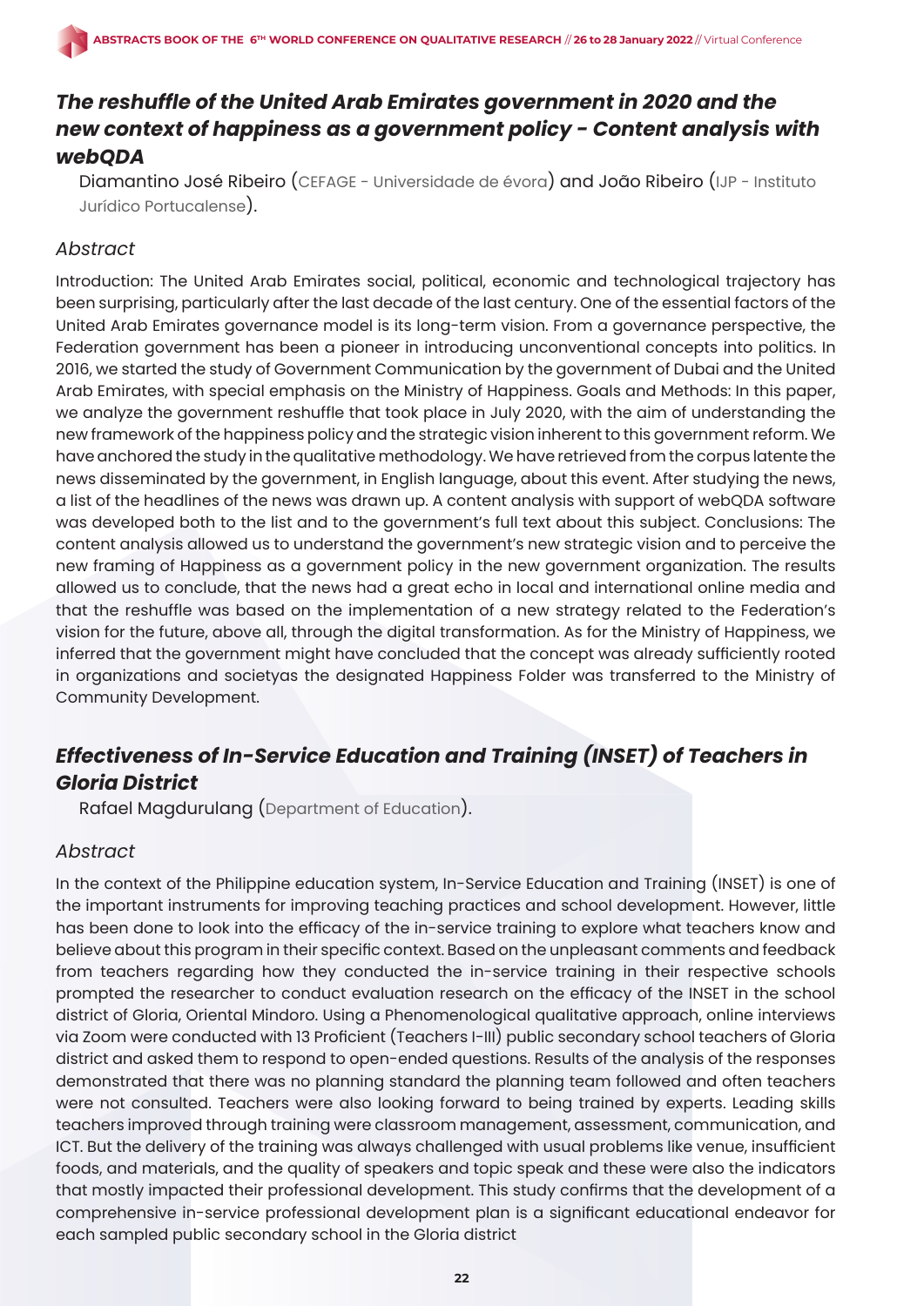## *The reshuffle of the United Arab Emirates government in 2020 and the new context of happiness as a government policy - Content analysis with webQDA*

Diamantino José Ribeiro (CEFAGE - Universidade de évora) and João Ribeiro (IJP - Instituto Jurídico Portucalense).

### *Abstract*

Introduction: The United Arab Emirates social, political, economic and technological trajectory has been surprising, particularly after the last decade of the last century. One of the essential factors of the United Arab Emirates governance model is its long-term vision. From a governance perspective, the Federation government has been a pioneer in introducing unconventional concepts into politics. In 2016, we started the study of Government Communication by the government of Dubai and the United Arab Emirates, with special emphasis on the Ministry of Happiness. Goals and Methods: In this paper, we analyze the government reshuffle that took place in July 2020, with the aim of understanding the new framework of the happiness policy and the strategic vision inherent to this government reform. We have anchored the study in the qualitative methodology. We have retrieved from the corpus latente the news disseminated by the government, in English language, about this event. After studying the news, a list of the headlines of the news was drawn up. A content analysis with support of webQDA software was developed both to the list and to the government's full text about this subject. Conclusions: The content analysis allowed us to understand the government's new strategic vision and to perceive the new framing of Happiness as a government policy in the new government organization. The results allowed us to conclude, that the news had a great echo in local and international online media and that the reshuffle was based on the implementation of a new strategy related to the Federation's vision for the future, above all, through the digital transformation. As for the Ministry of Happiness, we inferred that the government might have concluded that the concept was already sufficiently rooted in organizations and societyas the designated Happiness Folder was transferred to the Ministry of Community Development.

## *Effectiveness of In-Service Education and Training (INSET) of Teachers in Gloria District*

Rafael Magdurulang (Department of Education).

### *Abstract*

In the context of the Philippine education system, In-Service Education and Training (INSET) is one of the important instruments for improving teaching practices and school development. However, little has been done to look into the efficacy of the in-service training to explore what teachers know and believe about this program in their specific context. Based on the unpleasant comments and feedback from teachers regarding how they conducted the in-service training in their respective schools prompted the researcher to conduct evaluation research on the efficacy of the INSET in the school district of Gloria, Oriental Mindoro. Using a Phenomenological qualitative approach, online interviews via Zoom were conducted with 13 Proficient (Teachers I-III) public secondary school teachers of Gloria district and asked them to respond to open-ended questions. Results of the analysis of the responses demonstrated that there was no planning standard the planning team followed and often teachers were not consulted. Teachers were also looking forward to being trained by experts. Leading skills teachers improved through training were classroom management, assessment, communication, and ICT. But the delivery of the training was always challenged with usual problems like venue, insufficient foods, and materials, and the quality of speakers and topic speak and these were also the indicators that mostly impacted their professional development. This study confirms that the development of a comprehensive in-service professional development plan is a significant educational endeavor for each sampled public secondary school in the Gloria district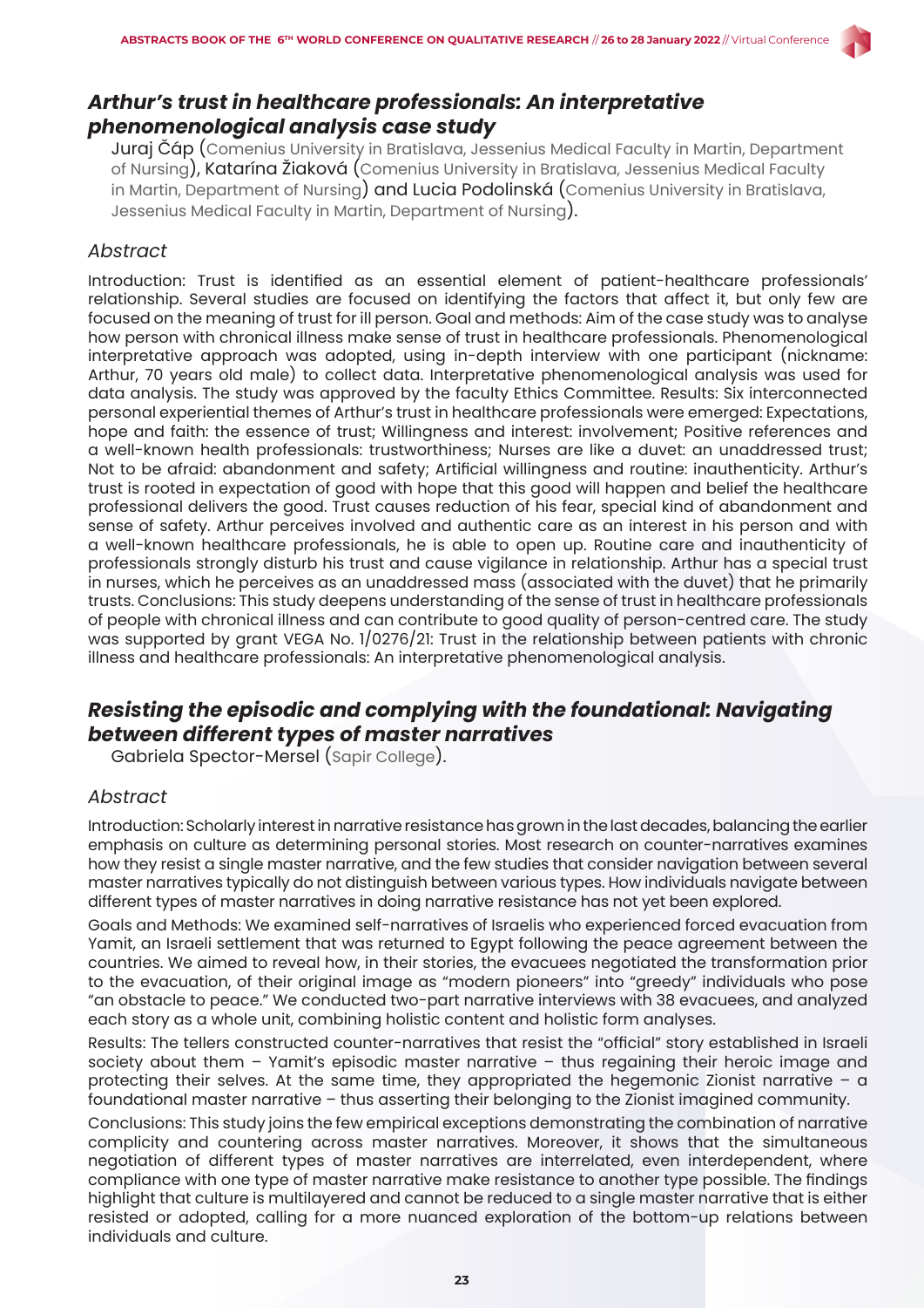## *Arthur's trust in healthcare professionals: An interpretative phenomenological analysis case study*

Juraj Čáp (Comenius University in Bratislava, Jessenius Medical Faculty in Martin, Department of Nursing), Katarína Žiaková (Comenius University in Bratislava, Jessenius Medical Faculty in Martin, Department of Nursing) and Lucia Podolinská (Comenius University in Bratislava, Jessenius Medical Faculty in Martin, Department of Nursing).

### *Abstract*

Introduction: Trust is identified as an essential element of patient-healthcare professionals' relationship. Several studies are focused on identifying the factors that affect it, but only few are focused on the meaning of trust for ill person. Goal and methods: Aim of the case study was to analyse how person with chronical illness make sense of trust in healthcare professionals. Phenomenological interpretative approach was adopted, using in-depth interview with one participant (nickname: Arthur, 70 years old male) to collect data. Interpretative phenomenological analysis was used for data analysis. The study was approved by the faculty Ethics Committee. Results: Six interconnected personal experiential themes of Arthur's trust in healthcare professionals were emerged: Expectations, hope and faith: the essence of trust; Willingness and interest: involvement; Positive references and a well-known health professionals: trustworthiness; Nurses are like a duvet: an unaddressed trust; Not to be afraid: abandonment and safety; Artificial willingness and routine: inauthenticity. Arthur's trust is rooted in expectation of good with hope that this good will happen and belief the healthcare professional delivers the good. Trust causes reduction of his fear, special kind of abandonment and sense of safety. Arthur perceives involved and authentic care as an interest in his person and with a well-known healthcare professionals, he is able to open up. Routine care and inauthenticity of professionals strongly disturb his trust and cause vigilance in relationship. Arthur has a special trust in nurses, which he perceives as an unaddressed mass (associated with the duvet) that he primarily trusts. Conclusions: This study deepens understanding of the sense of trust in healthcare professionals of people with chronical illness and can contribute to good quality of person-centred care. The study was supported by grant VEGA No. 1/0276/21: Trust in the relationship between patients with chronic illness and healthcare professionals: An interpretative phenomenological analysis.

## *Resisting the episodic and complying with the foundational: Navigating between different types of master narratives*

Gabriela Spector-Mersel (Sapir College).

### *Abstract*

Introduction: Scholarly interest in narrative resistance has grown in the last decades, balancing the earlier emphasis on culture as determining personal stories. Most research on counter-narratives examines how they resist a single master narrative, and the few studies that consider navigation between several master narratives typically do not distinguish between various types. How individuals navigate between different types of master narratives in doing narrative resistance has not yet been explored.

Goals and Methods: We examined self-narratives of Israelis who experienced forced evacuation from Yamit, an Israeli settlement that was returned to Egypt following the peace agreement between the countries. We aimed to reveal how, in their stories, the evacuees negotiated the transformation prior to the evacuation, of their original image as "modern pioneers" into "greedy" individuals who pose "an obstacle to peace." We conducted two-part narrative interviews with 38 evacuees, and analyzed each story as a whole unit, combining holistic content and holistic form analyses.

Results: The tellers constructed counter-narratives that resist the "official" story established in Israeli society about them – Yamit's episodic master narrative – thus regaining their heroic image and protecting their selves. At the same time, they appropriated the hegemonic Zionist narrative – a foundational master narrative – thus asserting their belonging to the Zionist imagined community.

Conclusions: This study joins the few empirical exceptions demonstrating the combination of narrative complicity and countering across master narratives. Moreover, it shows that the simultaneous negotiation of different types of master narratives are interrelated, even interdependent, where compliance with one type of master narrative make resistance to another type possible. The findings highlight that culture is multilayered and cannot be reduced to a single master narrative that is either resisted or adopted, calling for a more nuanced exploration of the bottom-up relations between individuals and culture.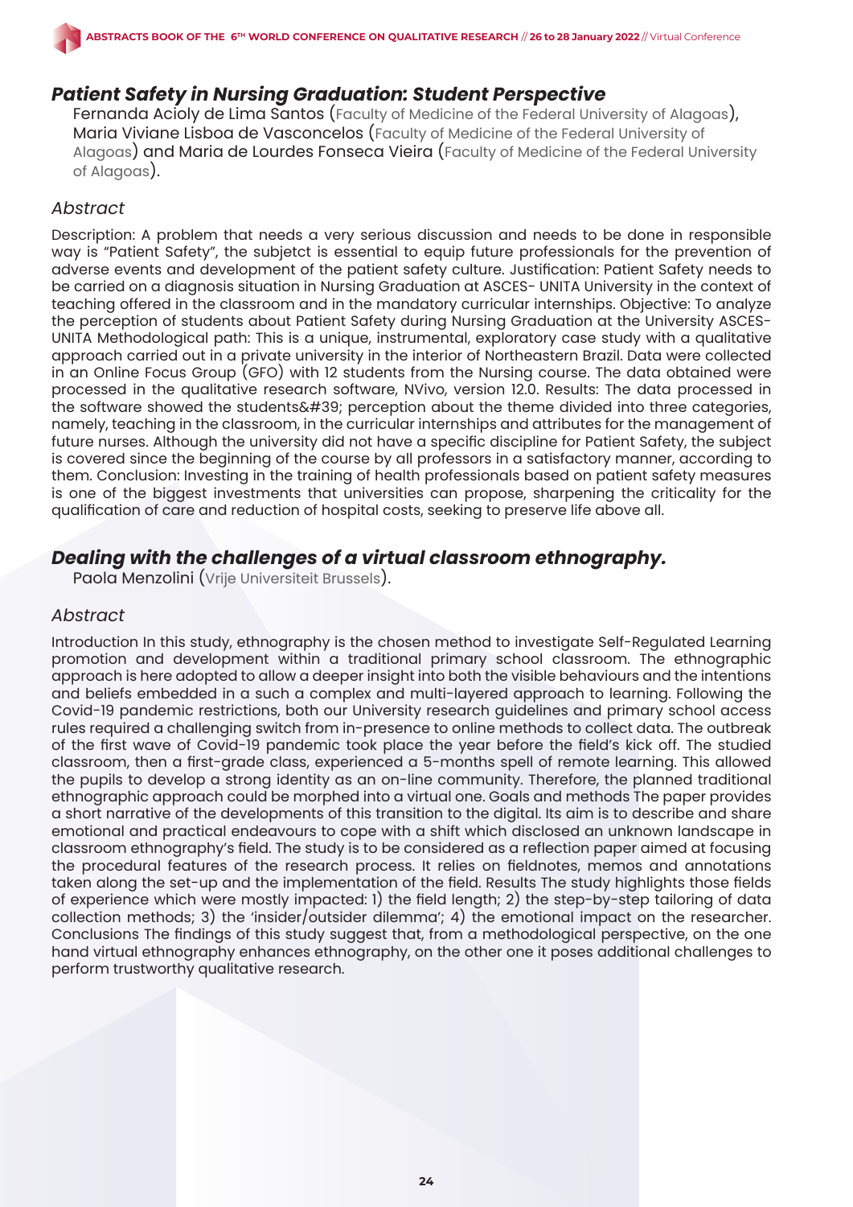## *Patient Safety in Nursing Graduation: Student Perspective*

Fernanda Acioly de Lima Santos (Faculty of Medicine of the Federal University of Alagoas), Maria Viviane Lisboa de Vasconcelos (Faculty of Medicine of the Federal University of Alagoas) and Maria de Lourdes Fonseca Vieira (Faculty of Medicine of the Federal University of Alagoas).

### *Abstract*

Description: A problem that needs a very serious discussion and needs to be done in responsible way is "Patient Safety", the subjetct is essential to equip future professionals for the prevention of adverse events and development of the patient safety culture. Justification: Patient Safety needs to be carried on a diagnosis situation in Nursing Graduation at ASCES- UNITA University in the context of teaching offered in the classroom and in the mandatory curricular internships. Objective: To analyze the perception of students about Patient Safety during Nursing Graduation at the University ASCES-UNITA Methodological path: This is a unique, instrumental, exploratory case study with a qualitative approach carried out in a private university in the interior of Northeastern Brazil. Data were collected in an Online Focus Group (GFO) with 12 students from the Nursing course. The data obtained were processed in the qualitative research software, NVivo, version 12.0. Results: The data processed in the software showed the students&#39; perception about the theme divided into three categories, namely, teaching in the classroom, in the curricular internships and attributes for the management of future nurses. Although the university did not have a specific discipline for Patient Safety, the subject is covered since the beginning of the course by all professors in a satisfactory manner, according to them. Conclusion: Investing in the training of health professionals based on patient safety measures is one of the biggest investments that universities can propose, sharpening the criticality for the qualification of care and reduction of hospital costs, seeking to preserve life above all.

## *Dealing with the challenges of a virtual classroom ethnography.*

Paola Menzolini (Vrije Universiteit Brussels).

### *Abstract*

Introduction In this study, ethnography is the chosen method to investigate Self-Regulated Learning promotion and development within a traditional primary school classroom. The ethnographic approach is here adopted to allow a deeper insight into both the visible behaviours and the intentions and beliefs embedded in a such a complex and multi-layered approach to learning. Following the Covid-19 pandemic restrictions, both our University research guidelines and primary school access rules required a challenging switch from in-presence to online methods to collect data. The outbreak of the first wave of Covid-19 pandemic took place the year before the field's kick off. The studied classroom, then a first-grade class, experienced a 5-months spell of remote learning. This allowed the pupils to develop a strong identity as an on-line community. Therefore, the planned traditional ethnographic approach could be morphed into a virtual one. Goals and methods The paper provides a short narrative of the developments of this transition to the digital. Its aim is to describe and share emotional and practical endeavours to cope with a shift which disclosed an unknown landscape in classroom ethnography's field. The study is to be considered as a reflection paper aimed at focusing the procedural features of the research process. It relies on fieldnotes, memos and annotations taken along the set-up and the implementation of the field. Results The study highlights those fields of experience which were mostly impacted: 1) the field length; 2) the step-by-step tailoring of data collection methods; 3) the 'insider/outsider dilemma'; 4) the emotional impact on the researcher. Conclusions The findings of this study suggest that, from a methodological perspective, on the one hand virtual ethnography enhances ethnography, on the other one it poses additional challenges to perform trustworthy qualitative research.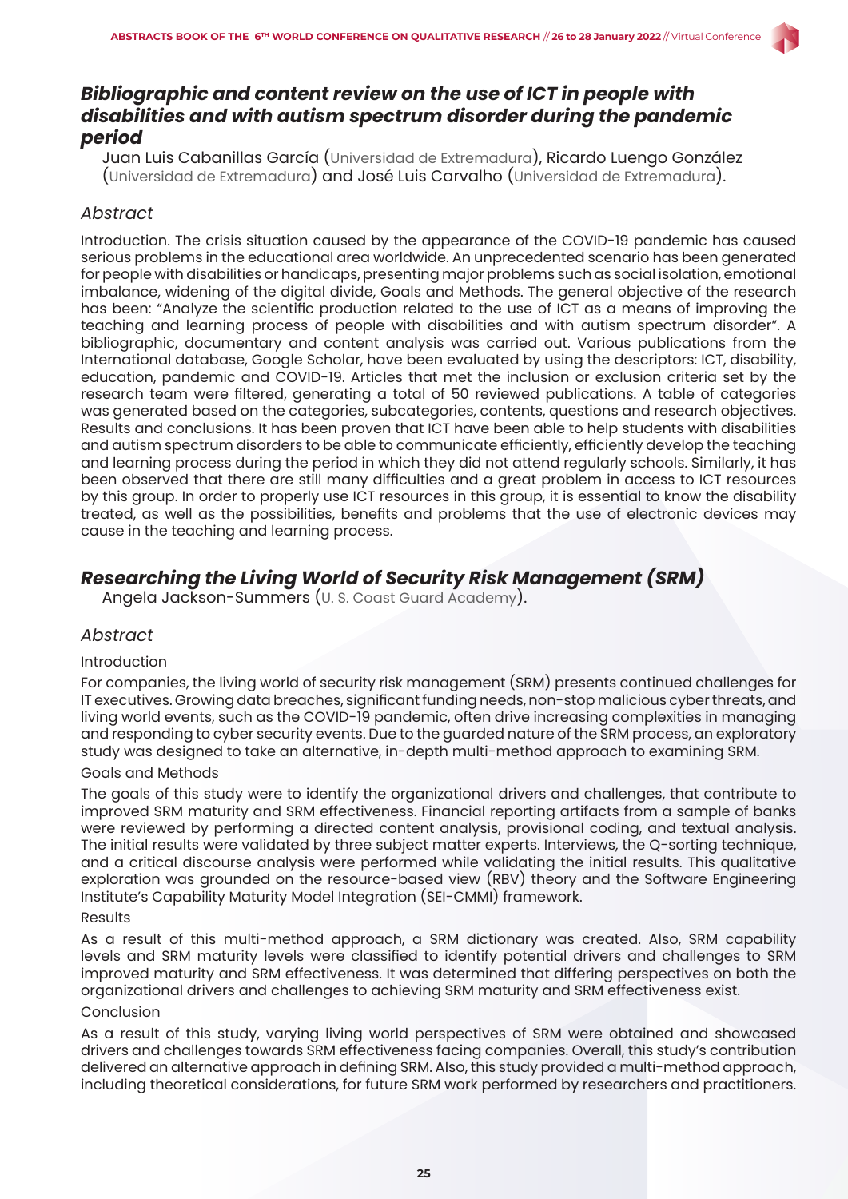## *Bibliographic and content review on the use of ICT in people with disabilities and with autism spectrum disorder during the pandemic period*

Juan Luis Cabanillas García (Universidad de Extremadura), Ricardo Luengo González (Universidad de Extremadura) and José Luis Carvalho (Universidad de Extremadura).

### *Abstract*

Introduction. The crisis situation caused by the appearance of the COVID-19 pandemic has caused serious problems in the educational area worldwide. An unprecedented scenario has been generated for people with disabilities or handicaps, presenting major problems such as social isolation, emotional imbalance, widening of the digital divide, Goals and Methods. The general objective of the research has been: "Analyze the scientific production related to the use of ICT as a means of improving the teaching and learning process of people with disabilities and with autism spectrum disorder". A bibliographic, documentary and content analysis was carried out. Various publications from the International database, Google Scholar, have been evaluated by using the descriptors: ICT, disability, education, pandemic and COVID-19. Articles that met the inclusion or exclusion criteria set by the research team were filtered, generating a total of 50 reviewed publications. A table of categories was generated based on the categories, subcategories, contents, questions and research objectives. Results and conclusions. It has been proven that ICT have been able to help students with disabilities and autism spectrum disorders to be able to communicate efficiently, efficiently develop the teaching and learning process during the period in which they did not attend regularly schools. Similarly, it has been observed that there are still many difficulties and a great problem in access to ICT resources by this group. In order to properly use ICT resources in this group, it is essential to know the disability treated, as well as the possibilities, benefits and problems that the use of electronic devices may cause in the teaching and learning process.

## *Researching the Living World of Security Risk Management (SRM)*

Angela Jackson-Summers (U. S. Coast Guard Academy).

### *Abstract*

Introduction

For companies, the living world of security risk management (SRM) presents continued challenges for IT executives. Growing data breaches, significant funding needs, non-stop malicious cyber threats, and living world events, such as the COVID-19 pandemic, often drive increasing complexities in managing and responding to cyber security events. Due to the guarded nature of the SRM process, an exploratory study was designed to take an alternative, in-depth multi-method approach to examining SRM.

Goals and Methods

The goals of this study were to identify the organizational drivers and challenges, that contribute to improved SRM maturity and SRM effectiveness. Financial reporting artifacts from a sample of banks were reviewed by performing a directed content analysis, provisional coding, and textual analysis. The initial results were validated by three subject matter experts. Interviews, the Q-sorting technique, and a critical discourse analysis were performed while validating the initial results. This qualitative exploration was grounded on the resource-based view (RBV) theory and the Software Engineering Institute's Capability Maturity Model Integration (SEI-CMMI) framework.

Results

As a result of this multi-method approach, a SRM dictionary was created. Also, SRM capability levels and SRM maturity levels were classified to identify potential drivers and challenges to SRM improved maturity and SRM effectiveness. It was determined that differing perspectives on both the organizational drivers and challenges to achieving SRM maturity and SRM effectiveness exist.

Conclusion

As a result of this study, varying living world perspectives of SRM were obtained and showcased drivers and challenges towards SRM effectiveness facing companies. Overall, this study's contribution delivered an alternative approach in defining SRM. Also, this study provided a multi-method approach, including theoretical considerations, for future SRM work performed by researchers and practitioners.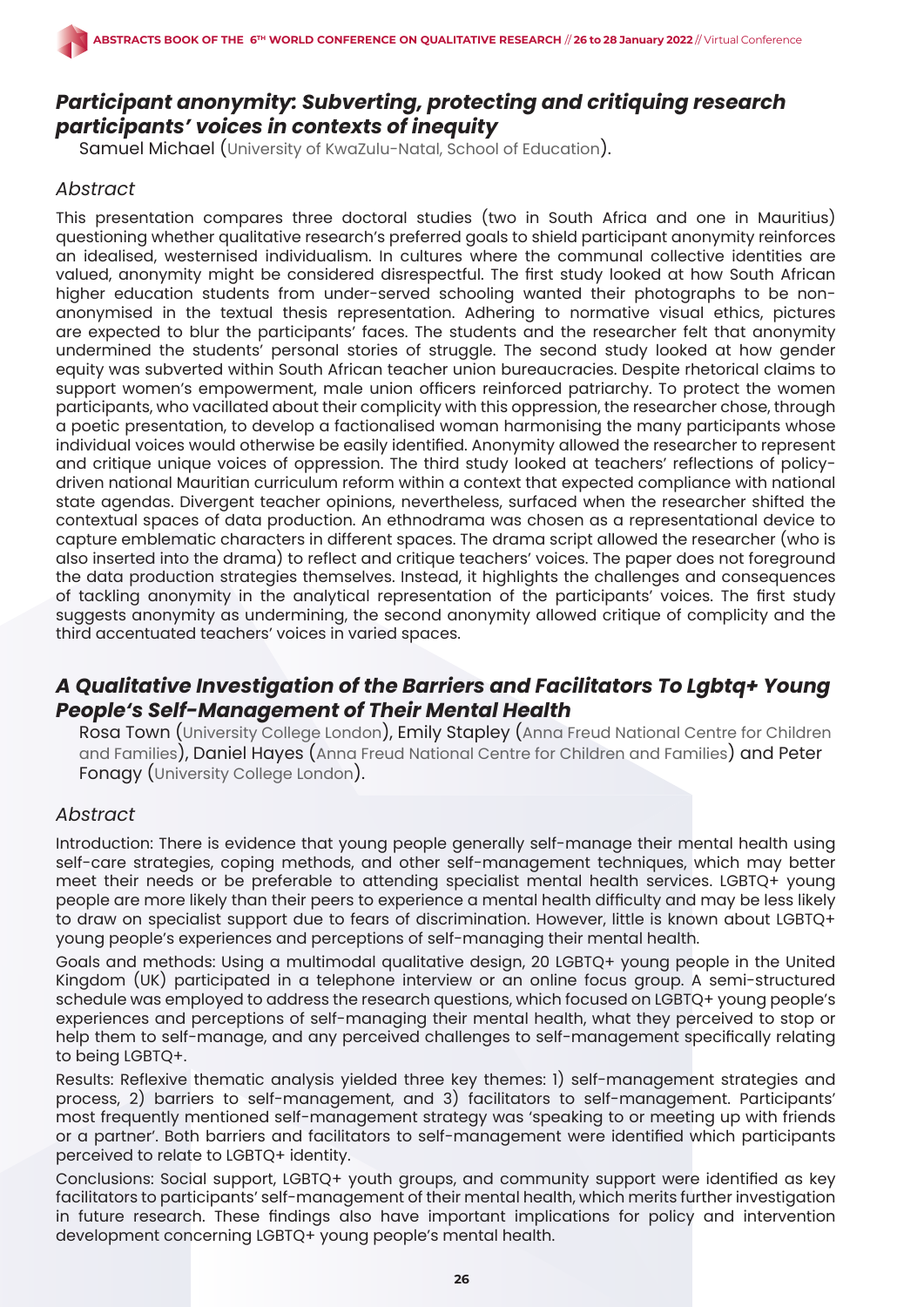## *Participant anonymity: Subverting, protecting and critiquing research participants' voices in contexts of inequity*

Samuel Michael (University of KwaZulu-Natal, School of Education).

### *Abstract*

This presentation compares three doctoral studies (two in South Africa and one in Mauritius) questioning whether qualitative research's preferred goals to shield participant anonymity reinforces an idealised, westernised individualism. In cultures where the communal collective identities are valued, anonymity might be considered disrespectful. The first study looked at how South African higher education students from under-served schooling wanted their photographs to be non-anonymised in the textual thesis representation. Adhering to normative visual ethics, pictures are expected to blur the participants' faces. The students and the researcher felt that anonymity undermined the students' personal stories of struggle. The second study looked at how gender equity was subverted within South African teacher union bureaucracies. Despite rhetorical claims to support women's empowerment, male union officers reinforced patriarchy. To protect the women participants, who vacillated about their complicity with this oppression, the researcher chose, through a poetic presentation, to develop a factionalised woman harmonising the many participants whose individual voices would otherwise be easily identified. Anonymity allowed the researcher to represent and critique unique voices of oppression. The third study looked at teachers' reflections of policy-driven national Mauritian curriculum reform within a context that expected compliance with national state agendas. Divergent teacher opinions, nevertheless, surfaced when the researcher shifted the contextual spaces of data production. An ethnodrama was chosen as a representational device to capture emblematic characters in different spaces. The drama script allowed the researcher (who is also inserted into the drama) to reflect and critique teachers' voices. The paper does not foreground the data production strategies themselves. Instead, it highlights the challenges and consequences of tackling anonymity in the analytical representation of the participants' voices. The first study suggests anonymity as undermining, the second anonymity allowed critique of complicity and the third accentuated teachers' voices in varied spaces.

## *A Qualitative Investigation of the Barriers and Facilitators To Lgbtq+ Young People's Self-Management of Their Mental Health*

Rosa Town (University College London), Emily Stapley (Anna Freud National Centre for Children and Families), Daniel Hayes (Anna Freud National Centre for Children and Families) and Peter Fonagy (University College London).

### *Abstract*

Introduction: There is evidence that young people generally self-manage their mental health using self-care strategies, coping methods, and other self-management techniques, which may better meet their needs or be preferable to attending specialist mental health services. LGBTQ+ young people are more likely than their peers to experience a mental health difficulty and may be less likely to draw on specialist support due to fears of discrimination. However, little is known about LGBTQ+ young people's experiences and perceptions of self-managing their mental health.

Goals and methods: Using a multimodal qualitative design, 20 LGBTQ+ young people in the United Kingdom (UK) participated in a telephone interview or an online focus group. A semi-structured schedule was employed to address the research questions, which focused on LGBTQ+ young people's experiences and perceptions of self-managing their mental health, what they perceived to stop or help them to self-manage, and any perceived challenges to self-management specifically relating to being LGBTQ+.

Results: Reflexive thematic analysis yielded three key themes: 1) self-management strategies and process, 2) barriers to self-management, and 3) facilitators to self-management. Participants' most frequently mentioned self-management strategy was 'speaking to or meeting up with friends or a partner'. Both barriers and facilitators to self-management were identified which participants perceived to relate to LGBTQ+ identity.

Conclusions: Social support, LGBTQ+ youth groups, and community support were identified as key facilitators to participants' self-management of their mental health, which merits further investigation in future research. These findings also have important implications for policy and intervention development concerning LGBTQ+ young people's mental health.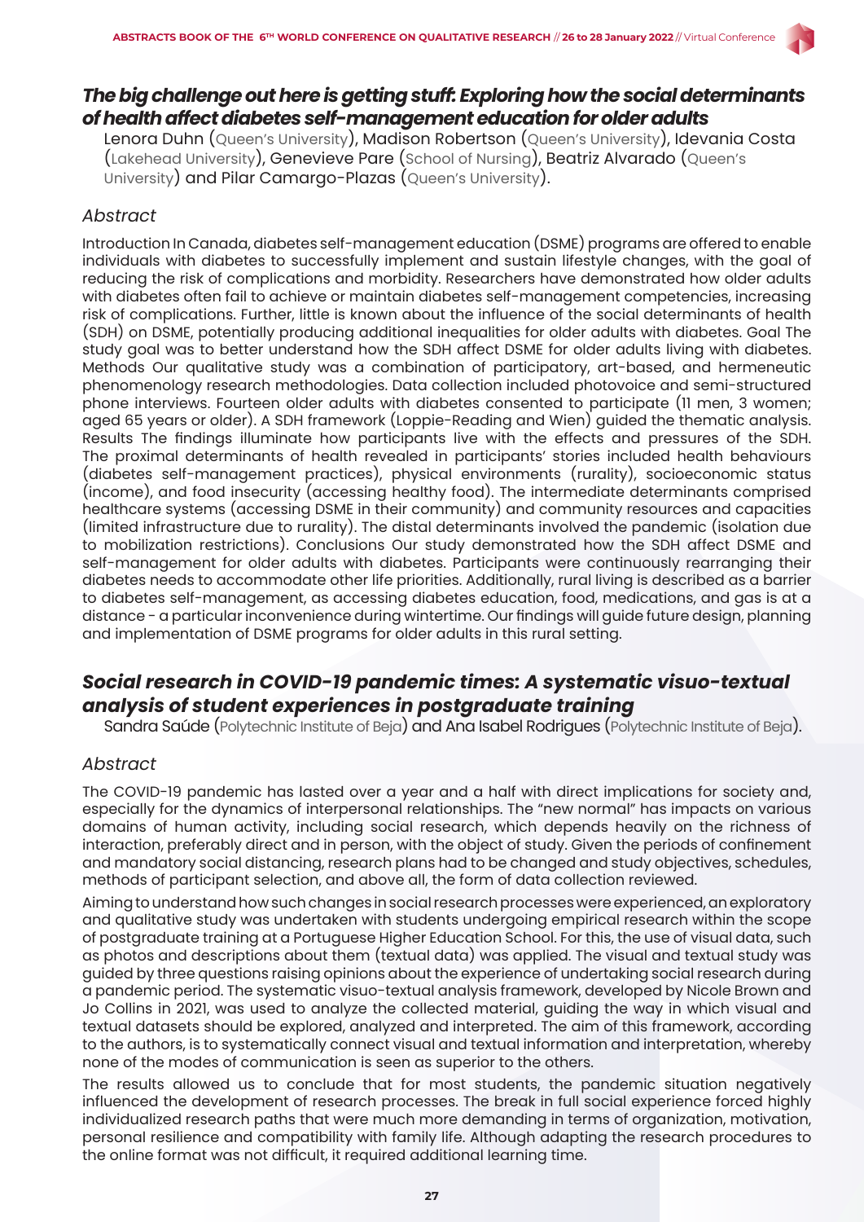## *The big challenge out here is getting stuff: Exploring how the social determinants of health affect diabetes self-management education for older adults*

Lenora Duhn (Queen's University), Madison Robertson (Queen's University), Idevania Costa (Lakehead University), Genevieve Pare (School of Nursing), Beatriz Alvarado (Queen's University) and Pilar Camargo-Plazas (Queen's University).

### *Abstract*

Introduction In Canada, diabetes self-management education (DSME) programs are offered to enable individuals with diabetes to successfully implement and sustain lifestyle changes, with the goal of reducing the risk of complications and morbidity. Researchers have demonstrated how older adults with diabetes often fail to achieve or maintain diabetes self-management competencies, increasing risk of complications. Further, little is known about the influence of the social determinants of health (SDH) on DSME, potentially producing additional inequalities for older adults with diabetes. Goal The study goal was to better understand how the SDH affect DSME for older adults living with diabetes. Methods Our qualitative study was a combination of participatory, art-based, and hermeneutic phenomenology research methodologies. Data collection included photovoice and semi-structured phone interviews. Fourteen older adults with diabetes consented to participate (11 men, 3 women; aged 65 years or older). A SDH framework (Loppie-Reading and Wien) guided the thematic analysis. Results The findings illuminate how participants live with the effects and pressures of the SDH. The proximal determinants of health revealed in participants' stories included health behaviours (diabetes self-management practices), physical environments (rurality), socioeconomic status (income), and food insecurity (accessing healthy food). The intermediate determinants comprised healthcare systems (accessing DSME in their community) and community resources and capacities (limited infrastructure due to rurality). The distal determinants involved the pandemic (isolation due to mobilization restrictions). Conclusions Our study demonstrated how the SDH affect DSME and self-management for older adults with diabetes. Participants were continuously rearranging their diabetes needs to accommodate other life priorities. Additionally, rural living is described as a barrier to diabetes self-management, as accessing diabetes education, food, medications, and gas is at a distance - a particular inconvenience during wintertime. Our findings will guide future design, planning and implementation of DSME programs for older adults in this rural setting.

## *Social research in COVID-19 pandemic times: A systematic visuo-textual analysis of student experiences in postgraduate training*

Sandra Saúde (Polytechnic Institute of Beja) and Ana Isabel Rodrigues (Polytechnic Institute of Beja).

### *Abstract*

The COVID-19 pandemic has lasted over a year and a half with direct implications for society and, especially for the dynamics of interpersonal relationships. The "new normal" has impacts on various domains of human activity, including social research, which depends heavily on the richness of interaction, preferably direct and in person, with the object of study. Given the periods of confinement and mandatory social distancing, research plans had to be changed and study objectives, schedules, methods of participant selection, and above all, the form of data collection reviewed.

Aiming to understand how such changes in social research processes were experienced, an exploratory and qualitative study was undertaken with students undergoing empirical research within the scope of postgraduate training at a Portuguese Higher Education School. For this, the use of visual data, such as photos and descriptions about them (textual data) was applied. The visual and textual study was guided by three questions raising opinions about the experience of undertaking social research during a pandemic period. The systematic visuo-textual analysis framework, developed by Nicole Brown and Jo Collins in 2021, was used to analyze the collected material, guiding the way in which visual and textual datasets should be explored, analyzed and interpreted. The aim of this framework, according to the authors, is to systematically connect visual and textual information and interpretation, whereby none of the modes of communication is seen as superior to the others.

The results allowed us to conclude that for most students, the pandemic situation negatively influenced the development of research processes. The break in full social experience forced highly individualized research paths that were much more demanding in terms of organization, motivation, personal resilience and compatibility with family life. Although adapting the research procedures to the online format was not difficult, it required additional learning time.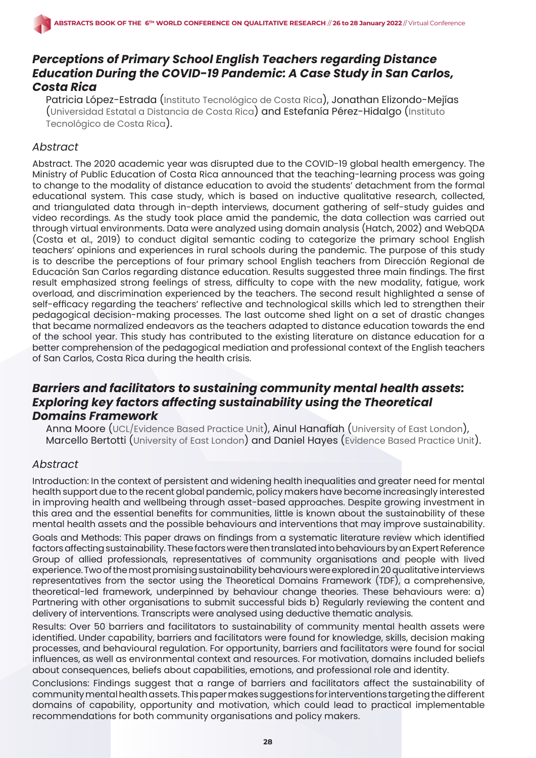## *Perceptions of Primary School English Teachers regarding Distance Education During the COVID-19 Pandemic: A Case Study in San Carlos, Costa Rica*

Patricia López-Estrada (Instituto Tecnológico de Costa Rica), Jonathan Elizondo-Mejías (Universidad Estatal a Distancia de Costa Rica) and Estefanía Pérez-Hidalgo (Instituto Tecnológico de Costa Rica).

### *Abstract*

Abstract. The 2020 academic year was disrupted due to the COVID-19 global health emergency. The Ministry of Public Education of Costa Rica announced that the teaching-learning process was going to change to the modality of distance education to avoid the students' detachment from the formal educational system. This case study, which is based on inductive qualitative research, collected, and triangulated data through in-depth interviews, document gathering of self-study guides and video recordings. As the study took place amid the pandemic, the data collection was carried out through virtual environments. Data were analyzed using domain analysis (Hatch, 2002) and WebQDA (Costa et al., 2019) to conduct digital semantic coding to categorize the primary school English teachers' opinions and experiences in rural schools during the pandemic. The purpose of this study is to describe the perceptions of four primary school English teachers from Dirección Regional de Educación San Carlos regarding distance education. Results suggested three main findings. The first result emphasized strong feelings of stress, difficulty to cope with the new modality, fatigue, work overload, and discrimination experienced by the teachers. The second result highlighted a sense of self-efficacy regarding the teachers' reflective and technological skills which led to strengthen their pedagogical decision-making processes. The last outcome shed light on a set of drastic changes that became normalized endeavors as the teachers adapted to distance education towards the end of the school year. This study has contributed to the existing literature on distance education for a better comprehension of the pedagogical mediation and professional context of the English teachers of San Carlos, Costa Rica during the health crisis.

## *Barriers and facilitators to sustaining community mental health assets: Exploring key factors affecting sustainability using the Theoretical Domains Framework*

Anna Moore (UCL/Evidence Based Practice Unit), Ainul Hanafiah (University of East London), Marcello Bertotti (University of East London) and Daniel Hayes (Evidence Based Practice Unit).

### *Abstract*

Introduction: In the context of persistent and widening health inequalities and greater need for mental health support due to the recent global pandemic, policy makers have become increasingly interested in improving health and wellbeing through asset-based approaches. Despite growing investment in this area and the essential benefits for communities, little is known about the sustainability of these mental health assets and the possible behaviours and interventions that may improve sustainability.

Goals and Methods: This paper draws on findings from a systematic literature review which identified factors affecting sustainability. These factors were then translated into behaviours by an Expert Reference Group of allied professionals, representatives of community organisations and people with lived experience. Two of the most promising sustainability behaviours were explored in 20 qualitative interviews representatives from the sector using the Theoretical Domains Framework (TDF), a comprehensive, theoretical-led framework, underpinned by behaviour change theories. These behaviours were: a) Partnering with other organisations to submit successful bids b) Regularly reviewing the content and delivery of interventions. Transcripts were analysed using deductive thematic analysis.

Results: Over 50 barriers and facilitators to sustainability of community mental health assets were identified. Under capability, barriers and facilitators were found for knowledge, skills, decision making processes, and behavioural regulation. For opportunity, barriers and facilitators were found for social influences, as well as environmental context and resources. For motivation, domains included beliefs about consequences, beliefs about capabilities, emotions, and professional role and identity.

Conclusions: Findings suggest that a range of barriers and facilitators affect the sustainability of community mental health assets. This paper makes suggestions for interventions targeting the different domains of capability, opportunity and motivation, which could lead to practical implementable recommendations for both community organisations and policy makers.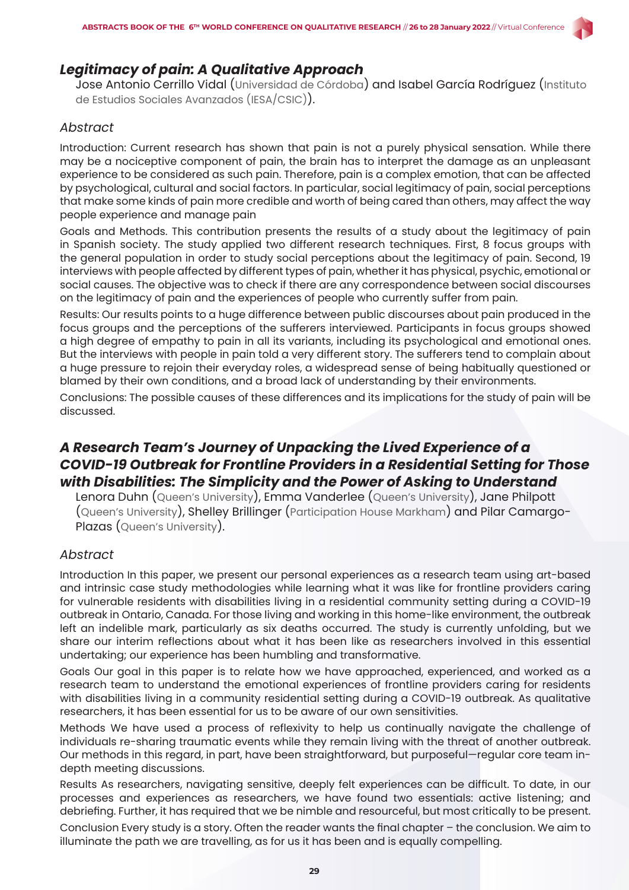## *Legitimacy of pain: A Qualitative Approach*

Jose Antonio Cerrillo Vidal (Universidad de Córdoba) and Isabel García Rodríguez (Instituto de Estudios Sociales Avanzados (IESA/CSIC)).

### *Abstract*

Introduction: Current research has shown that pain is not a purely physical sensation. While there may be a nociceptive component of pain, the brain has to interpret the damage as an unpleasant experience to be considered as such pain. Therefore, pain is a complex emotion, that can be affected by psychological, cultural and social factors. In particular, social legitimacy of pain, social perceptions that make some kinds of pain more credible and worth of being cared than others, may affect the way people experience and manage pain

Goals and Methods. This contribution presents the results of a study about the legitimacy of pain in Spanish society. The study applied two different research techniques. First, 8 focus groups with the general population in order to study social perceptions about the legitimacy of pain. Second, 19 interviews with people affected by different types of pain, whether it has physical, psychic, emotional or social causes. The objective was to check if there are any correspondence between social discourses on the legitimacy of pain and the experiences of people who currently suffer from pain.

Results: Our results points to a huge difference between public discourses about pain produced in the focus groups and the perceptions of the sufferers interviewed. Participants in focus groups showed a high degree of empathy to pain in all its variants, including its psychological and emotional ones. But the interviews with people in pain told a very different story. The sufferers tend to complain about a huge pressure to rejoin their everyday roles, a widespread sense of being habitually questioned or blamed by their own conditions, and a broad lack of understanding by their environments.

Conclusions: The possible causes of these differences and its implications for the study of pain will be discussed.

## *A Research Team's Journey of Unpacking the Lived Experience of a COVID-19 Outbreak for Frontline Providers in a Residential Setting for Those with Disabilities: The Simplicity and the Power of Asking to Understand*

Lenora Duhn (Queen's University), Emma Vanderlee (Queen's University), Jane Philpott (Queen's University), Shelley Brillinger (Participation House Markham) and Pilar Camargo-Plazas (Queen's University).

### *Abstract*

Introduction In this paper, we present our personal experiences as a research team using art-based and intrinsic case study methodologies while learning what it was like for frontline providers caring for vulnerable residents with disabilities living in a residential community setting during a COVID-19 outbreak in Ontario, Canada. For those living and working in this home-like environment, the outbreak left an indelible mark, particularly as six deaths occurred. The study is currently unfolding, but we share our interim reflections about what it has been like as researchers involved in this essential undertaking; our experience has been humbling and transformative.

Goals Our goal in this paper is to relate how we have approached, experienced, and worked as a research team to understand the emotional experiences of frontline providers caring for residents with disabilities living in a community residential setting during a COVID-19 outbreak. As qualitative researchers, it has been essential for us to be aware of our own sensitivities.

Methods We have used a process of reflexivity to help us continually navigate the challenge of individuals re-sharing traumatic events while they remain living with the threat of another outbreak. Our methods in this regard, in part, have been straightforward, but purposeful—regular core team in-depth meeting discussions.

Results As researchers, navigating sensitive, deeply felt experiences can be difficult. To date, in our processes and experiences as researchers, we have found two essentials: active listening; and debriefing. Further, it has required that we be nimble and resourceful, but most critically to be present.

Conclusion Every study is a story. Often the reader wants the final chapter – the conclusion. We aim to illuminate the path we are travelling, as for us it has been and is equally compelling.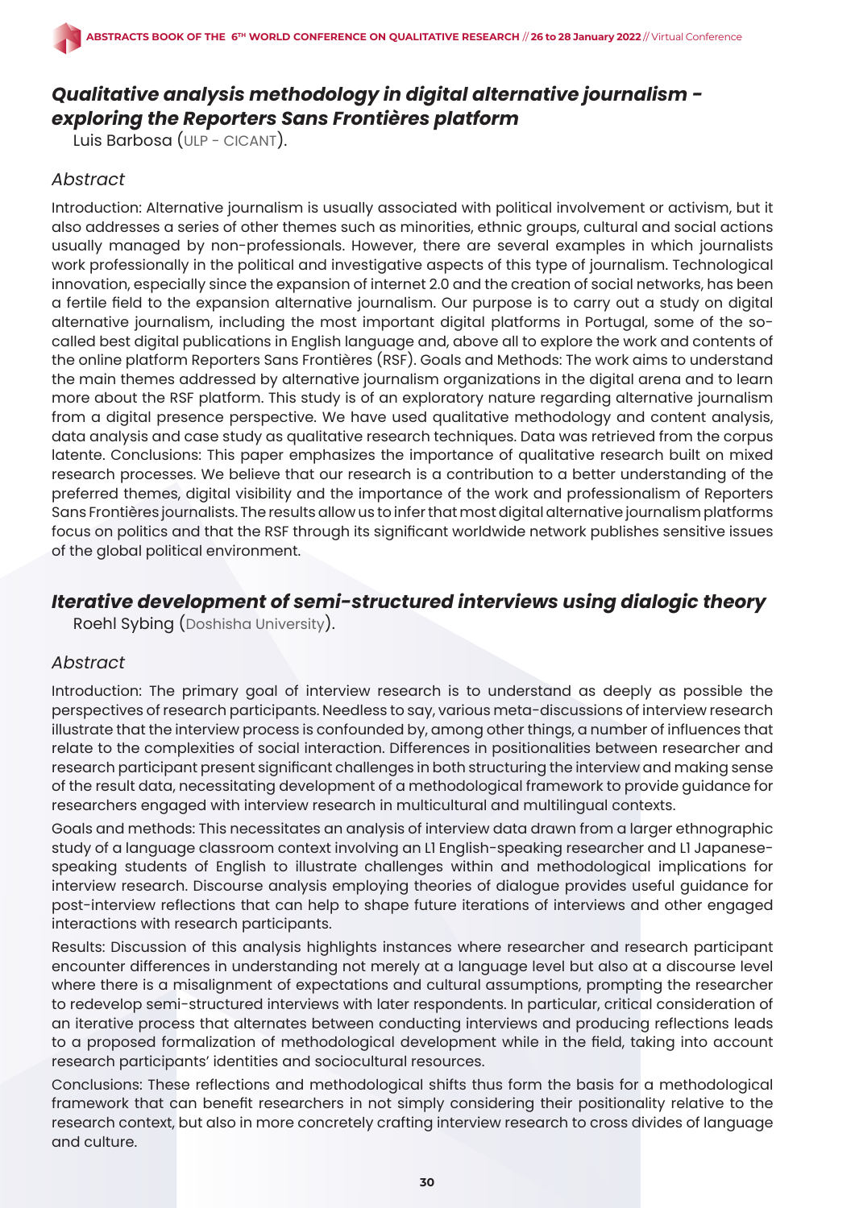## ***Qualitative analysis methodology in digital alternative journalism - exploring the Reporters Sans Frontières platform***

Luis Barbosa (ULP - CICANT).

### *Abstract*

Introduction: Alternative journalism is usually associated with political involvement or activism, but it also addresses a series of other themes such as minorities, ethnic groups, cultural and social actions usually managed by non-professionals. However, there are several examples in which journalists work professionally in the political and investigative aspects of this type of journalism. Technological innovation, especially since the expansion of internet 2.0 and the creation of social networks, has been a fertile field to the expansion alternative journalism. Our purpose is to carry out a study on digital alternative journalism, including the most important digital platforms in Portugal, some of the so-called best digital publications in English language and, above all to explore the work and contents of the online platform Reporters Sans Frontières (RSF). Goals and Methods: The work aims to understand the main themes addressed by alternative journalism organizations in the digital arena and to learn more about the RSF platform. This study is of an exploratory nature regarding alternative journalism from a digital presence perspective. We have used qualitative methodology and content analysis, data analysis and case study as qualitative research techniques. Data was retrieved from the corpus latente. Conclusions: This paper emphasizes the importance of qualitative research built on mixed research processes. We believe that our research is a contribution to a better understanding of the preferred themes, digital visibility and the importance of the work and professionalism of Reporters Sans Frontières journalists. The results allow us to infer that most digital alternative journalism platforms focus on politics and that the RSF through its significant worldwide network publishes sensitive issues of the global political environment.

## ***Iterative development of semi-structured interviews using dialogic theory***

Roehl Sybing (Doshisha University).

### *Abstract*

Introduction: The primary goal of interview research is to understand as deeply as possible the perspectives of research participants. Needless to say, various meta-discussions of interview research illustrate that the interview process is confounded by, among other things, a number of influences that relate to the complexities of social interaction. Differences in positionalities between researcher and research participant present significant challenges in both structuring the interview and making sense of the result data, necessitating development of a methodological framework to provide guidance for researchers engaged with interview research in multicultural and multilingual contexts.

Goals and methods: This necessitates an analysis of interview data drawn from a larger ethnographic study of a language classroom context involving an L1 English-speaking researcher and L1 Japanese-speaking students of English to illustrate challenges within and methodological implications for interview research. Discourse analysis employing theories of dialogue provides useful guidance for post-interview reflections that can help to shape future iterations of interviews and other engaged interactions with research participants.

Results: Discussion of this analysis highlights instances where researcher and research participant encounter differences in understanding not merely at a language level but also at a discourse level where there is a misalignment of expectations and cultural assumptions, prompting the researcher to redevelop semi-structured interviews with later respondents. In particular, critical consideration of an iterative process that alternates between conducting interviews and producing reflections leads to a proposed formalization of methodological development while in the field, taking into account research participants' identities and sociocultural resources.

Conclusions: These reflections and methodological shifts thus form the basis for a methodological framework that can benefit researchers in not simply considering their positionality relative to the research context, but also in more concretely crafting interview research to cross divides of language and culture.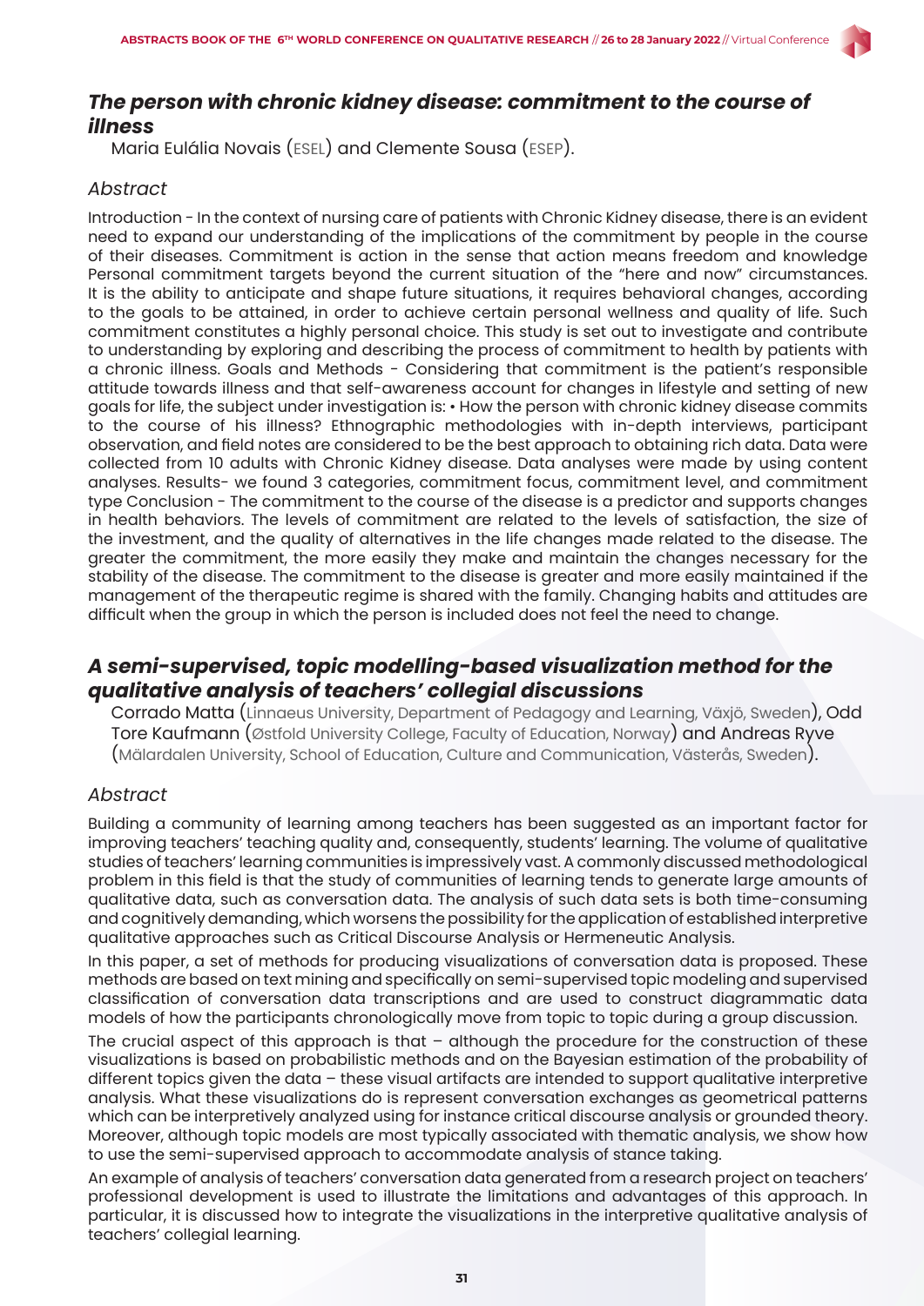## *The person with chronic kidney disease: commitment to the course of illness*

Maria Eulália Novais (ESEL) and Clemente Sousa (ESEP).

### *Abstract*

Introduction - In the context of nursing care of patients with Chronic Kidney disease, there is an evident need to expand our understanding of the implications of the commitment by people in the course of their diseases. Commitment is action in the sense that action means freedom and knowledge Personal commitment targets beyond the current situation of the "here and now" circumstances. It is the ability to anticipate and shape future situations, it requires behavioral changes, according to the goals to be attained, in order to achieve certain personal wellness and quality of life. Such commitment constitutes a highly personal choice. This study is set out to investigate and contribute to understanding by exploring and describing the process of commitment to health by patients with a chronic illness. Goals and Methods - Considering that commitment is the patient's responsible attitude towards illness and that self-awareness account for changes in lifestyle and setting of new goals for life, the subject under investigation is: • How the person with chronic kidney disease commits to the course of his illness? Ethnographic methodologies with in-depth interviews, participant observation, and field notes are considered to be the best approach to obtaining rich data. Data were collected from 10 adults with Chronic Kidney disease. Data analyses were made by using content analyses. Results- we found 3 categories, commitment focus, commitment level, and commitment type Conclusion - The commitment to the course of the disease is a predictor and supports changes in health behaviors. The levels of commitment are related to the levels of satisfaction, the size of the investment, and the quality of alternatives in the life changes made related to the disease. The greater the commitment, the more easily they make and maintain the changes necessary for the stability of the disease. The commitment to the disease is greater and more easily maintained if the management of the therapeutic regime is shared with the family. Changing habits and attitudes are difficult when the group in which the person is included does not feel the need to change.

## *A semi-supervised, topic modelling-based visualization method for the qualitative analysis of teachers' collegial discussions*

Corrado Matta (Linnaeus University, Department of Pedagogy and Learning, Växjö, Sweden), Odd Tore Kaufmann (Østfold University College, Faculty of Education, Norway) and Andreas Ryve (Mälardalen University, School of Education, Culture and Communication, Västerås, Sweden).

### *Abstract*

Building a community of learning among teachers has been suggested as an important factor for improving teachers' teaching quality and, consequently, students' learning. The volume of qualitative studies of teachers' learning communities is impressively vast. A commonly discussed methodological problem in this field is that the study of communities of learning tends to generate large amounts of qualitative data, such as conversation data. The analysis of such data sets is both time-consuming and cognitively demanding, which worsens the possibility for the application of established interpretive qualitative approaches such as Critical Discourse Analysis or Hermeneutic Analysis.

In this paper, a set of methods for producing visualizations of conversation data is proposed. These methods are based on text mining and specifically on semi-supervised topic modeling and supervised classification of conversation data transcriptions and are used to construct diagrammatic data models of how the participants chronologically move from topic to topic during a group discussion.

The crucial aspect of this approach is that – although the procedure for the construction of these visualizations is based on probabilistic methods and on the Bayesian estimation of the probability of different topics given the data – these visual artifacts are intended to support qualitative interpretive analysis. What these visualizations do is represent conversation exchanges as geometrical patterns which can be interpretively analyzed using for instance critical discourse analysis or grounded theory. Moreover, although topic models are most typically associated with thematic analysis, we show how to use the semi-supervised approach to accommodate analysis of stance taking.

An example of analysis of teachers' conversation data generated from a research project on teachers' professional development is used to illustrate the limitations and advantages of this approach. In particular, it is discussed how to integrate the visualizations in the interpretive qualitative analysis of teachers' collegial learning.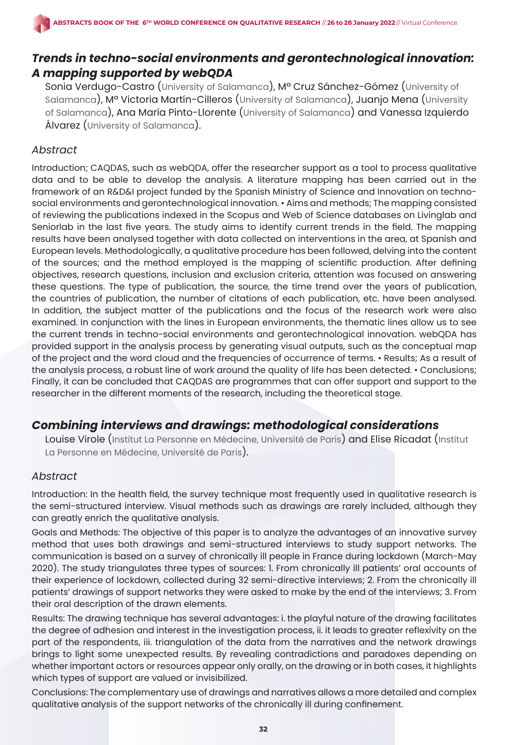## *Trends in techno-social environments and gerontechnological innovation: A mapping supported by webQDA*

Sonia Verdugo-Castro (University of Salamanca), Mª Cruz Sánchez-Gómez (University of Salamanca), Mª Victoria Martín-Cilleros (University of Salamanca), Juanjo Mena (University of Salamanca), Ana María Pinto-Llorente (University of Salamanca) and Vanessa Izquierdo Álvarez (University of Salamanca).

### *Abstract*

Introduction; CAQDAS, such as webQDA, offer the researcher support as a tool to process qualitative data and to be able to develop the analysis. A literature mapping has been carried out in the framework of an R&D&I project funded by the Spanish Ministry of Science and Innovation on techno-social environments and gerontechnological innovation. • Aims and methods; The mapping consisted of reviewing the publications indexed in the Scopus and Web of Science databases on Livinglab and Seniorlab in the last five years. The study aims to identify current trends in the field. The mapping results have been analysed together with data collected on interventions in the area, at Spanish and European levels. Methodologically, a qualitative procedure has been followed, delving into the content of the sources; and the method employed is the mapping of scientific production. After defining objectives, research questions, inclusion and exclusion criteria, attention was focused on answering these questions. The type of publication, the source, the time trend over the years of publication, the countries of publication, the number of citations of each publication, etc. have been analysed. In addition, the subject matter of the publications and the focus of the research work were also examined. In conjunction with the lines in European environments, the thematic lines allow us to see the current trends in techno-social environments and gerontechnological innovation. webQDA has provided support in the analysis process by generating visual outputs, such as the conceptual map of the project and the word cloud and the frequencies of occurrence of terms. • Results; As a result of the analysis process, a robust line of work around the quality of life has been detected. • Conclusions; Finally, it can be concluded that CAQDAS are programmes that can offer support and support to the researcher in the different moments of the research, including the theoretical stage.

## *Combining interviews and drawings: methodological considerations*

Louise Virole (Institut La Personne en Médecine, Université de Paris) and Elise Ricadat (Institut La Personne en Médecine, Université de Paris).

### *Abstract*

Introduction: In the health field, the survey technique most frequently used in qualitative research is the semi-structured interview. Visual methods such as drawings are rarely included, although they can greatly enrich the qualitative analysis.

Goals and Methods: The objective of this paper is to analyze the advantages of an innovative survey method that uses both drawings and semi-structured interviews to study support networks. The communication is based on a survey of chronically ill people in France during lockdown (March-May 2020). The study triangulates three types of sources: 1. From chronically ill patients' oral accounts of their experience of lockdown, collected during 32 semi-directive interviews; 2. From the chronically ill patients' drawings of support networks they were asked to make by the end of the interviews; 3. From their oral description of the drawn elements.

Results: The drawing technique has several advantages: i. the playful nature of the drawing facilitates the degree of adhesion and interest in the investigation process, ii. it leads to greater reflexivity on the part of the respondents, iii. triangulation of the data from the narratives and the network drawings brings to light some unexpected results. By revealing contradictions and paradoxes depending on whether important actors or resources appear only orally, on the drawing or in both cases, it highlights which types of support are valued or invisibilized.

Conclusions: The complementary use of drawings and narratives allows a more detailed and complex qualitative analysis of the support networks of the chronically ill during confinement.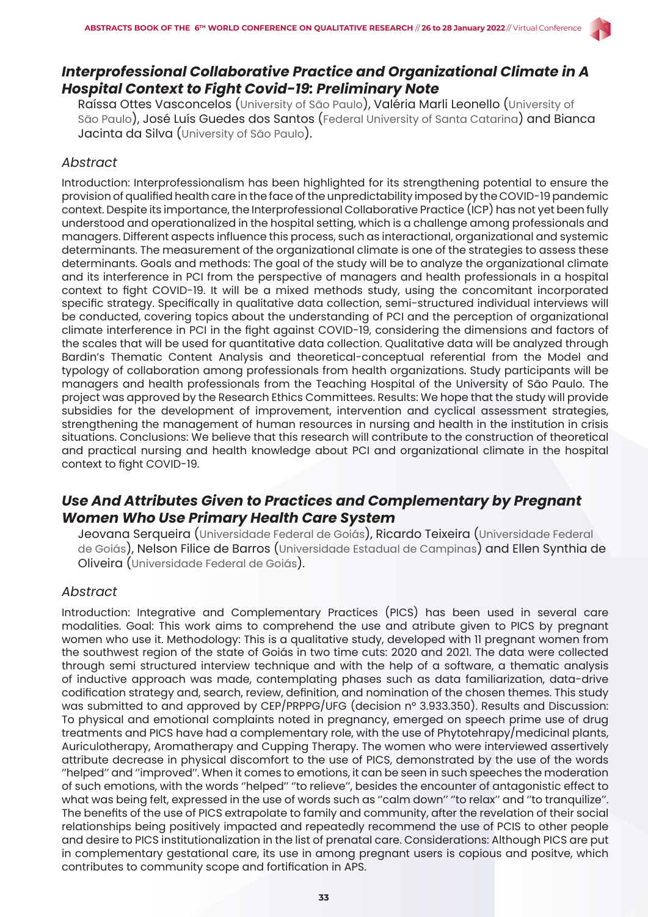## *Interprofessional Collaborative Practice and Organizational Climate in A Hospital Context to Fight Covid-19: Preliminary Note*

Raíssa Ottes Vasconcelos (University of São Paulo), Valéria Marli Leonello (University of São Paulo), José Luís Guedes dos Santos (Federal University of Santa Catarina) and Bianca Jacinta da Silva (University of São Paulo).

### *Abstract*

Introduction: Interprofessionalism has been highlighted for its strengthening potential to ensure the provision of qualified health care in the face of the unpredictability imposed by the COVID-19 pandemic context. Despite its importance, the Interprofessional Collaborative Practice (ICP) has not yet been fully understood and operationalized in the hospital setting, which is a challenge among professionals and managers. Different aspects influence this process, such as interactional, organizational and systemic determinants. The measurement of the organizational climate is one of the strategies to assess these determinants. Goals and methods: The goal of the study will be to analyze the organizational climate and its interference in PCI from the perspective of managers and health professionals in a hospital context to fight COVID-19. It will be a mixed methods study, using the concomitant incorporated specific strategy. Specifically in qualitative data collection, semi-structured individual interviews will be conducted, covering topics about the understanding of PCI and the perception of organizational climate interference in PCI in the fight against COVID-19, considering the dimensions and factors of the scales that will be used for quantitative data collection. Qualitative data will be analyzed through Bardin's Thematic Content Analysis and theoretical-conceptual referential from the Model and typology of collaboration among professionals from health organizations. Study participants will be managers and health professionals from the Teaching Hospital of the University of São Paulo. The project was approved by the Research Ethics Committees. Results: We hope that the study will provide subsidies for the development of improvement, intervention and cyclical assessment strategies, strengthening the management of human resources in nursing and health in the institution in crisis situations. Conclusions: We believe that this research will contribute to the construction of theoretical and practical nursing and health knowledge about PCI and organizational climate in the hospital context to fight COVID-19.

## *Use And Attributes Given to Practices and Complementary by Pregnant Women Who Use Primary Health Care System*

Jeovana Serqueira (Universidade Federal de Goiás), Ricardo Teixeira (Universidade Federal de Goiás), Nelson Filice de Barros (Universidade Estadual de Campinas) and Ellen Synthia de Oliveira (Universidade Federal de Goiás).

### *Abstract*

Introduction: Integrative and Complementary Practices (PICS) has been used in several care modalities. Goal: This work aims to comprehend the use and atribute given to PICS by pregnant women who use it. Methodology: This is a qualitative study, developed with 11 pregnant women from the southwest region of the state of Goiás in two time cuts: 2020 and 2021. The data were collected through semi structured interview technique and with the help of a software, a thematic analysis of inductive approach was made, contemplating phases such as data familiarization, data-drive codification strategy and, search, review, definition, and nomination of the chosen themes. This study was submitted to and approved by CEP/PRPPG/UFG (decision nº 3.933.350). Results and Discussion: To physical and emotional complaints noted in pregnancy, emerged on speech prime use of drug treatments and PICS have had a complementary role, with the use of Phytotehrapy/medicinal plants, Auriculotherapy, Aromatherapy and Cupping Therapy. The women who were interviewed assertively attribute decrease in physical discomfort to the use of PICS, demonstrated by the use of the words "helped" and "improved". When it comes to emotions, it can be seen in such speeches the moderation of such emotions, with the words "helped" "to relieve", besides the encounter of antagonistic effect to what was being felt, expressed in the use of words such as "calm down" "to relax" and "to tranquilize". The benefits of the use of PICS extrapolate to family and community, after the revelation of their social relationships being positively impacted and repeatedly recommend the use of PCIS to other people and desire to PICS institutionalization in the list of prenatal care. Considerations: Although PICS are put in complementary gestational care, its use in among pregnant users is copious and positve, which contributes to community scope and fortification in APS.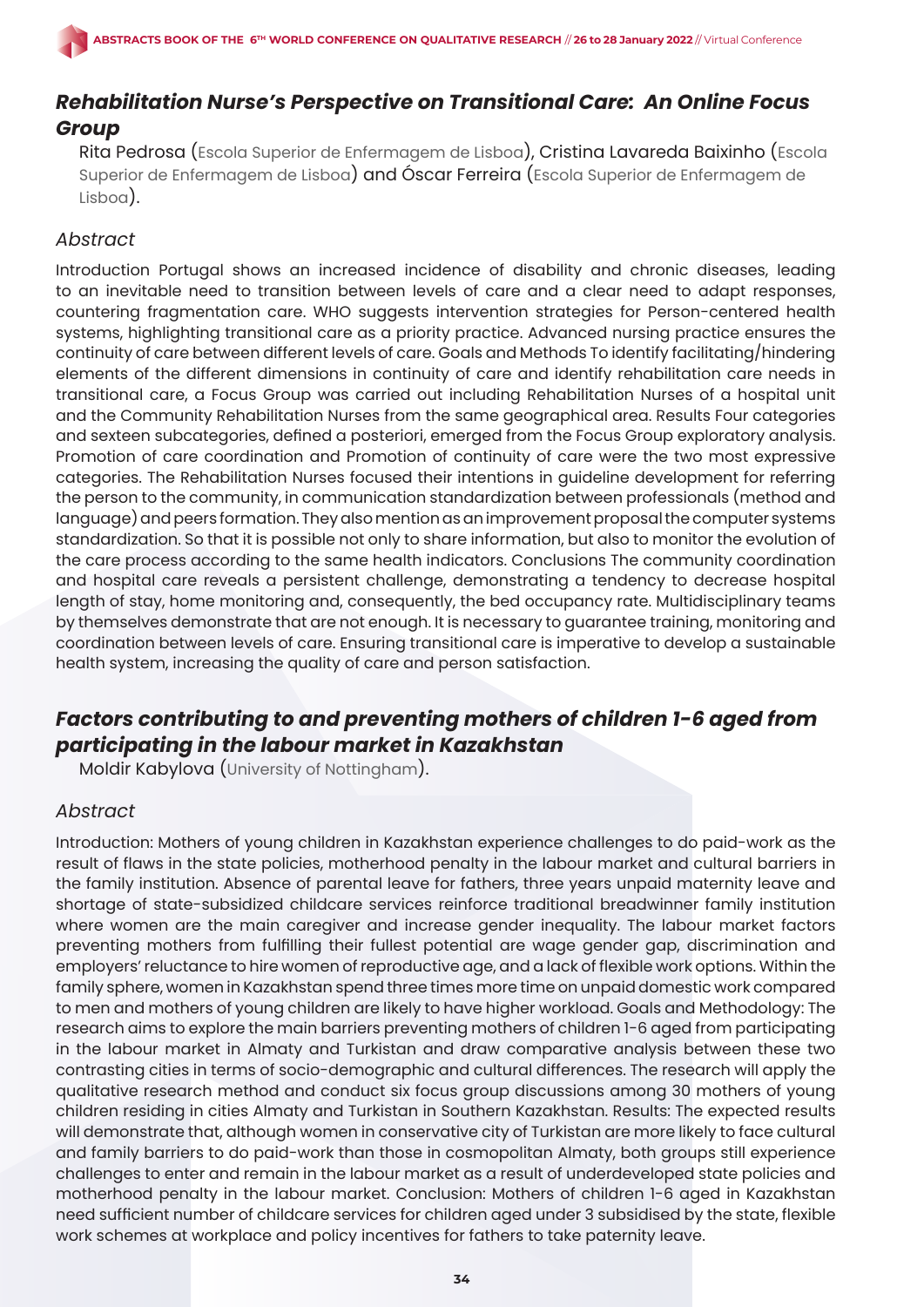## *Rehabilitation Nurse's Perspective on Transitional Care: An Online Focus Group*

Rita Pedrosa (Escola Superior de Enfermagem de Lisboa), Cristina Lavareda Baixinho (Escola Superior de Enfermagem de Lisboa) and Óscar Ferreira (Escola Superior de Enfermagem de Lisboa).

### *Abstract*

Introduction Portugal shows an increased incidence of disability and chronic diseases, leading to an inevitable need to transition between levels of care and a clear need to adapt responses, countering fragmentation care. WHO suggests intervention strategies for Person-centered health systems, highlighting transitional care as a priority practice. Advanced nursing practice ensures the continuity of care between different levels of care. Goals and Methods To identify facilitating/hindering elements of the different dimensions in continuity of care and identify rehabilitation care needs in transitional care, a Focus Group was carried out including Rehabilitation Nurses of a hospital unit and the Community Rehabilitation Nurses from the same geographical area. Results Four categories and sexteen subcategories, defined a posteriori, emerged from the Focus Group exploratory analysis. Promotion of care coordination and Promotion of continuity of care were the two most expressive categories. The Rehabilitation Nurses focused their intentions in guideline development for referring the person to the community, in communication standardization between professionals (method and language) and peers formation. They also mention as an improvement proposal the computer systems standardization. So that it is possible not only to share information, but also to monitor the evolution of the care process according to the same health indicators. Conclusions The community coordination and hospital care reveals a persistent challenge, demonstrating a tendency to decrease hospital length of stay, home monitoring and, consequently, the bed occupancy rate. Multidisciplinary teams by themselves demonstrate that are not enough. It is necessary to guarantee training, monitoring and coordination between levels of care. Ensuring transitional care is imperative to develop a sustainable health system, increasing the quality of care and person satisfaction.

## *Factors contributing to and preventing mothers of children 1-6 aged from participating in the labour market in Kazakhstan*

Moldir Kabylova (University of Nottingham).

### *Abstract*

Introduction: Mothers of young children in Kazakhstan experience challenges to do paid-work as the result of flaws in the state policies, motherhood penalty in the labour market and cultural barriers in the family institution. Absence of parental leave for fathers, three years unpaid maternity leave and shortage of state-subsidized childcare services reinforce traditional breadwinner family institution where women are the main caregiver and increase gender inequality. The labour market factors preventing mothers from fulfilling their fullest potential are wage gender gap, discrimination and employers' reluctance to hire women of reproductive age, and a lack of flexible work options. Within the family sphere, women in Kazakhstan spend three times more time on unpaid domestic work compared to men and mothers of young children are likely to have higher workload. Goals and Methodology: The research aims to explore the main barriers preventing mothers of children 1-6 aged from participating in the labour market in Almaty and Turkistan and draw comparative analysis between these two contrasting cities in terms of socio-demographic and cultural differences. The research will apply the qualitative research method and conduct six focus group discussions among 30 mothers of young children residing in cities Almaty and Turkistan in Southern Kazakhstan. Results: The expected results will demonstrate that, although women in conservative city of Turkistan are more likely to face cultural and family barriers to do paid-work than those in cosmopolitan Almaty, both groups still experience challenges to enter and remain in the labour market as a result of underdeveloped state policies and motherhood penalty in the labour market. Conclusion: Mothers of children 1-6 aged in Kazakhstan need sufficient number of childcare services for children aged under 3 subsidised by the state, flexible work schemes at workplace and policy incentives for fathers to take paternity leave.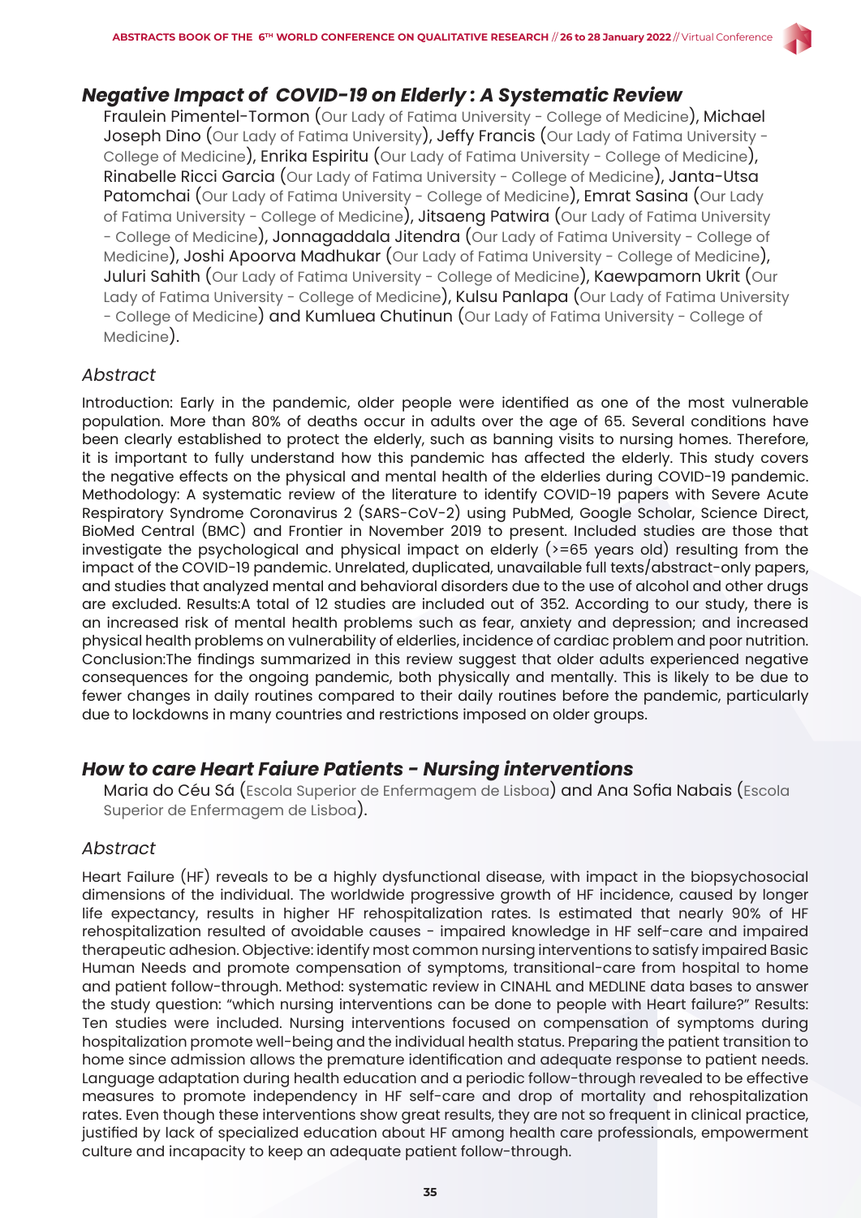## *Negative Impact of COVID-19 on Elderly : A Systematic Review*

Fraulein Pimentel-Tormon (Our Lady of Fatima University - College of Medicine), Michael Joseph Dino (Our Lady of Fatima University), Jeffy Francis (Our Lady of Fatima University - College of Medicine), Enrika Espiritu (Our Lady of Fatima University - College of Medicine), Rinabelle Ricci Garcia (Our Lady of Fatima University - College of Medicine), Janta-Utsa Patomchai (Our Lady of Fatima University - College of Medicine), Emrat Sasina (Our Lady of Fatima University - College of Medicine), Jitsaeng Patwira (Our Lady of Fatima University - College of Medicine), Jonnagaddala Jitendra (Our Lady of Fatima University - College of Medicine), Joshi Apoorva Madhukar (Our Lady of Fatima University - College of Medicine), Juluri Sahith (Our Lady of Fatima University - College of Medicine), Kaewpamorn Ukrit (Our Lady of Fatima University - College of Medicine), Kulsu Panlapa (Our Lady of Fatima University - College of Medicine) and Kumluea Chutinun (Our Lady of Fatima University - College of Medicine).

### *Abstract*

Introduction: Early in the pandemic, older people were identified as one of the most vulnerable population. More than 80% of deaths occur in adults over the age of 65. Several conditions have been clearly established to protect the elderly, such as banning visits to nursing homes. Therefore, it is important to fully understand how this pandemic has affected the elderly. This study covers the negative effects on the physical and mental health of the elderlies during COVID-19 pandemic. Methodology: A systematic review of the literature to identify COVID-19 papers with Severe Acute Respiratory Syndrome Coronavirus 2 (SARS-CoV-2) using PubMed, Google Scholar, Science Direct, BioMed Central (BMC) and Frontier in November 2019 to present. Included studies are those that investigate the psychological and physical impact on elderly (>=65 years old) resulting from the impact of the COVID-19 pandemic. Unrelated, duplicated, unavailable full texts/abstract-only papers, and studies that analyzed mental and behavioral disorders due to the use of alcohol and other drugs are excluded. Results:A total of 12 studies are included out of 352. According to our study, there is an increased risk of mental health problems such as fear, anxiety and depression; and increased physical health problems on vulnerability of elderlies, incidence of cardiac problem and poor nutrition. Conclusion:The findings summarized in this review suggest that older adults experienced negative consequences for the ongoing pandemic, both physically and mentally. This is likely to be due to fewer changes in daily routines compared to their daily routines before the pandemic, particularly due to lockdowns in many countries and restrictions imposed on older groups.

## *How to care Heart Faiure Patients - Nursing interventions*

Maria do Céu Sá (Escola Superior de Enfermagem de Lisboa) and Ana Sofia Nabais (Escola Superior de Enfermagem de Lisboa).

### *Abstract*

Heart Failure (HF) reveals to be a highly dysfunctional disease, with impact in the biopsychosocial dimensions of the individual. The worldwide progressive growth of HF incidence, caused by longer life expectancy, results in higher HF rehospitalization rates. Is estimated that nearly 90% of HF rehospitalization resulted of avoidable causes - impaired knowledge in HF self-care and impaired therapeutic adhesion. Objective: identify most common nursing interventions to satisfy impaired Basic Human Needs and promote compensation of symptoms, transitional-care from hospital to home and patient follow-through. Method: systematic review in CINAHL and MEDLINE data bases to answer the study question: "which nursing interventions can be done to people with Heart failure?" Results: Ten studies were included. Nursing interventions focused on compensation of symptoms during hospitalization promote well-being and the individual health status. Preparing the patient transition to home since admission allows the premature identification and adequate response to patient needs. Language adaptation during health education and a periodic follow-through revealed to be effective measures to promote independency in HF self-care and drop of mortality and rehospitalization rates. Even though these interventions show great results, they are not so frequent in clinical practice, justified by lack of specialized education about HF among health care professionals, empowerment culture and incapacity to keep an adequate patient follow-through.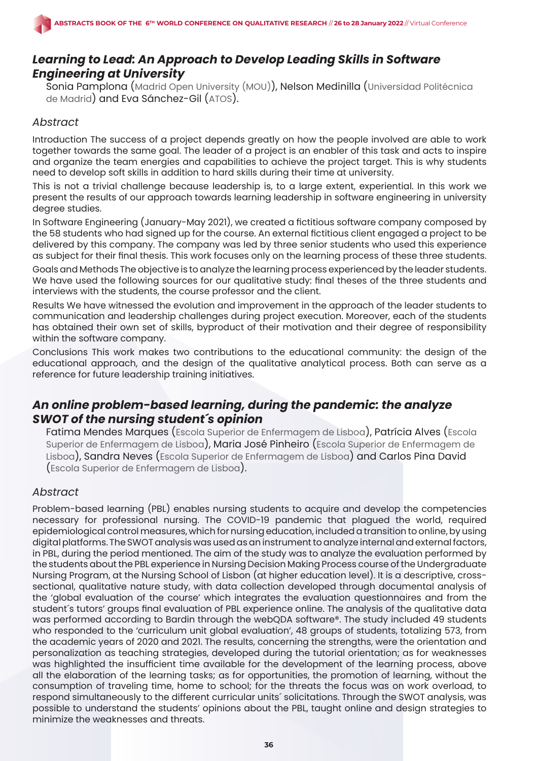## *Learning to Lead: An Approach to Develop Leading Skills in Software Engineering at University*

Sonia Pamplona (Madrid Open University (MOU)), Nelson Medinilla (Universidad Politécnica de Madrid) and Eva Sánchez-Gil (ATOS).

### *Abstract*

Introduction The success of a project depends greatly on how the people involved are able to work together towards the same goal. The leader of a project is an enabler of this task and acts to inspire and organize the team energies and capabilities to achieve the project target. This is why students need to develop soft skills in addition to hard skills during their time at university.

This is not a trivial challenge because leadership is, to a large extent, experiential. In this work we present the results of our approach towards learning leadership in software engineering in university degree studies.

In Software Engineering (January-May 2021), we created a fictitious software company composed by the 58 students who had signed up for the course. An external fictitious client engaged a project to be delivered by this company. The company was led by three senior students who used this experience as subject for their final thesis. This work focuses only on the learning process of these three students.

Goals and Methods The objective is to analyze the learning process experienced by the leader students. We have used the following sources for our qualitative study: final theses of the three students and interviews with the students, the course professor and the client.

Results We have witnessed the evolution and improvement in the approach of the leader students to communication and leadership challenges during project execution. Moreover, each of the students has obtained their own set of skills, byproduct of their motivation and their degree of responsibility within the software company.

Conclusions This work makes two contributions to the educational community: the design of the educational approach, and the design of the qualitative analytical process. Both can serve as a reference for future leadership training initiatives.

## *An online problem-based learning, during the pandemic: the analyze SWOT of the nursing student´s opinion*

Fatima Mendes Marques (Escola Superior de Enfermagem de Lisboa), Patrícia Alves (Escola Superior de Enfermagem de Lisboa), Maria José Pinheiro (Escola Superior de Enfermagem de Lisboa), Sandra Neves (Escola Superior de Enfermagem de Lisboa) and Carlos Pina David (Escola Superior de Enfermagem de Lisboa).

### *Abstract*

Problem-based learning (PBL) enables nursing students to acquire and develop the competencies necessary for professional nursing. The COVID-19 pandemic that plagued the world, required epidemiological control measures, which for nursing education, included a transition to online, by using digital platforms. The SWOT analysis was used as an instrument to analyze internal and external factors, in PBL, during the period mentioned. The aim of the study was to analyze the evaluation performed by the students about the PBL experience in Nursing Decision Making Process course of the Undergraduate Nursing Program, at the Nursing School of Lisbon (at higher education level). It is a descriptive, cross-sectional, qualitative nature study, with data collection developed through documental analysis of the 'global evaluation of the course' which integrates the evaluation questionnaires and from the student´s tutors' groups final evaluation of PBL experience online. The analysis of the qualitative data was performed according to Bardin through the webQDA software®. The study included 49 students who responded to the 'curriculum unit global evaluation', 48 groups of students, totalizing 573, from the academic years of 2020 and 2021. The results, concerning the strengths, were the orientation and personalization as teaching strategies, developed during the tutorial orientation; as for weaknesses was highlighted the insufficient time available for the development of the learning process, above all the elaboration of the learning tasks; as for opportunities, the promotion of learning, without the consumption of traveling time, home to school; for the threats the focus was on work overload, to respond simultaneously to the different curricular units´ solicitations. Through the SWOT analysis, was possible to understand the students' opinions about the PBL, taught online and design strategies to minimize the weaknesses and threats.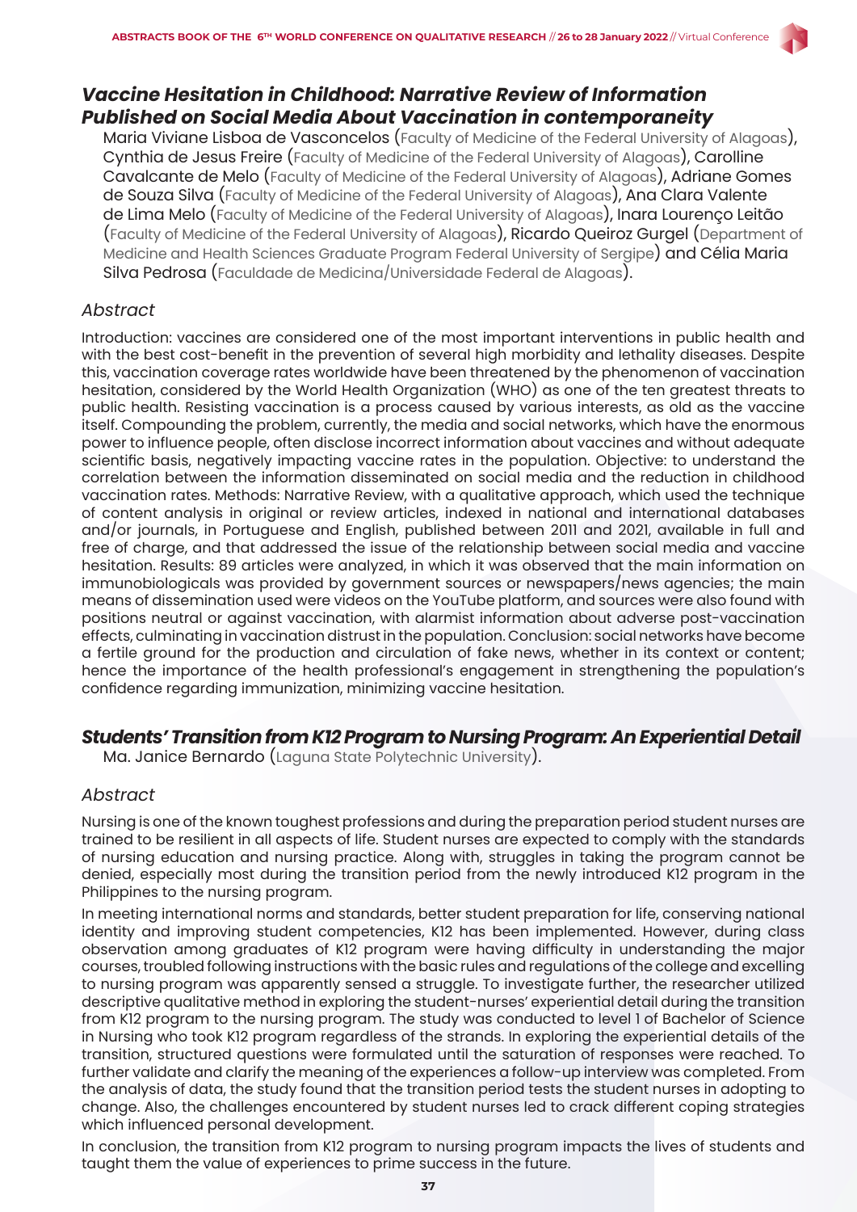## *Vaccine Hesitation in Childhood: Narrative Review of Information Published on Social Media About Vaccination in contemporaneity*

Maria Viviane Lisboa de Vasconcelos (Faculty of Medicine of the Federal University of Alagoas), Cynthia de Jesus Freire (Faculty of Medicine of the Federal University of Alagoas), Carolline Cavalcante de Melo (Faculty of Medicine of the Federal University of Alagoas), Adriane Gomes de Souza Silva (Faculty of Medicine of the Federal University of Alagoas), Ana Clara Valente de Lima Melo (Faculty of Medicine of the Federal University of Alagoas), Inara Lourenço Leitão (Faculty of Medicine of the Federal University of Alagoas), Ricardo Queiroz Gurgel (Department of Medicine and Health Sciences Graduate Program Federal University of Sergipe) and Célia Maria Silva Pedrosa (Faculdade de Medicina/Universidade Federal de Alagoas).

### *Abstract*

Introduction: vaccines are considered one of the most important interventions in public health and with the best cost-benefit in the prevention of several high morbidity and lethality diseases. Despite this, vaccination coverage rates worldwide have been threatened by the phenomenon of vaccination hesitation, considered by the World Health Organization (WHO) as one of the ten greatest threats to public health. Resisting vaccination is a process caused by various interests, as old as the vaccine itself. Compounding the problem, currently, the media and social networks, which have the enormous power to influence people, often disclose incorrect information about vaccines and without adequate scientific basis, negatively impacting vaccine rates in the population. Objective: to understand the correlation between the information disseminated on social media and the reduction in childhood vaccination rates. Methods: Narrative Review, with a qualitative approach, which used the technique of content analysis in original or review articles, indexed in national and international databases and/or journals, in Portuguese and English, published between 2011 and 2021, available in full and free of charge, and that addressed the issue of the relationship between social media and vaccine hesitation. Results: 89 articles were analyzed, in which it was observed that the main information on immunobiologicals was provided by government sources or newspapers/news agencies; the main means of dissemination used were videos on the YouTube platform, and sources were also found with positions neutral or against vaccination, with alarmist information about adverse post-vaccination effects, culminating in vaccination distrust in the population. Conclusion: social networks have become a fertile ground for the production and circulation of fake news, whether in its context or content; hence the importance of the health professional's engagement in strengthening the population's confidence regarding immunization, minimizing vaccine hesitation.

## *Students' Transition from K12 Program to Nursing Program: An Experiential Detail*

Ma. Janice Bernardo (Laguna State Polytechnic University).

### *Abstract*

Nursing is one of the known toughest professions and during the preparation period student nurses are trained to be resilient in all aspects of life. Student nurses are expected to comply with the standards of nursing education and nursing practice. Along with, struggles in taking the program cannot be denied, especially most during the transition period from the newly introduced K12 program in the Philippines to the nursing program.

In meeting international norms and standards, better student preparation for life, conserving national identity and improving student competencies, K12 has been implemented. However, during class observation among graduates of K12 program were having difficulty in understanding the major courses, troubled following instructions with the basic rules and regulations of the college and excelling to nursing program was apparently sensed a struggle. To investigate further, the researcher utilized descriptive qualitative method in exploring the student-nurses' experiential detail during the transition from K12 program to the nursing program. The study was conducted to level 1 of Bachelor of Science in Nursing who took K12 program regardless of the strands. In exploring the experiential details of the transition, structured questions were formulated until the saturation of responses were reached. To further validate and clarify the meaning of the experiences a follow-up interview was completed. From the analysis of data, the study found that the transition period tests the student nurses in adopting to change. Also, the challenges encountered by student nurses led to crack different coping strategies which influenced personal development.

In conclusion, the transition from K12 program to nursing program impacts the lives of students and taught them the value of experiences to prime success in the future.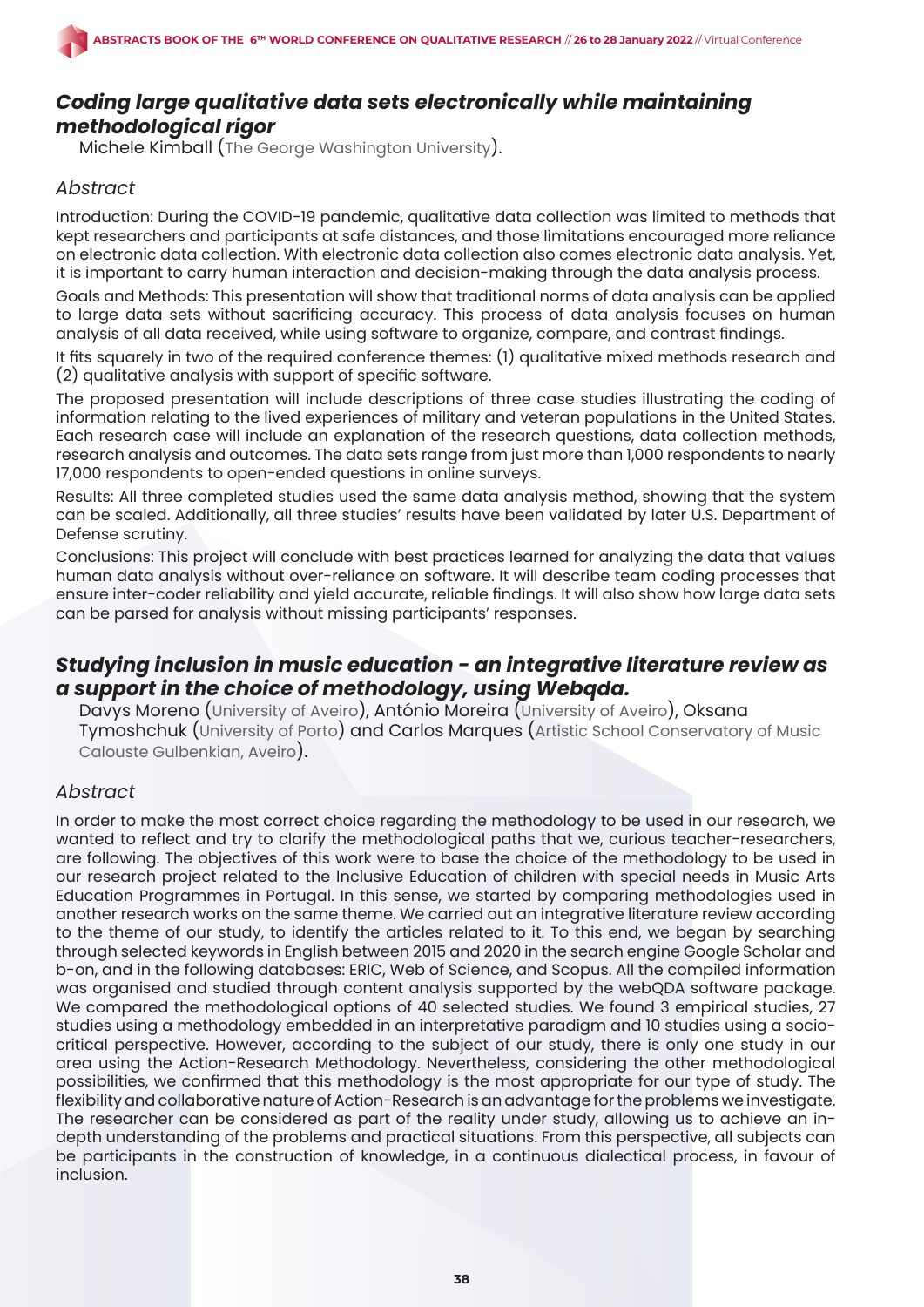## *Coding large qualitative data sets electronically while maintaining methodological rigor*

Michele Kimball (The George Washington University).

### *Abstract*

Introduction: During the COVID-19 pandemic, qualitative data collection was limited to methods that kept researchers and participants at safe distances, and those limitations encouraged more reliance on electronic data collection. With electronic data collection also comes electronic data analysis. Yet, it is important to carry human interaction and decision-making through the data analysis process.

Goals and Methods: This presentation will show that traditional norms of data analysis can be applied to large data sets without sacrificing accuracy. This process of data analysis focuses on human analysis of all data received, while using software to organize, compare, and contrast findings.

It fits squarely in two of the required conference themes: (1) qualitative mixed methods research and (2) qualitative analysis with support of specific software.

The proposed presentation will include descriptions of three case studies illustrating the coding of information relating to the lived experiences of military and veteran populations in the United States. Each research case will include an explanation of the research questions, data collection methods, research analysis and outcomes. The data sets range from just more than 1,000 respondents to nearly 17,000 respondents to open-ended questions in online surveys.

Results: All three completed studies used the same data analysis method, showing that the system can be scaled. Additionally, all three studies' results have been validated by later U.S. Department of Defense scrutiny.

Conclusions: This project will conclude with best practices learned for analyzing the data that values human data analysis without over-reliance on software. It will describe team coding processes that ensure inter-coder reliability and yield accurate, reliable findings. It will also show how large data sets can be parsed for analysis without missing participants' responses.

## *Studying inclusion in music education - an integrative literature review as a support in the choice of methodology, using Webqda.*

Davys Moreno (University of Aveiro), António Moreira (University of Aveiro), Oksana Tymoshchuk (University of Porto) and Carlos Marques (Artistic School Conservatory of Music Calouste Gulbenkian, Aveiro).

### *Abstract*

In order to make the most correct choice regarding the methodology to be used in our research, we wanted to reflect and try to clarify the methodological paths that we, curious teacher-researchers, are following. The objectives of this work were to base the choice of the methodology to be used in our research project related to the Inclusive Education of children with special needs in Music Arts Education Programmes in Portugal. In this sense, we started by comparing methodologies used in another research works on the same theme. We carried out an integrative literature review according to the theme of our study, to identify the articles related to it. To this end, we began by searching through selected keywords in English between 2015 and 2020 in the search engine Google Scholar and b-on, and in the following databases: ERIC, Web of Science, and Scopus. All the compiled information was organised and studied through content analysis supported by the webQDA software package. We compared the methodological options of 40 selected studies. We found 3 empirical studies, 27 studies using a methodology embedded in an interpretative paradigm and 10 studies using a socio-critical perspective. However, according to the subject of our study, there is only one study in our area using the Action-Research Methodology. Nevertheless, considering the other methodological possibilities, we confirmed that this methodology is the most appropriate for our type of study. The flexibility and collaborative nature of Action-Research is an advantage for the problems we investigate. The researcher can be considered as part of the reality under study, allowing us to achieve an in-depth understanding of the problems and practical situations. From this perspective, all subjects can be participants in the construction of knowledge, in a continuous dialectical process, in favour of inclusion.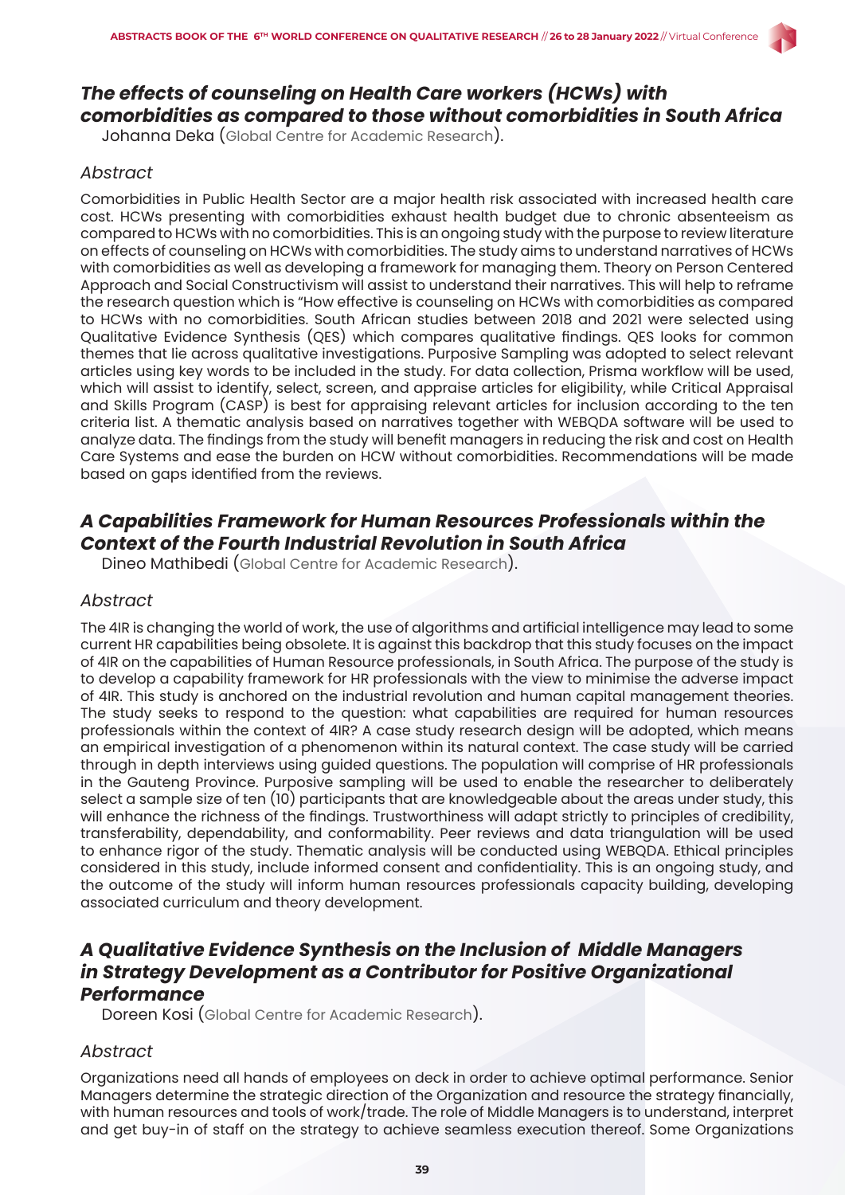## *The effects of counseling on Health Care workers (HCWs) with comorbidities as compared to those without comorbidities in South Africa*

Johanna Deka (Global Centre for Academic Research).

### *Abstract*

Comorbidities in Public Health Sector are a major health risk associated with increased health care cost. HCWs presenting with comorbidities exhaust health budget due to chronic absenteeism as compared to HCWs with no comorbidities. This is an ongoing study with the purpose to review literature on effects of counseling on HCWs with comorbidities. The study aims to understand narratives of HCWs with comorbidities as well as developing a framework for managing them. Theory on Person Centered Approach and Social Constructivism will assist to understand their narratives. This will help to reframe the research question which is "How effective is counseling on HCWs with comorbidities as compared to HCWs with no comorbidities. South African studies between 2018 and 2021 were selected using Qualitative Evidence Synthesis (QES) which compares qualitative findings. QES looks for common themes that lie across qualitative investigations. Purposive Sampling was adopted to select relevant articles using key words to be included in the study. For data collection, Prisma workflow will be used, which will assist to identify, select, screen, and appraise articles for eligibility, while Critical Appraisal and Skills Program (CASP) is best for appraising relevant articles for inclusion according to the ten criteria list. A thematic analysis based on narratives together with WEBQDA software will be used to analyze data. The findings from the study will benefit managers in reducing the risk and cost on Health Care Systems and ease the burden on HCW without comorbidities. Recommendations will be made based on gaps identified from the reviews.

## *A Capabilities Framework for Human Resources Professionals within the Context of the Fourth Industrial Revolution in South Africa*

Dineo Mathibedi (Global Centre for Academic Research).

### *Abstract*

The 4IR is changing the world of work, the use of algorithms and artificial intelligence may lead to some current HR capabilities being obsolete. It is against this backdrop that this study focuses on the impact of 4IR on the capabilities of Human Resource professionals, in South Africa. The purpose of the study is to develop a capability framework for HR professionals with the view to minimise the adverse impact of 4IR. This study is anchored on the industrial revolution and human capital management theories. The study seeks to respond to the question: what capabilities are required for human resources professionals within the context of 4IR? A case study research design will be adopted, which means an empirical investigation of a phenomenon within its natural context. The case study will be carried through in depth interviews using guided questions. The population will comprise of HR professionals in the Gauteng Province. Purposive sampling will be used to enable the researcher to deliberately select a sample size of ten (10) participants that are knowledgeable about the areas under study, this will enhance the richness of the findings. Trustworthiness will adapt strictly to principles of credibility, transferability, dependability, and conformability. Peer reviews and data triangulation will be used to enhance rigor of the study. Thematic analysis will be conducted using WEBQDA. Ethical principles considered in this study, include informed consent and confidentiality. This is an ongoing study, and the outcome of the study will inform human resources professionals capacity building, developing associated curriculum and theory development.

## *A Qualitative Evidence Synthesis on the Inclusion of Middle Managers in Strategy Development as a Contributor for Positive Organizational Performance*

Doreen Kosi (Global Centre for Academic Research).

### *Abstract*

Organizations need all hands of employees on deck in order to achieve optimal performance. Senior Managers determine the strategic direction of the Organization and resource the strategy financially, with human resources and tools of work/trade. The role of Middle Managers is to understand, interpret and get buy-in of staff on the strategy to achieve seamless execution thereof. Some Organizations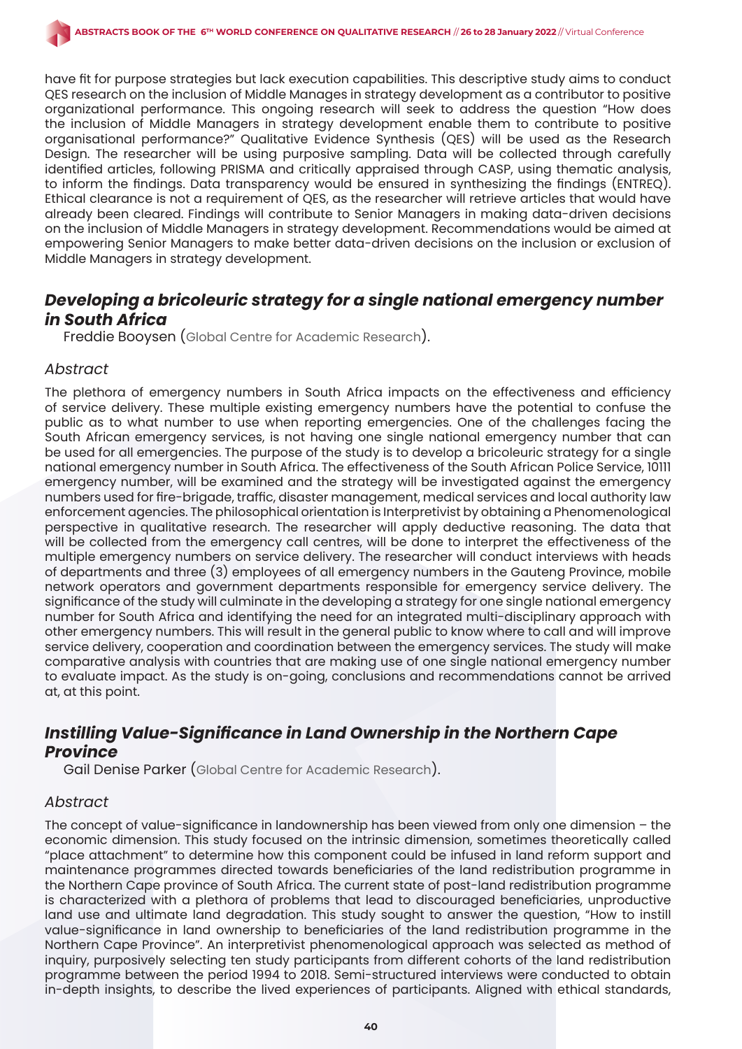have fit for purpose strategies but lack execution capabilities. This descriptive study aims to conduct QES research on the inclusion of Middle Manages in strategy development as a contributor to positive organizational performance. This ongoing research will seek to address the question "How does the inclusion of Middle Managers in strategy development enable them to contribute to positive organisational performance?" Qualitative Evidence Synthesis (QES) will be used as the Research Design. The researcher will be using purposive sampling. Data will be collected through carefully identified articles, following PRISMA and critically appraised through CASP, using thematic analysis, to inform the findings. Data transparency would be ensured in synthesizing the findings (ENTREQ). Ethical clearance is not a requirement of QES, as the researcher will retrieve articles that would have already been cleared. Findings will contribute to Senior Managers in making data-driven decisions on the inclusion of Middle Managers in strategy development. Recommendations would be aimed at empowering Senior Managers to make better data-driven decisions on the inclusion or exclusion of Middle Managers in strategy development.

## *Developing a bricoleuric strategy for a single national emergency number in South Africa*

Freddie Booysen (Global Centre for Academic Research).

### *Abstract*

The plethora of emergency numbers in South Africa impacts on the effectiveness and efficiency of service delivery. These multiple existing emergency numbers have the potential to confuse the public as to what number to use when reporting emergencies. One of the challenges facing the South African emergency services, is not having one single national emergency number that can be used for all emergencies. The purpose of the study is to develop a bricoleuric strategy for a single national emergency number in South Africa. The effectiveness of the South African Police Service, 10111 emergency number, will be examined and the strategy will be investigated against the emergency numbers used for fire-brigade, traffic, disaster management, medical services and local authority law enforcement agencies. The philosophical orientation is Interpretivist by obtaining a Phenomenological perspective in qualitative research. The researcher will apply deductive reasoning. The data that will be collected from the emergency call centres, will be done to interpret the effectiveness of the multiple emergency numbers on service delivery. The researcher will conduct interviews with heads of departments and three (3) employees of all emergency numbers in the Gauteng Province, mobile network operators and government departments responsible for emergency service delivery. The significance of the study will culminate in the developing a strategy for one single national emergency number for South Africa and identifying the need for an integrated multi-disciplinary approach with other emergency numbers. This will result in the general public to know where to call and will improve service delivery, cooperation and coordination between the emergency services. The study will make comparative analysis with countries that are making use of one single national emergency number to evaluate impact. As the study is on-going, conclusions and recommendations cannot be arrived at, at this point.

## *Instilling Value-Significance in Land Ownership in the Northern Cape Province*

Gail Denise Parker (Global Centre for Academic Research).

### *Abstract*

The concept of value-significance in landownership has been viewed from only one dimension – the economic dimension. This study focused on the intrinsic dimension, sometimes theoretically called "place attachment" to determine how this component could be infused in land reform support and maintenance programmes directed towards beneficiaries of the land redistribution programme in the Northern Cape province of South Africa. The current state of post-land redistribution programme is characterized with a plethora of problems that lead to discouraged beneficiaries, unproductive land use and ultimate land degradation. This study sought to answer the question, "How to instill value-significance in land ownership to beneficiaries of the land redistribution programme in the Northern Cape Province". An interpretivist phenomenological approach was selected as method of inquiry, purposively selecting ten study participants from different cohorts of the land redistribution programme between the period 1994 to 2018. Semi-structured interviews were conducted to obtain in-depth insights, to describe the lived experiences of participants. Aligned with ethical standards,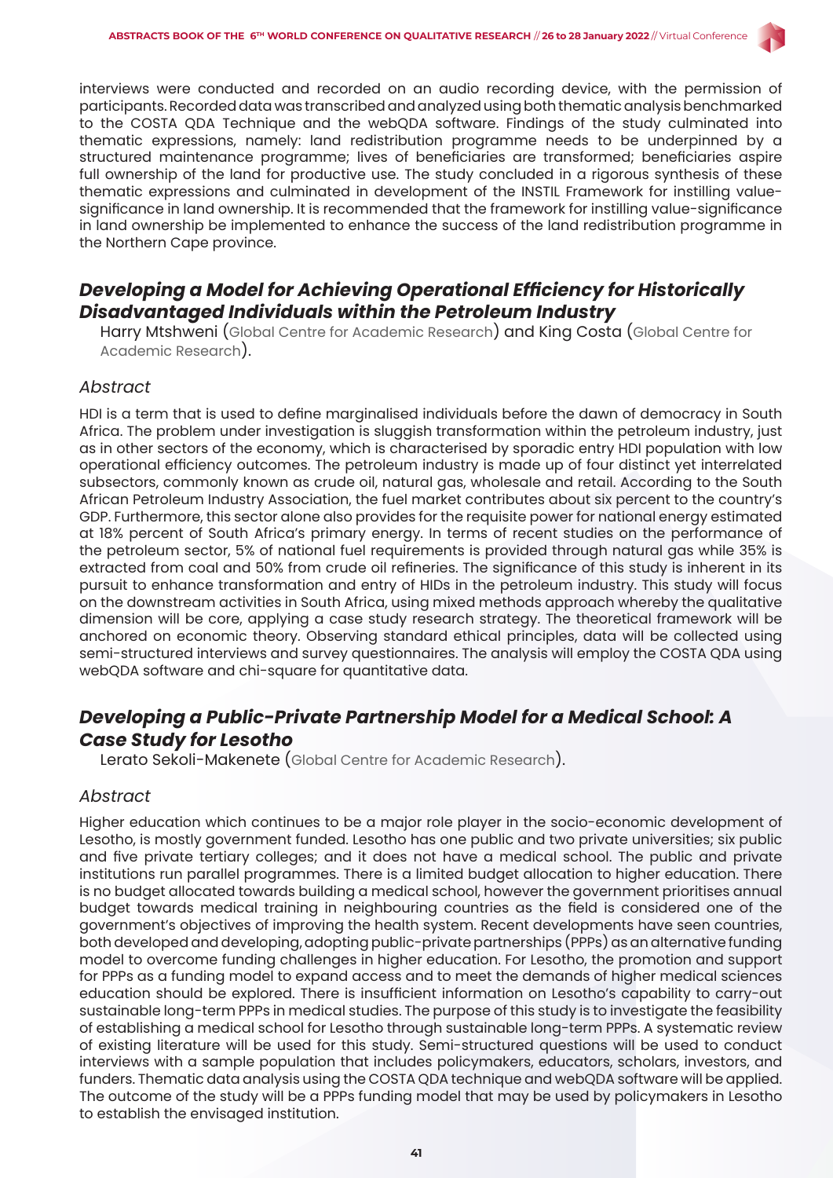interviews were conducted and recorded on an audio recording device, with the permission of participants. Recorded data was transcribed and analyzed using both thematic analysis benchmarked to the COSTA QDA Technique and the webQDA software. Findings of the study culminated into thematic expressions, namely: land redistribution programme needs to be underpinned by a structured maintenance programme; lives of beneficiaries are transformed; beneficiaries aspire full ownership of the land for productive use. The study concluded in a rigorous synthesis of these thematic expressions and culminated in development of the INSTIL Framework for instilling value-significance in land ownership. It is recommended that the framework for instilling value-significance in land ownership be implemented to enhance the success of the land redistribution programme in the Northern Cape province.

## *Developing a Model for Achieving Operational Efficiency for Historically Disadvantaged Individuals within the Petroleum Industry*

Harry Mtshweni (Global Centre for Academic Research) and King Costa (Global Centre for Academic Research).

### *Abstract*

HDI is a term that is used to define marginalised individuals before the dawn of democracy in South Africa. The problem under investigation is sluggish transformation within the petroleum industry, just as in other sectors of the economy, which is characterised by sporadic entry HDI population with low operational efficiency outcomes. The petroleum industry is made up of four distinct yet interrelated subsectors, commonly known as crude oil, natural gas, wholesale and retail. According to the South African Petroleum Industry Association, the fuel market contributes about six percent to the country's GDP. Furthermore, this sector alone also provides for the requisite power for national energy estimated at 18% percent of South Africa's primary energy. In terms of recent studies on the performance of the petroleum sector, 5% of national fuel requirements is provided through natural gas while 35% is extracted from coal and 50% from crude oil refineries. The significance of this study is inherent in its pursuit to enhance transformation and entry of HIDs in the petroleum industry. This study will focus on the downstream activities in South Africa, using mixed methods approach whereby the qualitative dimension will be core, applying a case study research strategy. The theoretical framework will be anchored on economic theory. Observing standard ethical principles, data will be collected using semi-structured interviews and survey questionnaires. The analysis will employ the COSTA QDA using webQDA software and chi-square for quantitative data.

## *Developing a Public-Private Partnership Model for a Medical School: A Case Study for Lesotho*

Lerato Sekoli-Makenete (Global Centre for Academic Research).

### *Abstract*

Higher education which continues to be a major role player in the socio-economic development of Lesotho, is mostly government funded. Lesotho has one public and two private universities; six public and five private tertiary colleges; and it does not have a medical school. The public and private institutions run parallel programmes. There is a limited budget allocation to higher education. There is no budget allocated towards building a medical school, however the government prioritises annual budget towards medical training in neighbouring countries as the field is considered one of the government's objectives of improving the health system. Recent developments have seen countries, both developed and developing, adopting public-private partnerships (PPPs) as an alternative funding model to overcome funding challenges in higher education. For Lesotho, the promotion and support for PPPs as a funding model to expand access and to meet the demands of higher medical sciences education should be explored. There is insufficient information on Lesotho's capability to carry-out sustainable long-term PPPs in medical studies. The purpose of this study is to investigate the feasibility of establishing a medical school for Lesotho through sustainable long-term PPPs. A systematic review of existing literature will be used for this study. Semi-structured questions will be used to conduct interviews with a sample population that includes policymakers, educators, scholars, investors, and funders. Thematic data analysis using the COSTA QDA technique and webQDA software will be applied. The outcome of the study will be a PPPs funding model that may be used by policymakers in Lesotho to establish the envisaged institution.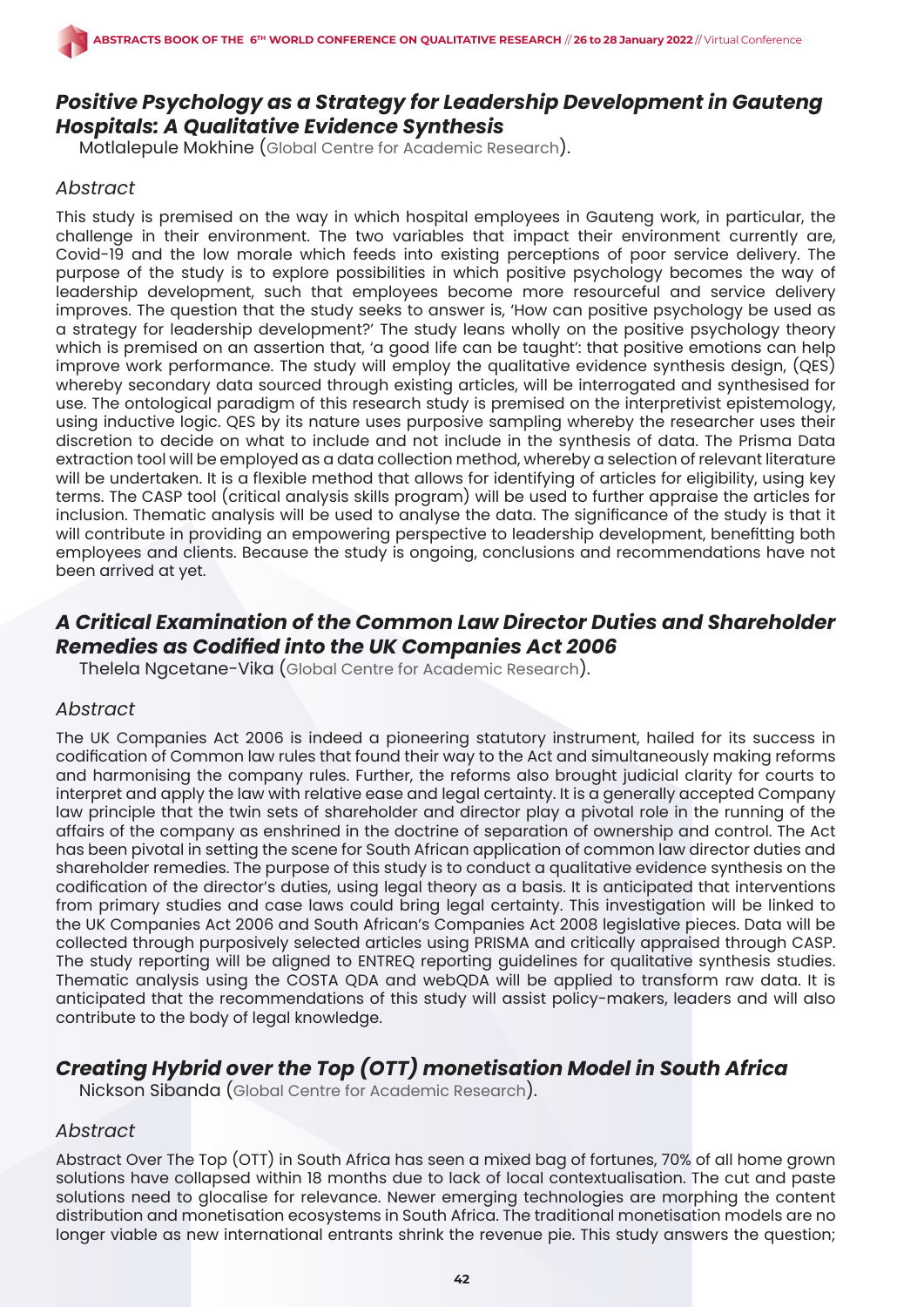## *Positive Psychology as a Strategy for Leadership Development in Gauteng Hospitals: A Qualitative Evidence Synthesis*

Motlalepule Mokhine (Global Centre for Academic Research).

### *Abstract*

This study is premised on the way in which hospital employees in Gauteng work, in particular, the challenge in their environment. The two variables that impact their environment currently are, Covid-19 and the low morale which feeds into existing perceptions of poor service delivery. The purpose of the study is to explore possibilities in which positive psychology becomes the way of leadership development, such that employees become more resourceful and service delivery improves. The question that the study seeks to answer is, 'How can positive psychology be used as a strategy for leadership development?' The study leans wholly on the positive psychology theory which is premised on an assertion that, 'a good life can be taught': that positive emotions can help improve work performance. The study will employ the qualitative evidence synthesis design, (QES) whereby secondary data sourced through existing articles, will be interrogated and synthesised for use. The ontological paradigm of this research study is premised on the interpretivist epistemology, using inductive logic. QES by its nature uses purposive sampling whereby the researcher uses their discretion to decide on what to include and not include in the synthesis of data. The Prisma Data extraction tool will be employed as a data collection method, whereby a selection of relevant literature will be undertaken. It is a flexible method that allows for identifying of articles for eligibility, using key terms. The CASP tool (critical analysis skills program) will be used to further appraise the articles for inclusion. Thematic analysis will be used to analyse the data. The significance of the study is that it will contribute in providing an empowering perspective to leadership development, benefitting both employees and clients. Because the study is ongoing, conclusions and recommendations have not been arrived at yet.

## *A Critical Examination of the Common Law Director Duties and Shareholder Remedies as Codified into the UK Companies Act 2006*

Thelela Ngcetane-Vika (Global Centre for Academic Research).

### *Abstract*

The UK Companies Act 2006 is indeed a pioneering statutory instrument, hailed for its success in codification of Common law rules that found their way to the Act and simultaneously making reforms and harmonising the company rules. Further, the reforms also brought judicial clarity for courts to interpret and apply the law with relative ease and legal certainty. It is a generally accepted Company law principle that the twin sets of shareholder and director play a pivotal role in the running of the affairs of the company as enshrined in the doctrine of separation of ownership and control. The Act has been pivotal in setting the scene for South African application of common law director duties and shareholder remedies. The purpose of this study is to conduct a qualitative evidence synthesis on the codification of the director's duties, using legal theory as a basis. It is anticipated that interventions from primary studies and case laws could bring legal certainty. This investigation will be linked to the UK Companies Act 2006 and South African's Companies Act 2008 legislative pieces. Data will be collected through purposively selected articles using PRISMA and critically appraised through CASP. The study reporting will be aligned to ENTREQ reporting guidelines for qualitative synthesis studies. Thematic analysis using the COSTA QDA and webQDA will be applied to transform raw data. It is anticipated that the recommendations of this study will assist policy-makers, leaders and will also contribute to the body of legal knowledge.

## *Creating Hybrid over the Top (OTT) monetisation Model in South Africa*

Nickson Sibanda (Global Centre for Academic Research).

### *Abstract*

Abstract Over The Top (OTT) in South Africa has seen a mixed bag of fortunes, 70% of all home grown solutions have collapsed within 18 months due to lack of local contextualisation. The cut and paste solutions need to glocalise for relevance. Newer emerging technologies are morphing the content distribution and monetisation ecosystems in South Africa. The traditional monetisation models are no longer viable as new international entrants shrink the revenue pie. This study answers the question;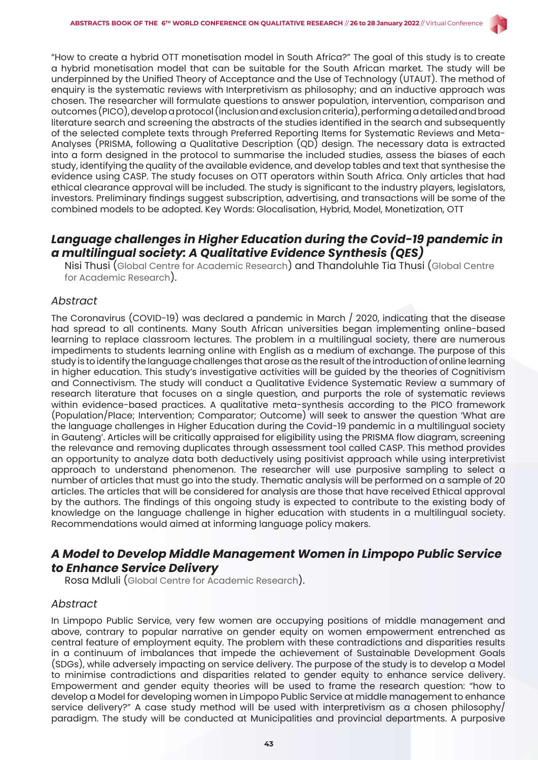"How to create a hybrid OTT monetisation model in South Africa?" The goal of this study is to create a hybrid monetisation model that can be suitable for the South African market. The study will be underpinned by the Unified Theory of Acceptance and the Use of Technology (UTAUT). The method of enquiry is the systematic reviews with Interpretivism as philosophy; and an inductive approach was chosen. The researcher will formulate questions to answer population, intervention, comparison and outcomes (PICO), develop a protocol (inclusion and exclusion criteria), performing a detailed and broad literature search and screening the abstracts of the studies identified in the search and subsequently of the selected complete texts through Preferred Reporting Items for Systematic Reviews and Meta-Analyses (PRISMA, following a Qualitative Description (QD) design. The necessary data is extracted into a form designed in the protocol to summarise the included studies, assess the biases of each study, identifying the quality of the available evidence, and develop tables and text that synthesise the evidence using CASP. The study focuses on OTT operators within South Africa. Only articles that had ethical clearance approval will be included. The study is significant to the industry players, legislators, investors. Preliminary findings suggest subscription, advertising, and transactions will be some of the combined models to be adopted. Key Words: Glocalisation, Hybrid, Model, Monetization, OTT

## *Language challenges in Higher Education during the Covid-19 pandemic in a multilingual society: A Qualitative Evidence Synthesis (QES)*

Nisi Thusi (Global Centre for Academic Research) and Thandoluhle Tia Thusi (Global Centre for Academic Research).

### *Abstract*

The Coronavirus (COVID-19) was declared a pandemic in March / 2020, indicating that the disease had spread to all continents. Many South African universities began implementing online-based learning to replace classroom lectures. The problem in a multilingual society, there are numerous impediments to students learning online with English as a medium of exchange. The purpose of this study is to identify the language challenges that arose as the result of the introduction of online learning in higher education. This study's investigative activities will be guided by the theories of Cognitivism and Connectivism. The study will conduct a Qualitative Evidence Systematic Review a summary of research literature that focuses on a single question, and purports the role of systematic reviews within evidence-based practices. A qualitative meta-synthesis according to the PICO framework (Population/Place; Intervention; Comparator; Outcome) will seek to answer the question 'What are the language challenges in Higher Education during the Covid-19 pandemic in a multilingual society in Gauteng'. Articles will be critically appraised for eligibility using the PRISMA flow diagram, screening the relevance and removing duplicates through assessment tool called CASP. This method provides an opportunity to analyze data both deductively using positivist approach while using interpretivist approach to understand phenomenon. The researcher will use purposive sampling to select a number of articles that must go into the study. Thematic analysis will be performed on a sample of 20 articles. The articles that will be considered for analysis are those that have received Ethical approval by the authors. The findings of this ongoing study is expected to contribute to the existing body of knowledge on the language challenge in higher education with students in a multilingual society. Recommendations would aimed at informing language policy makers.

## *A Model to Develop Middle Management Women in Limpopo Public Service to Enhance Service Delivery*

Rosa Mdluli (Global Centre for Academic Research).

### *Abstract*

In Limpopo Public Service, very few women are occupying positions of middle management and above, contrary to popular narrative on gender equity on women empowerment entrenched as central feature of employment equity. The problem with these contradictions and disparities results in a continuum of imbalances that impede the achievement of Sustainable Development Goals (SDGs), while adversely impacting on service delivery. The purpose of the study is to develop a Model to minimise contradictions and disparities related to gender equity to enhance service delivery. Empowerment and gender equity theories will be used to frame the research question: "how to develop a Model for developing women in Limpopo Public Service at middle management to enhance service delivery?" A case study method will be used with interpretivism as a chosen philosophy/ paradigm. The study will be conducted at Municipalities and provincial departments. A purposive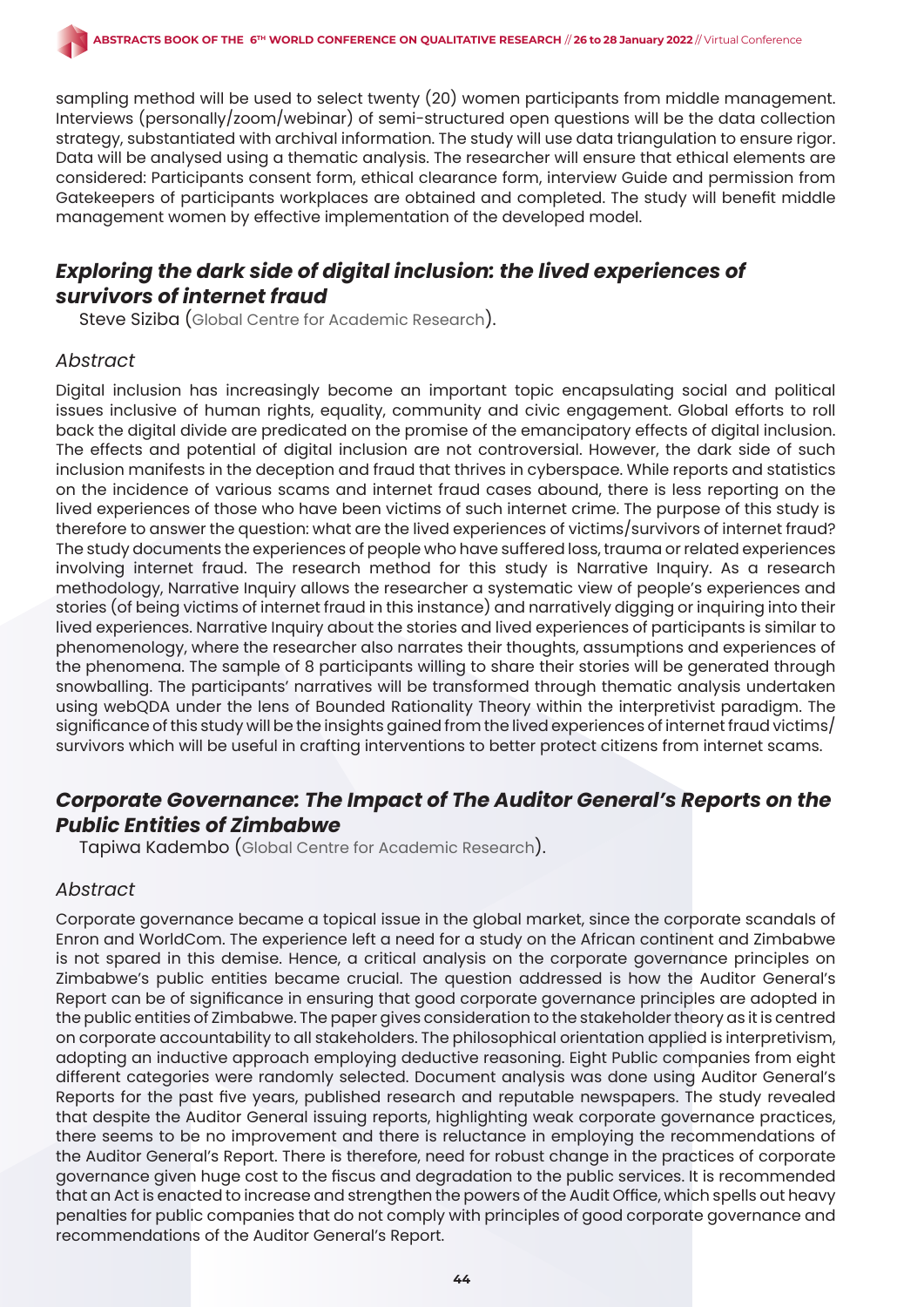sampling method will be used to select twenty (20) women participants from middle management. Interviews (personally/zoom/webinar) of semi-structured open questions will be the data collection strategy, substantiated with archival information. The study will use data triangulation to ensure rigor. Data will be analysed using a thematic analysis. The researcher will ensure that ethical elements are considered: Participants consent form, ethical clearance form, interview Guide and permission from Gatekeepers of participants workplaces are obtained and completed. The study will benefit middle management women by effective implementation of the developed model.

## *Exploring the dark side of digital inclusion: the lived experiences of survivors of internet fraud*

Steve Siziba (Global Centre for Academic Research).

### *Abstract*

Digital inclusion has increasingly become an important topic encapsulating social and political issues inclusive of human rights, equality, community and civic engagement. Global efforts to roll back the digital divide are predicated on the promise of the emancipatory effects of digital inclusion. The effects and potential of digital inclusion are not controversial. However, the dark side of such inclusion manifests in the deception and fraud that thrives in cyberspace. While reports and statistics on the incidence of various scams and internet fraud cases abound, there is less reporting on the lived experiences of those who have been victims of such internet crime. The purpose of this study is therefore to answer the question: what are the lived experiences of victims/survivors of internet fraud? The study documents the experiences of people who have suffered loss, trauma or related experiences involving internet fraud. The research method for this study is Narrative Inquiry. As a research methodology, Narrative Inquiry allows the researcher a systematic view of people's experiences and stories (of being victims of internet fraud in this instance) and narratively digging or inquiring into their lived experiences. Narrative Inquiry about the stories and lived experiences of participants is similar to phenomenology, where the researcher also narrates their thoughts, assumptions and experiences of the phenomena. The sample of 8 participants willing to share their stories will be generated through snowballing. The participants' narratives will be transformed through thematic analysis undertaken using webQDA under the lens of Bounded Rationality Theory within the interpretivist paradigm. The significance of this study will be the insights gained from the lived experiences of internet fraud victims/survivors which will be useful in crafting interventions to better protect citizens from internet scams.

## *Corporate Governance: The Impact of The Auditor General's Reports on the Public Entities of Zimbabwe*

Tapiwa Kadembo (Global Centre for Academic Research).

### *Abstract*

Corporate governance became a topical issue in the global market, since the corporate scandals of Enron and WorldCom. The experience left a need for a study on the African continent and Zimbabwe is not spared in this demise. Hence, a critical analysis on the corporate governance principles on Zimbabwe's public entities became crucial. The question addressed is how the Auditor General's Report can be of significance in ensuring that good corporate governance principles are adopted in the public entities of Zimbabwe. The paper gives consideration to the stakeholder theory as it is centred on corporate accountability to all stakeholders. The philosophical orientation applied is interpretivism, adopting an inductive approach employing deductive reasoning. Eight Public companies from eight different categories were randomly selected. Document analysis was done using Auditor General's Reports for the past five years, published research and reputable newspapers. The study revealed that despite the Auditor General issuing reports, highlighting weak corporate governance practices, there seems to be no improvement and there is reluctance in employing the recommendations of the Auditor General's Report. There is therefore, need for robust change in the practices of corporate governance given huge cost to the fiscus and degradation to the public services. It is recommended that an Act is enacted to increase and strengthen the powers of the Audit Office, which spells out heavy penalties for public companies that do not comply with principles of good corporate governance and recommendations of the Auditor General's Report.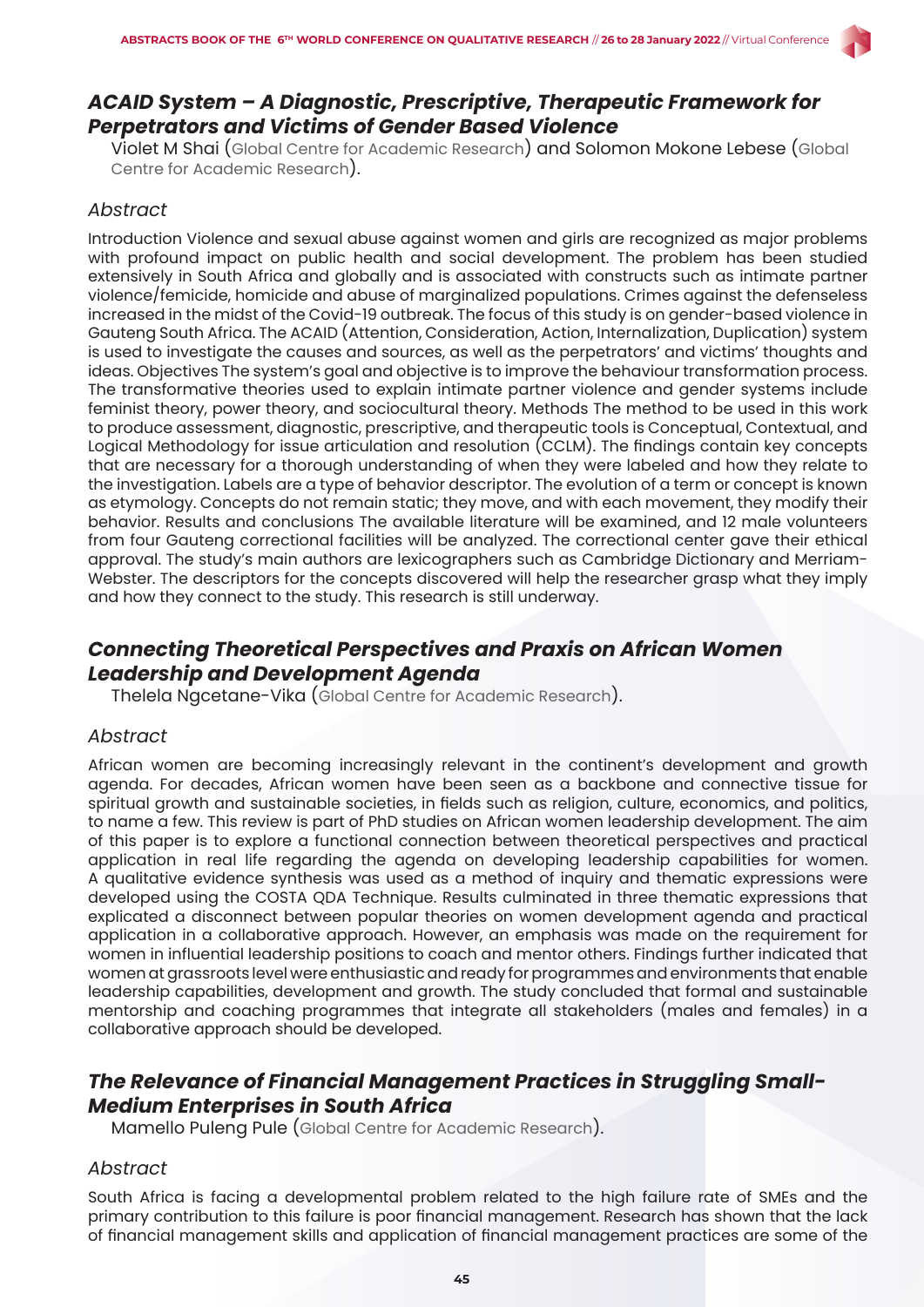## *ACAID System – A Diagnostic, Prescriptive, Therapeutic Framework for Perpetrators and Victims of Gender Based Violence*

Violet M Shai (Global Centre for Academic Research) and Solomon Mokone Lebese (Global Centre for Academic Research).

### *Abstract*

Introduction Violence and sexual abuse against women and girls are recognized as major problems with profound impact on public health and social development. The problem has been studied extensively in South Africa and globally and is associated with constructs such as intimate partner violence/femicide, homicide and abuse of marginalized populations. Crimes against the defenseless increased in the midst of the Covid-19 outbreak. The focus of this study is on gender-based violence in Gauteng South Africa. The ACAID (Attention, Consideration, Action, Internalization, Duplication) system is used to investigate the causes and sources, as well as the perpetrators' and victims' thoughts and ideas. Objectives The system's goal and objective is to improve the behaviour transformation process. The transformative theories used to explain intimate partner violence and gender systems include feminist theory, power theory, and sociocultural theory. Methods The method to be used in this work to produce assessment, diagnostic, prescriptive, and therapeutic tools is Conceptual, Contextual, and Logical Methodology for issue articulation and resolution (CCLM). The findings contain key concepts that are necessary for a thorough understanding of when they were labeled and how they relate to the investigation. Labels are a type of behavior descriptor. The evolution of a term or concept is known as etymology. Concepts do not remain static; they move, and with each movement, they modify their behavior. Results and conclusions The available literature will be examined, and 12 male volunteers from four Gauteng correctional facilities will be analyzed. The correctional center gave their ethical approval. The study's main authors are lexicographers such as Cambridge Dictionary and Merriam-Webster. The descriptors for the concepts discovered will help the researcher grasp what they imply and how they connect to the study. This research is still underway.

## *Connecting Theoretical Perspectives and Praxis on African Women Leadership and Development Agenda*

Thelela Ngcetane-Vika (Global Centre for Academic Research).

### *Abstract*

African women are becoming increasingly relevant in the continent's development and growth agenda. For decades, African women have been seen as a backbone and connective tissue for spiritual growth and sustainable societies, in fields such as religion, culture, economics, and politics, to name a few. This review is part of PhD studies on African women leadership development. The aim of this paper is to explore a functional connection between theoretical perspectives and practical application in real life regarding the agenda on developing leadership capabilities for women. A qualitative evidence synthesis was used as a method of inquiry and thematic expressions were developed using the COSTA QDA Technique. Results culminated in three thematic expressions that explicated a disconnect between popular theories on women development agenda and practical application in a collaborative approach. However, an emphasis was made on the requirement for women in influential leadership positions to coach and mentor others. Findings further indicated that women at grassroots level were enthusiastic and ready for programmes and environments that enable leadership capabilities, development and growth. The study concluded that formal and sustainable mentorship and coaching programmes that integrate all stakeholders (males and females) in a collaborative approach should be developed.

## *The Relevance of Financial Management Practices in Struggling Small-Medium Enterprises in South Africa*

Mamello Puleng Pule (Global Centre for Academic Research).

### *Abstract*

South Africa is facing a developmental problem related to the high failure rate of SMEs and the primary contribution to this failure is poor financial management. Research has shown that the lack of financial management skills and application of financial management practices are some of the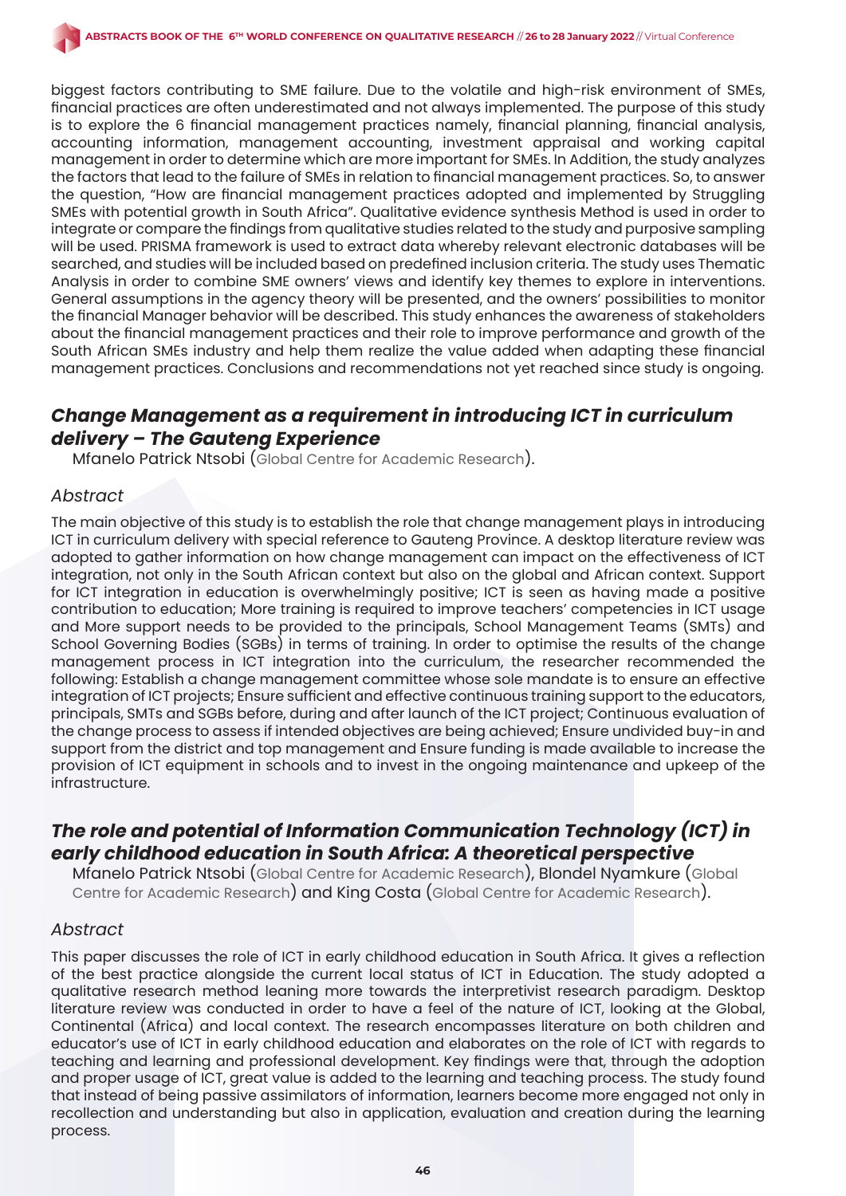biggest factors contributing to SME failure. Due to the volatile and high-risk environment of SMEs, financial practices are often underestimated and not always implemented. The purpose of this study is to explore the 6 financial management practices namely, financial planning, financial analysis, accounting information, management accounting, investment appraisal and working capital management in order to determine which are more important for SMEs. In Addition, the study analyzes the factors that lead to the failure of SMEs in relation to financial management practices. So, to answer the question, "How are financial management practices adopted and implemented by Struggling SMEs with potential growth in South Africa". Qualitative evidence synthesis Method is used in order to integrate or compare the findings from qualitative studies related to the study and purposive sampling will be used. PRISMA framework is used to extract data whereby relevant electronic databases will be searched, and studies will be included based on predefined inclusion criteria. The study uses Thematic Analysis in order to combine SME owners' views and identify key themes to explore in interventions. General assumptions in the agency theory will be presented, and the owners' possibilities to monitor the financial Manager behavior will be described. This study enhances the awareness of stakeholders about the financial management practices and their role to improve performance and growth of the South African SMEs industry and help them realize the value added when adapting these financial management practices. Conclusions and recommendations not yet reached since study is ongoing.

## *Change Management as a requirement in introducing ICT in curriculum delivery – The Gauteng Experience*

Mfanelo Patrick Ntsobi (Global Centre for Academic Research).

### *Abstract*

The main objective of this study is to establish the role that change management plays in introducing ICT in curriculum delivery with special reference to Gauteng Province. A desktop literature review was adopted to gather information on how change management can impact on the effectiveness of ICT integration, not only in the South African context but also on the global and African context. Support for ICT integration in education is overwhelmingly positive; ICT is seen as having made a positive contribution to education; More training is required to improve teachers' competencies in ICT usage and More support needs to be provided to the principals, School Management Teams (SMTs) and School Governing Bodies (SGBs) in terms of training. In order to optimise the results of the change management process in ICT integration into the curriculum, the researcher recommended the following: Establish a change management committee whose sole mandate is to ensure an effective integration of ICT projects; Ensure sufficient and effective continuous training support to the educators, principals, SMTs and SGBs before, during and after launch of the ICT project; Continuous evaluation of the change process to assess if intended objectives are being achieved; Ensure undivided buy-in and support from the district and top management and Ensure funding is made available to increase the provision of ICT equipment in schools and to invest in the ongoing maintenance and upkeep of the infrastructure.

## *The role and potential of Information Communication Technology (ICT) in early childhood education in South Africa: A theoretical perspective*

Mfanelo Patrick Ntsobi (Global Centre for Academic Research), Blondel Nyamkure (Global Centre for Academic Research) and King Costa (Global Centre for Academic Research).

### *Abstract*

This paper discusses the role of ICT in early childhood education in South Africa. It gives a reflection of the best practice alongside the current local status of ICT in Education. The study adopted a qualitative research method leaning more towards the interpretivist research paradigm. Desktop literature review was conducted in order to have a feel of the nature of ICT, looking at the Global, Continental (Africa) and local context. The research encompasses literature on both children and educator's use of ICT in early childhood education and elaborates on the role of ICT with regards to teaching and learning and professional development. Key findings were that, through the adoption and proper usage of ICT, great value is added to the learning and teaching process. The study found that instead of being passive assimilators of information, learners become more engaged not only in recollection and understanding but also in application, evaluation and creation during the learning process.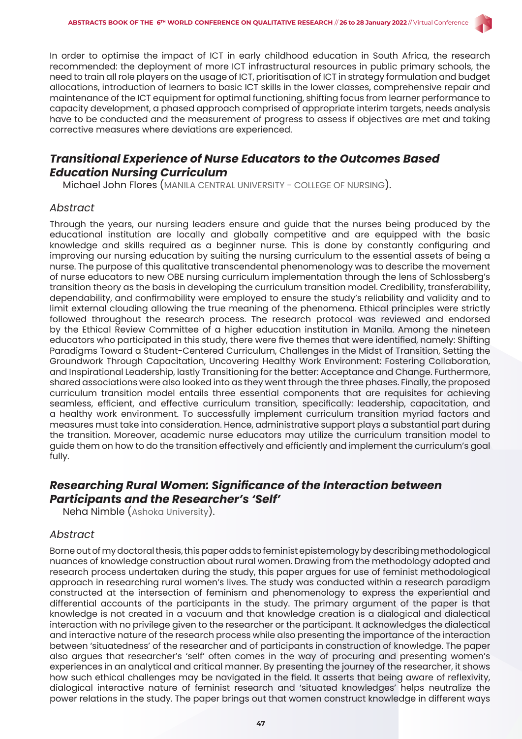In order to optimise the impact of ICT in early childhood education in South Africa, the research recommended: the deployment of more ICT infrastructural resources in public primary schools, the need to train all role players on the usage of ICT, prioritisation of ICT in strategy formulation and budget allocations, introduction of learners to basic ICT skills in the lower classes, comprehensive repair and maintenance of the ICT equipment for optimal functioning, shifting focus from learner performance to capacity development, a phased approach comprised of appropriate interim targets, needs analysis have to be conducted and the measurement of progress to assess if objectives are met and taking corrective measures where deviations are experienced.

## *Transitional Experience of Nurse Educators to the Outcomes Based Education Nursing Curriculum*

Michael John Flores (MANILA CENTRAL UNIVERSITY - COLLEGE OF NURSING).

### *Abstract*

Through the years, our nursing leaders ensure and guide that the nurses being produced by the educational institution are locally and globally competitive and are equipped with the basic knowledge and skills required as a beginner nurse. This is done by constantly configuring and improving our nursing education by suiting the nursing curriculum to the essential assets of being a nurse. The purpose of this qualitative transcendental phenomenology was to describe the movement of nurse educators to new OBE nursing curriculum implementation through the lens of Schlossberg's transition theory as the basis in developing the curriculum transition model. Credibility, transferability, dependability, and confirmability were employed to ensure the study's reliability and validity and to limit external clouding allowing the true meaning of the phenomena. Ethical principles were strictly followed throughout the research process. The research protocol was reviewed and endorsed by the Ethical Review Committee of a higher education institution in Manila. Among the nineteen educators who participated in this study, there were five themes that were identified, namely: Shifting Paradigms Toward a Student-Centered Curriculum, Challenges in the Midst of Transition, Setting the Groundwork Through Capacitation, Uncovering Healthy Work Environment: Fostering Collaboration, and Inspirational Leadership, lastly Transitioning for the better: Acceptance and Change. Furthermore, shared associations were also looked into as they went through the three phases. Finally, the proposed curriculum transition model entails three essential components that are requisites for achieving seamless, efficient, and effective curriculum transition, specifically: leadership, capacitation, and a healthy work environment. To successfully implement curriculum transition myriad factors and measures must take into consideration. Hence, administrative support plays a substantial part during the transition. Moreover, academic nurse educators may utilize the curriculum transition model to guide them on how to do the transition effectively and efficiently and implement the curriculum's goal fully.

## *Researching Rural Women: Significance of the Interaction between Participants and the Researcher's 'Self'*

Neha Nimble (Ashoka University).

### *Abstract*

Borne out of my doctoral thesis, this paper adds to feminist epistemology by describing methodological nuances of knowledge construction about rural women. Drawing from the methodology adopted and research process undertaken during the study, this paper argues for use of feminist methodological approach in researching rural women's lives. The study was conducted within a research paradigm constructed at the intersection of feminism and phenomenology to express the experiential and differential accounts of the participants in the study. The primary argument of the paper is that knowledge is not created in a vacuum and that knowledge creation is a dialogical and dialectical interaction with no privilege given to the researcher or the participant. It acknowledges the dialectical and interactive nature of the research process while also presenting the importance of the interaction between 'situatedness' of the researcher and of participants in construction of knowledge. The paper also argues that researcher's 'self' often comes in the way of procuring and presenting women's experiences in an analytical and critical manner. By presenting the journey of the researcher, it shows how such ethical challenges may be navigated in the field. It asserts that being aware of reflexivity, dialogical interactive nature of feminist research and 'situated knowledges' helps neutralize the power relations in the study. The paper brings out that women construct knowledge in different ways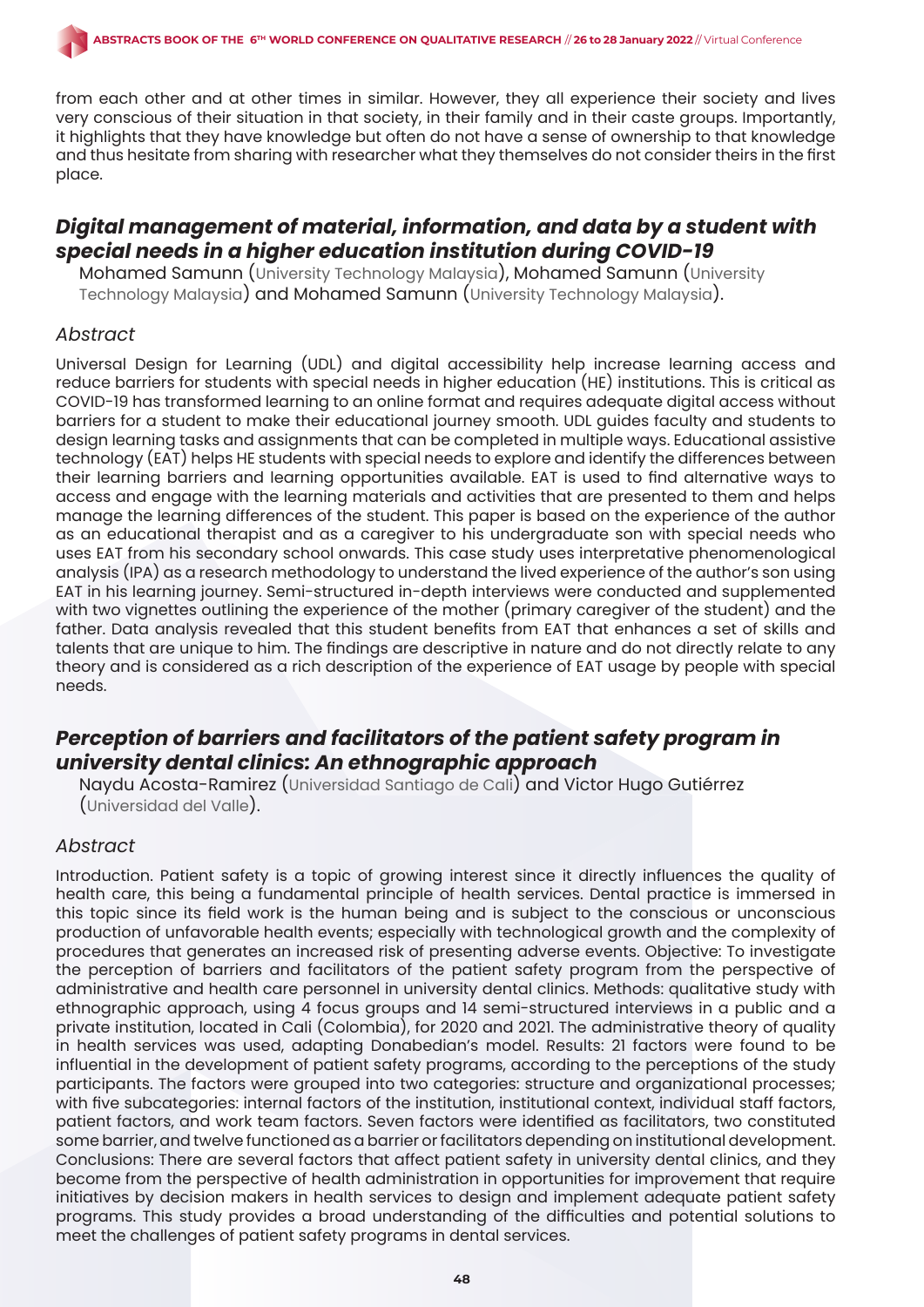from each other and at other times in similar. However, they all experience their society and lives very conscious of their situation in that society, in their family and in their caste groups. Importantly, it highlights that they have knowledge but often do not have a sense of ownership to that knowledge and thus hesitate from sharing with researcher what they themselves do not consider theirs in the first place.

## *Digital management of material, information, and data by a student with special needs in a higher education institution during COVID-19*

Mohamed Samunn (University Technology Malaysia), Mohamed Samunn (University Technology Malaysia) and Mohamed Samunn (University Technology Malaysia).

### *Abstract*

Universal Design for Learning (UDL) and digital accessibility help increase learning access and reduce barriers for students with special needs in higher education (HE) institutions. This is critical as COVID-19 has transformed learning to an online format and requires adequate digital access without barriers for a student to make their educational journey smooth. UDL guides faculty and students to design learning tasks and assignments that can be completed in multiple ways. Educational assistive technology (EAT) helps HE students with special needs to explore and identify the differences between their learning barriers and learning opportunities available. EAT is used to find alternative ways to access and engage with the learning materials and activities that are presented to them and helps manage the learning differences of the student. This paper is based on the experience of the author as an educational therapist and as a caregiver to his undergraduate son with special needs who uses EAT from his secondary school onwards. This case study uses interpretative phenomenological analysis (IPA) as a research methodology to understand the lived experience of the author's son using EAT in his learning journey. Semi-structured in-depth interviews were conducted and supplemented with two vignettes outlining the experience of the mother (primary caregiver of the student) and the father. Data analysis revealed that this student benefits from EAT that enhances a set of skills and talents that are unique to him. The findings are descriptive in nature and do not directly relate to any theory and is considered as a rich description of the experience of EAT usage by people with special needs.

## *Perception of barriers and facilitators of the patient safety program in university dental clinics: An ethnographic approach*

Naydu Acosta-Ramirez (Universidad Santiago de Cali) and Victor Hugo Gutiérrez (Universidad del Valle).

### *Abstract*

Introduction. Patient safety is a topic of growing interest since it directly influences the quality of health care, this being a fundamental principle of health services. Dental practice is immersed in this topic since its field work is the human being and is subject to the conscious or unconscious production of unfavorable health events; especially with technological growth and the complexity of procedures that generates an increased risk of presenting adverse events. Objective: To investigate the perception of barriers and facilitators of the patient safety program from the perspective of administrative and health care personnel in university dental clinics. Methods: qualitative study with ethnographic approach, using 4 focus groups and 14 semi-structured interviews in a public and a private institution, located in Cali (Colombia), for 2020 and 2021. The administrative theory of quality in health services was used, adapting Donabedian's model. Results: 21 factors were found to be influential in the development of patient safety programs, according to the perceptions of the study participants. The factors were grouped into two categories: structure and organizational processes; with five subcategories: internal factors of the institution, institutional context, individual staff factors, patient factors, and work team factors. Seven factors were identified as facilitators, two constituted some barrier, and twelve functioned as a barrier or facilitators depending on institutional development. Conclusions: There are several factors that affect patient safety in university dental clinics, and they become from the perspective of health administration in opportunities for improvement that require initiatives by decision makers in health services to design and implement adequate patient safety programs. This study provides a broad understanding of the difficulties and potential solutions to meet the challenges of patient safety programs in dental services.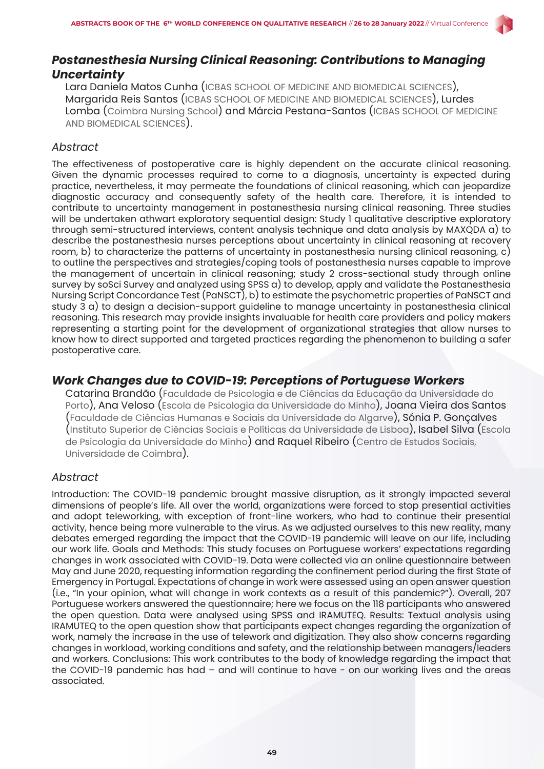## *Postanesthesia Nursing Clinical Reasoning: Contributions to Managing Uncertainty*

Lara Daniela Matos Cunha (ICBAS SCHOOL OF MEDICINE AND BIOMEDICAL SCIENCES), Margarida Reis Santos (ICBAS SCHOOL OF MEDICINE AND BIOMEDICAL SCIENCES), Lurdes Lomba (Coimbra Nursing School) and Márcia Pestana-Santos (ICBAS SCHOOL OF MEDICINE AND BIOMEDICAL SCIENCES).

### *Abstract*

The effectiveness of postoperative care is highly dependent on the accurate clinical reasoning. Given the dynamic processes required to come to a diagnosis, uncertainty is expected during practice, nevertheless, it may permeate the foundations of clinical reasoning, which can jeopardize diagnostic accuracy and consequently safety of the health care. Therefore, it is intended to contribute to uncertainty management in postanesthesia nursing clinical reasoning. Three studies will be undertaken athwart exploratory sequential design: Study 1 qualitative descriptive exploratory through semi-structured interviews, content analysis technique and data analysis by MAXQDA a) to describe the postanesthesia nurses perceptions about uncertainty in clinical reasoning at recovery room, b) to characterize the patterns of uncertainty in postanesthesia nursing clinical reasoning, c) to outline the perspectives and strategies/coping tools of postanesthesia nurses capable to improve the management of uncertain in clinical reasoning; study 2 cross-sectional study through online survey by soSci Survey and analyzed using SPSS a) to develop, apply and validate the Postanesthesia Nursing Script Concordance Test (PaNSCT), b) to estimate the psychometric properties of PaNSCT and study 3 a) to design a decision-support guideline to manage uncertainty in postanesthesia clinical reasoning. This research may provide insights invaluable for health care providers and policy makers representing a starting point for the development of organizational strategies that allow nurses to know how to direct supported and targeted practices regarding the phenomenon to building a safer postoperative care.

## *Work Changes due to COVID-19: Perceptions of Portuguese Workers*

Catarina Brandão (Faculdade de Psicologia e de Ciências da Educação da Universidade do Porto), Ana Veloso (Escola de Psicologia da Universidade do Minho), Joana Vieira dos Santos (Faculdade de Ciências Humanas e Sociais da Universidade do Algarve), Sónia P. Gonçalves (Instituto Superior de Ciências Sociais e Políticas da Universidade de Lisboa), Isabel Silva (Escola de Psicologia da Universidade do Minho) and Raquel Ribeiro (Centro de Estudos Sociais, Universidade de Coimbra).

### *Abstract*

Introduction: The COVID-19 pandemic brought massive disruption, as it strongly impacted several dimensions of people's life. All over the world, organizations were forced to stop presential activities and adopt teleworking, with exception of front-line workers, who had to continue their presential activity, hence being more vulnerable to the virus. As we adjusted ourselves to this new reality, many debates emerged regarding the impact that the COVID-19 pandemic will leave on our life, including our work life. Goals and Methods: This study focuses on Portuguese workers' expectations regarding changes in work associated with COVID-19. Data were collected via an online questionnaire between May and June 2020, requesting information regarding the confinement period during the first State of Emergency in Portugal. Expectations of change in work were assessed using an open answer question (i.e., "In your opinion, what will change in work contexts as a result of this pandemic?"). Overall, 207 Portuguese workers answered the questionnaire; here we focus on the 118 participants who answered the open question. Data were analysed using SPSS and IRAMUTEQ. Results: Textual analysis using IRAMUTEQ to the open question show that participants expect changes regarding the organization of work, namely the increase in the use of telework and digitization. They also show concerns regarding changes in workload, working conditions and safety, and the relationship between managers/leaders and workers. Conclusions: This work contributes to the body of knowledge regarding the impact that the COVID-19 pandemic has had – and will continue to have - on our working lives and the areas associated.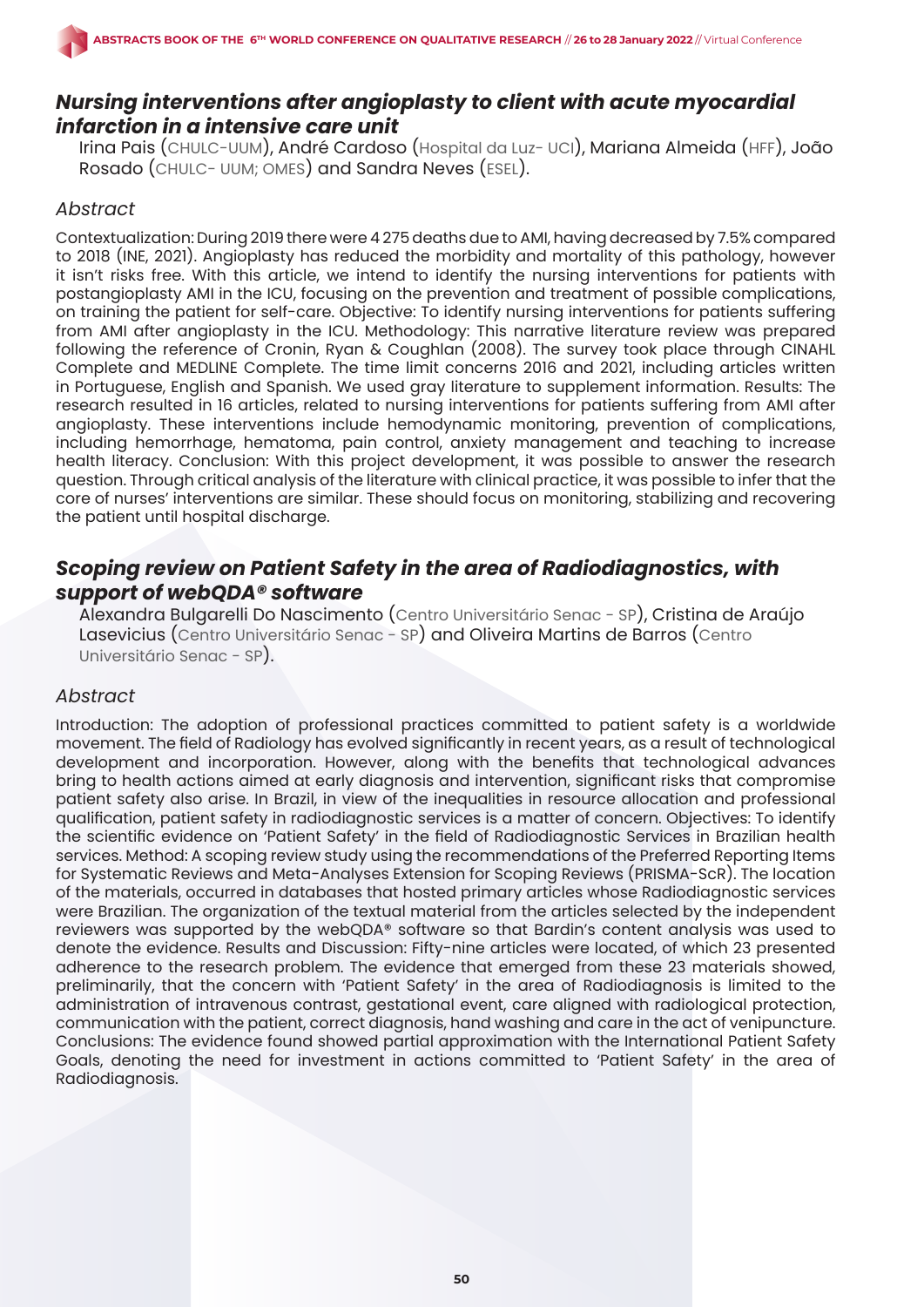## *Nursing interventions after angioplasty to client with acute myocardial infarction in a intensive care unit*

Irina Pais (CHULC-UUM), André Cardoso (Hospital da Luz- UCI), Mariana Almeida (HFF), João Rosado (CHULC- UUM; OMES) and Sandra Neves (ESEL).

### *Abstract*

Contextualization: During 2019 there were 4 275 deaths due to AMI, having decreased by 7.5% compared to 2018 (INE, 2021). Angioplasty has reduced the morbidity and mortality of this pathology, however it isn't risks free. With this article, we intend to identify the nursing interventions for patients with postangioplasty AMI in the ICU, focusing on the prevention and treatment of possible complications, on training the patient for self-care. Objective: To identify nursing interventions for patients suffering from AMI after angioplasty in the ICU. Methodology: This narrative literature review was prepared following the reference of Cronin, Ryan & Coughlan (2008). The survey took place through CINAHL Complete and MEDLINE Complete. The time limit concerns 2016 and 2021, including articles written in Portuguese, English and Spanish. We used gray literature to supplement information. Results: The research resulted in 16 articles, related to nursing interventions for patients suffering from AMI after angioplasty. These interventions include hemodynamic monitoring, prevention of complications, including hemorrhage, hematoma, pain control, anxiety management and teaching to increase health literacy. Conclusion: With this project development, it was possible to answer the research question. Through critical analysis of the literature with clinical practice, it was possible to infer that the core of nurses' interventions are similar. These should focus on monitoring, stabilizing and recovering the patient until hospital discharge.

## *Scoping review on Patient Safety in the area of Radiodiagnostics, with support of webQDA® software*

Alexandra Bulgarelli Do Nascimento (Centro Universitário Senac - SP), Cristina de Araújo Lasevicius (Centro Universitário Senac - SP) and Oliveira Martins de Barros (Centro Universitário Senac - SP).

### *Abstract*

Introduction: The adoption of professional practices committed to patient safety is a worldwide movement. The field of Radiology has evolved significantly in recent years, as a result of technological development and incorporation. However, along with the benefits that technological advances bring to health actions aimed at early diagnosis and intervention, significant risks that compromise patient safety also arise. In Brazil, in view of the inequalities in resource allocation and professional qualification, patient safety in radiodiagnostic services is a matter of concern. Objectives: To identify the scientific evidence on 'Patient Safety' in the field of Radiodiagnostic Services in Brazilian health services. Method: A scoping review study using the recommendations of the Preferred Reporting Items for Systematic Reviews and Meta-Analyses Extension for Scoping Reviews (PRISMA-ScR). The location of the materials, occurred in databases that hosted primary articles whose Radiodiagnostic services were Brazilian. The organization of the textual material from the articles selected by the independent reviewers was supported by the webQDA® software so that Bardin's content analysis was used to denote the evidence. Results and Discussion: Fifty-nine articles were located, of which 23 presented adherence to the research problem. The evidence that emerged from these 23 materials showed, preliminarily, that the concern with 'Patient Safety' in the area of Radiodiagnosis is limited to the administration of intravenous contrast, gestational event, care aligned with radiological protection, communication with the patient, correct diagnosis, hand washing and care in the act of venipuncture. Conclusions: The evidence found showed partial approximation with the International Patient Safety Goals, denoting the need for investment in actions committed to 'Patient Safety' in the area of Radiodiagnosis.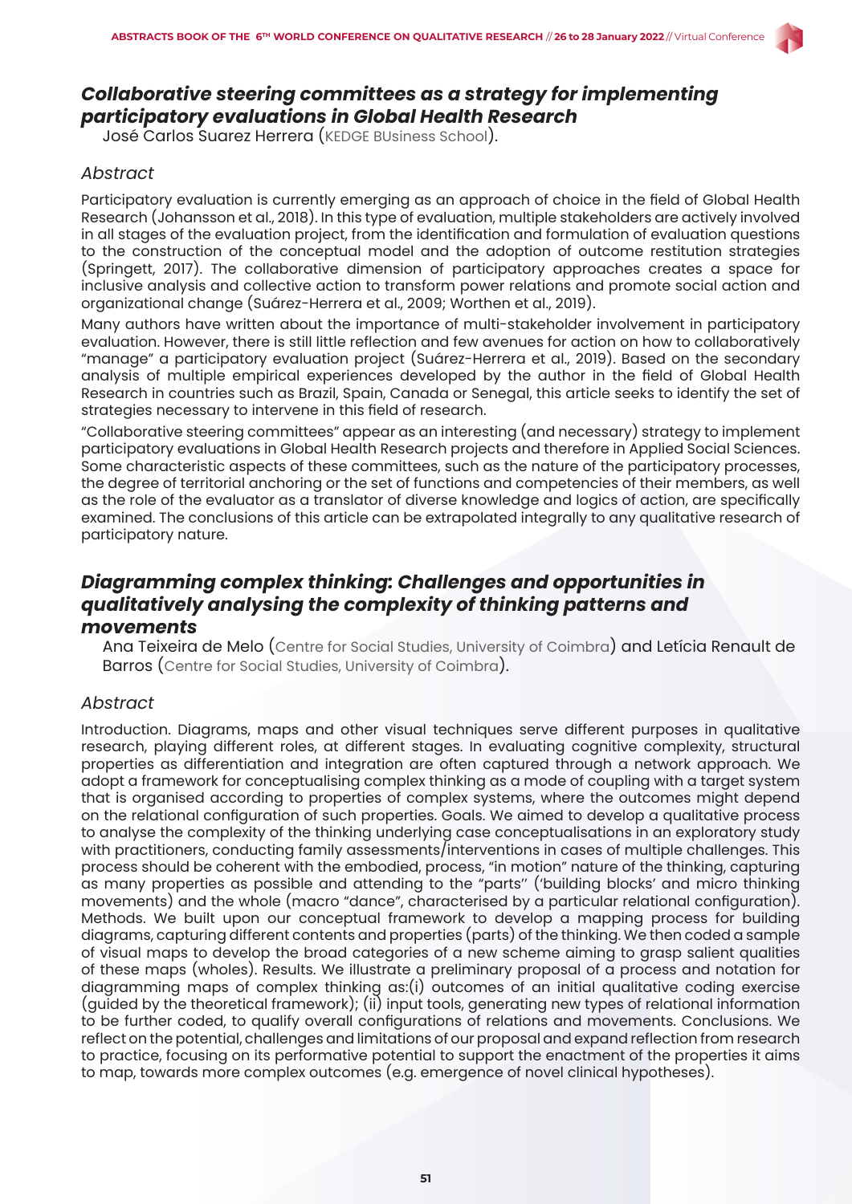## *Collaborative steering committees as a strategy for implementing participatory evaluations in Global Health Research*

José Carlos Suarez Herrera (KEDGE BUsiness School).

### *Abstract*

Participatory evaluation is currently emerging as an approach of choice in the field of Global Health Research (Johansson et al., 2018). In this type of evaluation, multiple stakeholders are actively involved in all stages of the evaluation project, from the identification and formulation of evaluation questions to the construction of the conceptual model and the adoption of outcome restitution strategies (Springett, 2017). The collaborative dimension of participatory approaches creates a space for inclusive analysis and collective action to transform power relations and promote social action and organizational change (Suárez-Herrera et al., 2009; Worthen et al., 2019).

Many authors have written about the importance of multi-stakeholder involvement in participatory evaluation. However, there is still little reflection and few avenues for action on how to collaboratively "manage" a participatory evaluation project (Suárez-Herrera et al., 2019). Based on the secondary analysis of multiple empirical experiences developed by the author in the field of Global Health Research in countries such as Brazil, Spain, Canada or Senegal, this article seeks to identify the set of strategies necessary to intervene in this field of research.

"Collaborative steering committees" appear as an interesting (and necessary) strategy to implement participatory evaluations in Global Health Research projects and therefore in Applied Social Sciences. Some characteristic aspects of these committees, such as the nature of the participatory processes, the degree of territorial anchoring or the set of functions and competencies of their members, as well as the role of the evaluator as a translator of diverse knowledge and logics of action, are specifically examined. The conclusions of this article can be extrapolated integrally to any qualitative research of participatory nature.

## *Diagramming complex thinking: Challenges and opportunities in qualitatively analysing the complexity of thinking patterns and movements*

Ana Teixeira de Melo (Centre for Social Studies, University of Coimbra) and Letícia Renault de Barros (Centre for Social Studies, University of Coimbra).

### *Abstract*

Introduction. Diagrams, maps and other visual techniques serve different purposes in qualitative research, playing different roles, at different stages. In evaluating cognitive complexity, structural properties as differentiation and integration are often captured through a network approach. We adopt a framework for conceptualising complex thinking as a mode of coupling with a target system that is organised according to properties of complex systems, where the outcomes might depend on the relational configuration of such properties. Goals. We aimed to develop a qualitative process to analyse the complexity of the thinking underlying case conceptualisations in an exploratory study with practitioners, conducting family assessments/interventions in cases of multiple challenges. This process should be coherent with the embodied, process, "in motion" nature of the thinking, capturing as many properties as possible and attending to the "parts'' ('building blocks' and micro thinking movements) and the whole (macro "dance", characterised by a particular relational configuration). Methods. We built upon our conceptual framework to develop a mapping process for building diagrams, capturing different contents and properties (parts) of the thinking. We then coded a sample of visual maps to develop the broad categories of a new scheme aiming to grasp salient qualities of these maps (wholes). Results. We illustrate a preliminary proposal of a process and notation for diagramming maps of complex thinking as:(i) outcomes of an initial qualitative coding exercise (guided by the theoretical framework); (ii) input tools, generating new types of relational information to be further coded, to qualify overall configurations of relations and movements. Conclusions. We reflect on the potential, challenges and limitations of our proposal and expand reflection from research to practice, focusing on its performative potential to support the enactment of the properties it aims to map, towards more complex outcomes (e.g. emergence of novel clinical hypotheses).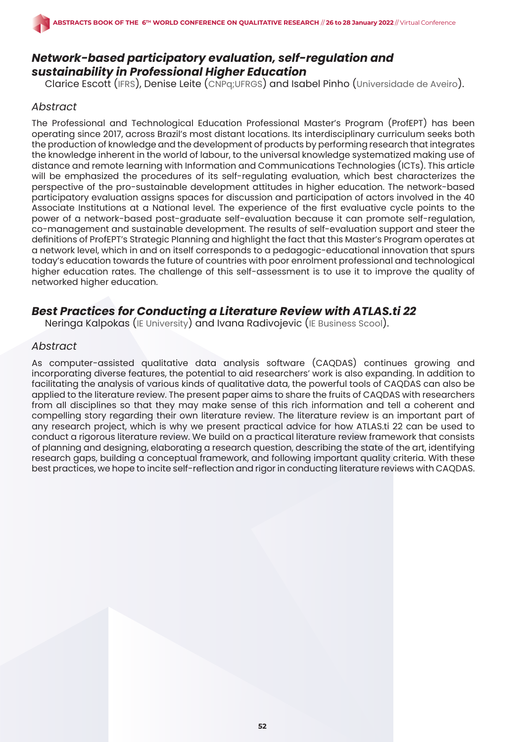## *Network-based participatory evaluation, self-regulation and sustainability in Professional Higher Education*

Clarice Escott (IFRS), Denise Leite (CNPq;UFRGS) and Isabel Pinho (Universidade de Aveiro).

### *Abstract*

The Professional and Technological Education Professional Master's Program (ProfEPT) has been operating since 2017, across Brazil's most distant locations. Its interdisciplinary curriculum seeks both the production of knowledge and the development of products by performing research that integrates the knowledge inherent in the world of labour, to the universal knowledge systematized making use of distance and remote learning with Information and Communications Technologies (ICTs). This article will be emphasized the procedures of its self-regulating evaluation, which best characterizes the perspective of the pro-sustainable development attitudes in higher education. The network-based participatory evaluation assigns spaces for discussion and participation of actors involved in the 40 Associate Institutions at a National level. The experience of the first evaluative cycle points to the power of a network-based post-graduate self-evaluation because it can promote self-regulation, co-management and sustainable development. The results of self-evaluation support and steer the definitions of ProfEPT's Strategic Planning and highlight the fact that this Master's Program operates at a network level, which in and on itself corresponds to a pedagogic-educational innovation that spurs today's education towards the future of countries with poor enrolment professional and technological higher education rates. The challenge of this self-assessment is to use it to improve the quality of networked higher education.

## *Best Practices for Conducting a Literature Review with ATLAS.ti 22*

Neringa Kalpokas (IE University) and Ivana Radivojevic (IE Business Scool).

### *Abstract*

As computer-assisted qualitative data analysis software (CAQDAS) continues growing and incorporating diverse features, the potential to aid researchers' work is also expanding. In addition to facilitating the analysis of various kinds of qualitative data, the powerful tools of CAQDAS can also be applied to the literature review. The present paper aims to share the fruits of CAQDAS with researchers from all disciplines so that they may make sense of this rich information and tell a coherent and compelling story regarding their own literature review. The literature review is an important part of any research project, which is why we present practical advice for how ATLAS.ti 22 can be used to conduct a rigorous literature review. We build on a practical literature review framework that consists of planning and designing, elaborating a research question, describing the state of the art, identifying research gaps, building a conceptual framework, and following important quality criteria. With these best practices, we hope to incite self-reflection and rigor in conducting literature reviews with CAQDAS.